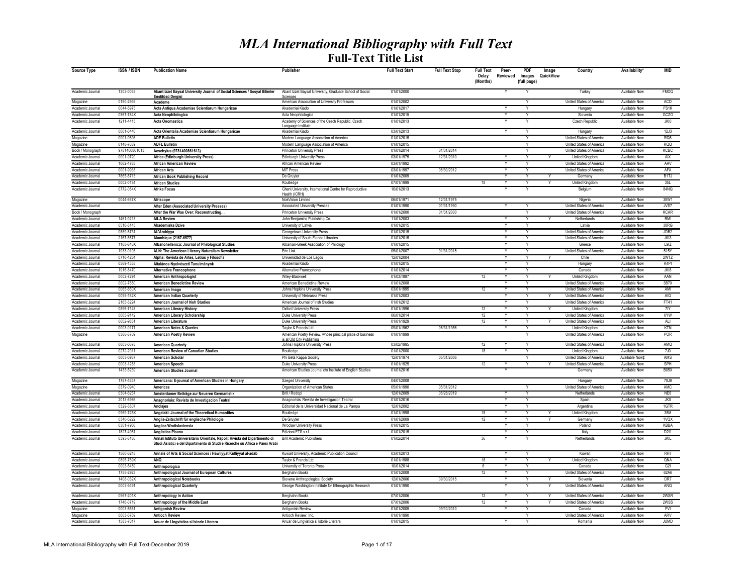# *MLA International Bibliography with Full Text*

## Full-Text Title List

| Source Type | ISSN / ISBN | Publication Name | Publisher | Full Text Start | Full Text Stop | Full Text Delay (Months) | Peer-Reviewed | PDF Images (full page) | Image QuickView | Country | Availability* | MID |
|---|---|---|---|---|---|---|---|---|---|---|---|---|
| Academic Journal | 1303-0035 | **Abant Izzet Baysal University Journal of Social Sciences / Sosyal Bilimler Enstitüsü Dergisi** | Abant Izzet Baysal University, Graduate School of Social Sciences | 01/01/2000 | | | Y | Y | | Turkey | Available Now | FMOQ |
| Magazine | 0190-2946 | **Academe** | American Association of University Professors | 01/01/2002 | | | | Y | | United States of America | Available Now | ACD |
| Academic Journal | 0044-5975 | **Acta Antiqua Academiae Scientiarum Hungaricae** | Akademiai Kiado | 01/01/2017 | | | Y | Y | | Hungary | Available Now | FS1K |
| Academic Journal | 0567-784X | **Acta Neophilologica** | Acta Neophilologica | 01/01/2015 | | | Y | Y | | Slovenia | Available Now | GCZO |
| Academic Journal | 1211-4413 | **Acta Onomastica** | Academy of Sciences of the Czech Republic, Czech Language Institute | 01/01/2013 | | | Y | Y | | Czech Republic | Available Now | JKI0 |
| Academic Journal | 0001-6446 | **Acta Orientalia Academiae Scientiarum Hungaricae** | Akademiai Kiado | 03/01/2013 | | | Y | Y | | Hungary | Available Now | 12J3 |
| Magazine | 0001-0898 | **ADE Bulletin** | Modern Language Association of America | 01/01/2015 | | | | Y | | United States of America | Available Now | RQ8 |
| Magazine | 0148-7639 | **ADFL Bulletin** | Modern Language Association of America | 01/01/2015 | | | | Y | | United States of America | Available Now | RQQ |
| Book / Monograph | 9781400861613 | **Aeschylus (9781400861613)** | Princeton University Press | 01/01/2014 | 01/31/2014 | | | Y | | United States of America | Available Now | KCBC |
| Academic Journal | 0001-9720 | **Africa (Edinburgh University Press)** | Edinburgh University Press | 03/01/1975 | 12/31/2010 | | Y | Y | Y | United Kingdom | Available Now | AIX |
| Academic Journal | 1062-4783 | **African American Review** | African American Review | 03/01/1992 | | | Y | Y | | United States of America | Available Now | AAV |
| Academic Journal | 0001-9933 | **African Arts** | MIT Press | 03/01/1997 | 06/30/2012 | | Y | Y | | United States of America | Available Now | AFA |
| Academic Journal | 7865-8713 | **African Book Publishing Record** | De Gruyter | 01/01/2009 | | | Y | Y | Y | Germany | Available Now | B1TJ |
| Academic Journal | 0002-0184 | **African Studies** | Routledge | 07/01/1999 | | 18 | Y | Y | Y | United Kingdom | Available Now | 35L |
| Academic Journal | 0772-084X | **Afrika Focus** | Ghent University, International Centre for Reproductive Health (ICRH) | 10/01/2013 | | | Y | Y | | Belgium | Available Now | 84NQ |
| Magazine | 0044-667X | **Afriscope** | NokVision Limited | 06/01/1971 | 12/31/1975 | | | | | Nigeria | Available Now | 38W1 |
| Academic Journal | | **After Eden (Associated University Presses)** | Associated University Presses | 01/01/1990 | 01/31/1990 | | Y | Y | | United States of America | Available Now | JVS7 |
| Book / Monograph | | **After the War Was Over: Reconstructing...** | Princeton University Press | 01/01/2000 | 01/31/2000 | | | Y | | United States of America | Available Now | KCAR |
| Academic Journal | 1461-0213 | **AILA Review** | John Benjamins Publishing Co. | 11/01/2003 | | | Y | Y | Y | Netherlands | Available Now | RMI |
| Academic Journal | 0516-3145 | **Akadēmiskā Dzīve** | University of Latvia | 01/01/2015 | | | Y | Y | | Latvia | Available Now | 38RG |
| Academic Journal | 0889-8731 | **Al-'Arabiyya** | Georgetown University Press | 01/01/2015 | | | Y | Y | | United States of America | Available Now | JDB2 |
| Academic Journal | 2167-6577 | **Alambique (2167-6577)** | University of South Florida Libraries | 01/01/2015 | | | Y | Y | | United States of America | Available Now | JKI3 |
| Academic Journal | 1108-846X | **Albanohellenica: Journal of Philological Studies** | Albanian-Greek Association of Philology | 01/01/2015 | | | Y | Y | | Greece | Available Now | L9IZ |
| Academic Journal | 1933-0103 | **ALN: The American Literary Naturalism Newsletter** | Eric Link | 05/01/2007 | 01/31/2015 | | Y | Y | | United States of America | Available Now | 515Y |
| Academic Journal | 0716-4254 | **Alpha: Revista de Artes, Letras y Filosofía** | Universidad de Los Lagos | 12/01/2004 | | | Y | Y | Y | Chile | Available Now | 2WTZ |
| Academic Journal | 0569-1338 | **Általános Nyelvészeti Tanulmányok** | Akademiai Kiado | 01/01/2015 | | | Y | Y | | Hungary | Available Now | K4PI |
| Academic Journal | 1916-8470 | **Alternative Francophone** | Alternative Francophone | 01/01/2014 | | | Y | Y | | Canada | Available Now | JKI8 |
| Academic Journal | 0002-7294 | **American Anthropologist** | Wiley-Blackwell | 01/03/1887 | | 12 | Y | Y | Y | United Kingdom | Available Now | AAN |
| Academic Journal | 0002-7650 | **American Benedictine Review** | American Benedictine Review | 01/01/2008 | | | Y | Y | | United States of America | Available Now | 3B7X |
| Academic Journal | 0065-860X | **American Imago** | Johns Hopkins University Press | 03/01/1995 | | 12 | Y | Y | | United States of America | Available Now | AMI |
| Academic Journal | 0095-182X | **American Indian Quarterly** | University of Nebraska Press | 01/01/2003 | | | Y | Y | Y | United States of America | Available Now | AIQ |
| Academic Journal | 2165-3224 | **American Journal of Irish Studies** | American Journal of Irish Studies | 01/01/2012 | | | Y | Y | | United States of America | Available Now | FT41 |
| Academic Journal | 0896-7148 | **American Literary History** | Oxford University Press | 01/01/1996 | | 12 | Y | Y | Y | United Kingdom | Available Now | 7IY |
| Academic Journal | 0065-9142 | **American Literary Scholarship** | Duke University Press | 06/01/2014 | | 12 | Y | Y | | United States of America | Available Now | 6YW |
| Academic Journal | 0002-9831 | **American Literature** | Duke University Press | 01/01/1929 | | 12 | Y | Y | Y | United States of America | Available Now | ALI |
| Academic Journal | 0003-0171 | **American Notes & Queries** | Taylor & Francis Ltd | 09/01/1962 | 08/31/1986 | | Y | Y | | United Kingdom | Available Now | KTN |
| Magazine | 0360-3709 | **American Poetry Review** | American Poetry Review, whose principal place of business is at Old City Publishing | 01/01/1999 | | | | Y | | United States of America | Available Now | POR |
| Academic Journal | 0003-0678 | **American Quarterly** | Johns Hopkins University Press | 03/02/1995 | | 12 | Y | Y | | United States of America | Available Now | AMQ |
| Academic Journal | 0272-2011 | **American Review of Canadian Studies** | Routledge | 01/01/2000 | | 18 | Y | Y | | United Kingdom | Available Now | 7J0 |
| Academic Journal | 0003-0937 | **American Scholar** | Phi Beta Kappa Society | 12/01/1974 | 05/31/2006 | | | Y | | United States of America | Available Now‡ | AMS |
| Academic Journal | 0003-1283 | **American Speech** | Duke University Press | 01/01/1925 | | 12 | Y | Y | Y | United States of America | Available Now | SPH |
| Academic Journal | 1433-5239 | **American Studies Journal** | American Studies Journal c/o Institute of English Studies | 01/01/2016 | | | Y | | | Germany | Available Now | B05X |
| Magazine | 1787-4637 | **Americana: E-journal of American Studies in Hungary** | Szeged University | 04/01/2008 | | | | | | Hungary | Available Now | 78J9 |
| Magazine | 0379-0940 | **Americas** | Organization of American States | 05/01/1990 | 05/31/2012 | | | Y | | United States of America | Available Now | AMC |
| Academic Journal | 0304-6257 | **Amsterdamer Beiträge zur Neueren Germanistik** | Brill / Rodopi | 12/01/2009 | 06/28/2019 | | Y | Y | | Netherlands | Available Now | NE6 |
| Academic Journal | 2013-6986 | **Anagnorisis: Revista de Investigacion Teatral** | Anagnorisis: Revista de Investigacion Teatral | 01/01/2016 | | | Y | Y | | Spain | Available Now | JKII |
| Academic Journal | 0329-3807 | **Anclajes** | Editorial de la Universidad Nacional de La Pampa | 12/01/2002 | | | Y | Y | | Argentina | Available Now | 1GTR |
| Academic Journal | 0969-725X | **Angelaki: Journal of the Theoretical Humanities** | Routledge | 01/01/1998 | | 18 | Y | Y | Y | United Kingdom | Available Now | 35M |
| Academic Journal | 0340-5222 | **Anglia-Zeitschrift für englische Philologie** | De Gruyter | 01/01/2009 | | 12 | Y | Y | Y | Germany | Available Now | 1VQX |
| Academic Journal | 0301-7966 | **Anglica Wratislaviensia** | Wroclaw University Press | 01/01/2015 | | | Y | Y | | Poland | Available Now | KBBA |
| Academic Journal | 1827-4951 | **Anglistica Pisana** | Edizioni ETS s.r.l. | 01/01/2015 | | | Y | Y | | Italy | Available Now | D2I1 |
| Academic Journal | 0393-3180 | **Annali Istituto Universitario Orientale, Napoli: Rivista del Dipartimento di Studi Asiatici e del Dipartimento di Studi e Ricerche su Africa e Paesi Arabi** | Brill Academic Publishers | 01/02/2014 | | 36 | Y | Y | | Netherlands | Available Now | JKIL |
| Academic Journal | 1560-5248 | **Annals of Arts & Social Sciences / Hawliyyat Kulliyyat al-adab** | Kuwait University, Academic Publication Council | 03/01/2013 | | | Y | Y | | Kuwait | Available Now | RH7 |
| Academic Journal | 0895-769X | **ANQ** | Taylor & Francis Ltd | 01/01/1988 | | 18 | Y | Y | Y | United Kingdom | Available Now | QNA |
| Academic Journal | 0003-5459 | **Anthropologica** | University of Toronto Press | 10/01/2014 | | 6 | Y | Y | | Canada | Available Now | G2I |
| Academic Journal | 1755-2923 | **Anthropological Journal of European Cultures** | Berghahn Books | 01/01/2008 | | 12 | Y | Y | | United States of America | Available Now | 62A6 |
| Academic Journal | 1408-032X | **Anthropological Notebooks** | Slovene Anthropological Society | 12/01/2006 | 09/30/2015 | | Y | Y | Y | Slovenia | Available Now | DR7 |
| Academic Journal | 0003-5491 | **Anthropological Quarterly** | George Washington Institute for Ethnographic Research | 01/01/1990 | | | Y | Y | Y | United States of America | Available Now | ANQ |
| Academic Journal | 0967-201X | **Anthropology in Action** | Berghahn Books | 07/01/2006 | | 12 | Y | Y | Y | United States of America | Available Now | 2WSR |
| Academic Journal | 1746-0719 | **Anthropology of the Middle East** | Berghahn Books | 07/01/2006 | | 12 | Y | Y | Y | United States of America | Available Now | 2WSS |
| Magazine | 0003-5661 | **Antigonish Review** | Antigonish Review | 01/01/2005 | 09/10/2010 | | Y | Y | | Canada | Available Now | FVI |
| Magazine | 0003-5769 | **Antioch Review** | Antioch Review, Inc. | 01/01/1990 | | | | Y | | United States of America | Available Now | ARV |
| Academic Journal | 1583-7017 | **Anuar de Lingvistica si Istorie Literara** | Anuar de Lingvistica si Istorie Literara | 01/01/2015 | | | Y | Y | | Romania | Available Now | JUMD |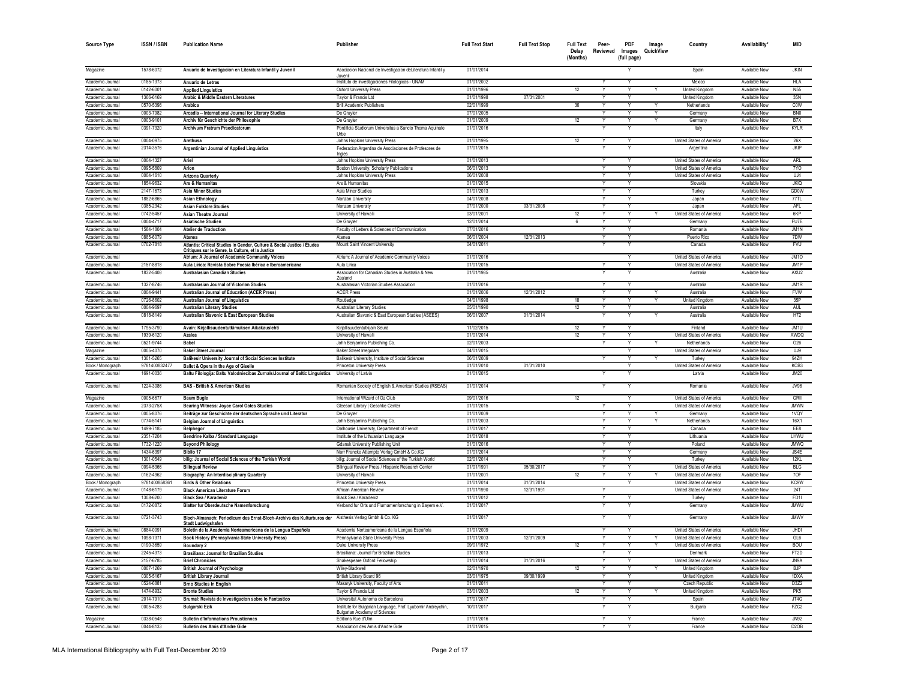| Source Type | ISSN / ISBN | Publication Name | Publisher | Full Text Start | Full Text Stop | Full Text Delay (Months) | Peer-Reviewed | PDF Images (full page) | Image QuickView | Country | Availability* | MID |
|---|---|---|---|---|---|---|---|---|---|---|---|---|
| Magazine | 1578-6072 | Anuario de Investigacion en Literatura Infantil y Juvenil | Asociacion Nacional de Investigacion deLiteratura Infantil y Juvenil | 01/01/2014 | | | | Y | | Spain | Available Now | JKIN |
| Academic Journal | 0185-1373 | Anuario de Letras | Instituto de Investigaciones Filologicas - UNAM | 01/01/2002 | | | Y | Y | | Mexico | Available Now | HLA |
| Academic Journal | 0142-6001 | Applied Linguistics | Oxford University Press | 01/01/1996 | | 12 | Y | Y | Y | United Kingdom | Available Now | N55 |
| Academic Journal | 1366-6169 | Arabic & Middle Eastern Literatures | Taylor & Francis Ltd | 01/01/1998 | 07/31/2001 | | Y | Y | | United Kingdom | Available Now | 35N |
| Academic Journal | 0570-5398 | Arabica | Brill Academic Publishers | 02/01/1999 | | 36 | Y | Y | Y | Netherlands | Available Now | C0W |
| Academic Journal | 0003-7982 | Arcadia -- International Journal for Literary Studies | De Gruyter | 07/01/2005 | | | Y | Y | Y | Germany | Available Now | BN0 |
| Academic Journal | 0003-9101 | Archiv für Geschichte der Philosophie | De Gruyter | 01/01/2009 | | 12 | Y | Y | Y | Germany | Available Now | B7X |
| Academic Journal | 0391-7320 | Archivum Fratrum Praedicatorum | Pontificia Studiorum Universitas a Sancto Thoma Aquinate Urbe | 01/01/2016 | | | Y | Y | | Italy | Available Now | KYLR |
| Academic Journal | 0004-0975 | Arethusa | Johns Hopkins University Press | 01/01/1995 | | 12 | Y | Y | | United States of America | Available Now | 26X |
| Academic Journal | 2314-3576 | Argentinian Journal of Applied Linguistics | Federacion Argentina de Asociaciones de Profesores de Ingles | 07/01/2015 | | | Y | Y | | Argentina | Available Now | JKIP |
| Academic Journal | 0004-1327 | Ariel | Johns Hopkins University Press | 01/01/2013 | | | Y | Y | | United States of America | Available Now | ARL |
| Academic Journal | 0095-5809 | Arion | Boston University, Scholarly Publications | 06/01/2013 | | | Y | Y | | United States of America | Available Now | 7YO |
| Academic Journal | 0004-1610 | Arizona Quarterly | Johns Hopkins University Press | 06/01/2008 | | | Y | Y | | United States of America | Available Now | UJ4 |
| Academic Journal | 1854-9632 | Ars & Humanitas | Ars & Humanitas | 01/01/2015 | | | Y | Y | | Slovakia | Available Now | JKIQ |
| Academic Journal | 2147-1673 | Asia Minor Studies | Asia Minor Studies | 01/01/2013 | | | Y | Y | | Turkey | Available Now | GD0W |
| Academic Journal | 1882-6865 | Asian Ethnology | Nanzan University | 04/01/2008 | | | Y | Y | | Japan | Available Now | 77TL |
| Academic Journal | 0385-2342 | Asian Folklore Studies | Nanzan University | 07/01/2000 | 03/31/2008 | | Y | Y | | Japan | Available Now | AFL |
| Academic Journal | 0742-5457 | Asian Theatre Journal | University of Hawai'i | 03/01/2001 | | 12 | Y | Y | Y | United States of America | Available Now | 6KP |
| Academic Journal | 0004-4717 | Asiatische Studien | De Gruyter | 12/01/2014 | | 6 | Y | Y | | Germany | Available Now | FU7E |
| Academic Journal | 1584-1804 | Atelier de Traduction | Faculty of Letters & Sciences of Communication | 07/01/2016 | | | Y | Y | | Romania | Available Now | JM1N |
| Academic Journal | 0885-6079 | Atenea | Atenea | 06/01/2004 | 12/31/2013 | | Y | Y | | Puerto Rico | Available Now | 7DW |
| Academic Journal | 0702-7818 | Atlantis: Critical Studies in Gender, Culture & Social Justice / Études Critiques sur le Genre, la Culture, et la Justice | Mount Saint Vincent University | 04/01/2011 | | | Y | Y | | Canada | Available Now | FVU |
| Academic Journal | | Atrium: A Journal of Academic Community Voices | Atrium: A Journal of Academic Community Voices | 01/01/2016 | | | | Y | | United States of America | Available Now | JM1O |
| Academic Journal | 2157-8818 | Aula Lírica: Revista Sobre Poesía Ibérica e Iberoamericana | Aula Lirica | 01/01/2015 | | | Y | Y | | United States of America | Available Now | JM1P |
| Academic Journal | 1832-5408 | Australasian Canadian Studies | Association for Canadian Studies in Australia & New Zealand | 01/01/1985 | | | Y | Y | | Australia | Available Now | AXU2 |
| Academic Journal | 1327-8746 | Australasian Journal of Victorian Studies | Australasian Victorian Studies Association | 01/01/2016 | | | Y | Y | | Australia | Available Now | JM1R |
| Academic Journal | 0004-9441 | Australian Journal of Education (ACER Press) | ACER Press | 01/01/2006 | 12/31/2012 | | Y | Y | Y | Australia | Available Now | FVW |
| Academic Journal | 0726-8602 | Australian Journal of Linguistics | Routledge | 04/01/1998 | | 18 | Y | Y | Y | United Kingdom | Available Now | 35P |
| Academic Journal | 0004-9697 | Australian Literary Studies | Australian Literary Studies | 05/01/1990 | | 12 | Y | Y | | Australia | Available Now | AUL |
| Academic Journal | 0818-8149 | Australian Slavonic & East European Studies | Australian Slavonic & East European Studies (ASEES) | 06/01/2007 | 01/31/2014 | | Y | Y | Y | Australia | Available Now | H72 |
| Academic Journal | 1795-3790 | Avain: Kirjallisuudentutkimuksen Aikakauslehti | Kirjallisuudentutkijain Seura | 11/02/2015 | | 12 | Y | Y | | Finland | Available Now | JM1U |
| Academic Journal | 1939-6120 | Azalea | University of Hawai'i | 01/01/2014 | | 12 | Y | Y | | United States of America | Available Now | AWDQ |
| Academic Journal | 0521-9744 | Babel | John Benjamins Publishing Co. | 02/01/2003 | | | Y | Y | Y | Netherlands | Available Now | O26 |
| Magazine | 0005-4070 | Baker Street Journal | Baker Street Irregulars | 04/01/2015 | | | | Y | | United States of America | Available Now | UJ9 |
| Academic Journal | 1301-5265 | Balikesir University Journal of Social Sciences Institute | Balikesir University, Institute of Social Sciences | 06/01/2009 | | | Y | Y | Y | Turkey | Available Now | 94ZH |
| Book / Monograph | 9781400832477 | Ballet & Opera in the Age of Giselle | Princeton University Press | 01/01/2010 | 01/31/2010 | | | Y | | United States of America | Available Now | KCB3 |
| Academic Journal | 1691-0036 | Baltu Filologija: Baltu Valodniecibas Zurnals/Journal of Baltic Linguistics | University of Latvia | 01/01/2015 | | | Y | Y | | Latvia | Available Now | JM20 |
| Academic Journal | 1224-3086 | BAS - British & American Studies | Romanian Society of English & American Studies (RSEAS) | 01/01/2014 | | | Y | Y | | Romania | Available Now | JV96 |
| Magazine | 0005-6677 | Baum Bugle | International Wizard of Oz Club | 09/01/2016 | | 12 | | Y | | United States of America | Available Now | GRII |
| Academic Journal | 2373-275X | Bearing Witness: Joyce Carol Oates Studies | Gleeson Library \| Geschke Center | 01/01/2015 | | | Y | Y | | United States of America | Available Now | JMWN |
| Academic Journal | 0005-8076 | Beiträge zur Geschichte der deutschen Sprache und Literatur | De Gruyter | 01/01/2009 | | | Y | Y | Y | Germany | Available Now | 1VQY |
| Academic Journal | 0774-5141 | Belgian Journal of Linguistics | John Benjamins Publishing Co. | 01/01/2003 | | | Y | Y | Y | Netherlands | Available Now | 16X1 |
| Academic Journal | 1499-7185 | Belphegor | Dalhousie University, Department of French | 07/01/2017 | | | Y | Y | | Canada | Available Now | EE8 |
| Academic Journal | 2351-7204 | Bendrine Kalba / Standard Language | Institute of the Lithuanian Language | 01/01/2018 | | | Y | Y | | Lithuania | Available Now | LHWU |
| Academic Journal | 1732-1220 | Beyond Philology | Gdansk University Publishing Unit | 01/01/2016 | | | Y | Y | | Poland | Available Now | JMWQ |
| Academic Journal | 1434-6397 | Biblio 17 | Narr Francke Attempto Verlag GmbH & Co.KG | 01/01/2014 | | | Y | Y | | Germany | Available Now | JS4E |
| Academic Journal | 1301-0549 | bilig: Journal of Social Sciences of the Turkish World | bilig: Journal of Social Sciences of the Turkish World | 02/01/2014 | | | Y | Y | | Turkey | Available Now | 12KL |
| Academic Journal | 0094-5366 | Bilingual Review | Bilingual Review Press / Hispanic Research Center | 01/01/1991 | 05/30/2017 | | Y | Y | | United States of America | Available Now | BLG |
| Academic Journal | 0162-4962 | Biography: An Interdisciplinary Quarterly | University of Hawai'i | 01/01/2001 | | 12 | Y | Y | Y | United States of America | Available Now | 7OF |
| Book / Monograph | 9781400858361 | Birds & Other Relations | Princeton University Press | 01/01/2014 | 01/31/2014 | | | Y | | United States of America | Available Now | KC9W |
| Academic Journal | 0148-6179 | Black American Literature Forum | African American Review | 01/01/1990 | 12/31/1991 | | Y | | | United States of America | Available Now | 24T |
| Academic Journal | 1308-6200 | Black Sea / Karadeniz | Black Sea / Karadeniz | 11/01/2012 | | | Y | Y | | Turkey | Available Now | FD1I |
| Academic Journal | 0172-0872 | Blatter fur Oberdeutsche Namenforschung | Verband fur Orts und Flurnamenforschung in Bayern e.V. | 01/01/2017 | | | Y | Y | | Germany | Available Now | JMWU |
| Academic Journal | 0721-3743 | Bloch-Almanach: Periodicum des Ernst-Bloch-Archivs des Kulturburos der Stadt Ludwigshafen | Aisthesis Verlag Gmbh & Co. KG | 01/01/2017 | | | Y | Y | | Germany | Available Now | JMWV |
| Academic Journal | 0884-0091 | Boletin de la Academia Norteamericana de la Lengua Española | Academia Norteamericana de la Lengua Española | 01/01/2009 | | | Y | Y | | United States of America | Available Now | JHDI |
| Academic Journal | 1098-7371 | Book History (Pennsylvania State University Press) | Pennsylvania State University Press | 01/01/2003 | 12/31/2009 | | Y | Y | Y | United States of America | Available Now | GL6 |
| Academic Journal | 0190-3659 | Boundary 2 | Duke University Press | 09/01/1972 | | 12 | Y | Y | Y | United States of America | Available Now | BOU |
| Academic Journal | 2245-4373 | Brasiliana: Journal for Brazilian Studies | Brasiliana: Journal for Brazilian Studies | 01/01/2013 | | | Y | Y | | Denmark | Available Now | FT2D |
| Academic Journal | 2157-6785 | Brief Chronicles | Shakespeare Oxford Fellowship | 01/01/2014 | 01/31/2016 | | Y | Y | | United States of America | Available Now | JN9A |
| Academic Journal | 0007-1269 | British Journal of Psychology | Wiley-Blackwell | 02/01/1970 | | 12 | Y | Y | Y | United Kingdom | Available Now | BJP |
| Academic Journal | 0305-5167 | British Library Journal | British Library Board 96 | 03/01/1975 | 09/30/1999 | | Y | Y | | United Kingdom | Available Now | 1DXA |
| Academic Journal | 0524-6881 | Brno Studies in English | Masaryk University, Faculty of Arts | 01/01/2011 | | | Y | Y | | Czech Republic | Available Now | D3Z2 |
| Academic Journal | 1474-8932 | Bronte Studies | Taylor & Francis Ltd | 03/01/2003 | | 12 | Y | Y | Y | United Kingdom | Available Now | PK5 |
| Academic Journal | 2014-7910 | Brumal: Revista de Investigacion sobre lo Fantastico | Universitat Autonoma de Barcelona | 07/01/2017 | | | Y | Y | | Spain | Available Now | JT4G |
| Academic Journal | 0005-4283 | Bulgarski Ezik | Institute for Bulgarian Language, Prof. Lyubomir Andreychin, Bulgarian Academy of Sciences | 10/01/2017 | | | Y | Y | | Bulgaria | Available Now | FZC2 |
| Magazine | 0338-0548 | Bulletin d'Informations Proustiennes | Editions Rue d'Ulm | 07/01/2016 | | | Y | Y | | France | Available Now | JN92 |
| Academic Journal | 0044-8133 | Bulletin des Amis d'Andre Gide | Association des Amis d'Andre Gide | 01/01/2015 | | | Y | Y | | France | Available Now | D2OB |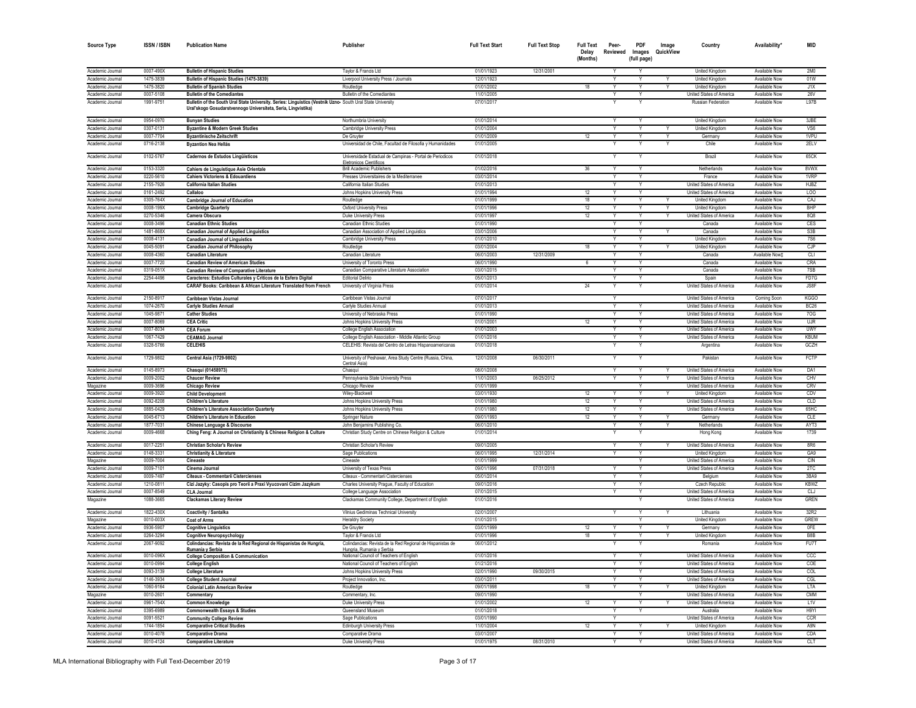| Source Type | ISSN / ISBN | Publication Name | Publisher | Full Text Start | Full Text Stop | Full Text Delay (Months) | Peer-Reviewed | PDF Images (full page) | Image QuickView | Country | Availability* | MID |
|---|---|---|---|---|---|---|---|---|---|---|---|---|
| Academic Journal | 0007-490X | **Bulletin of Hispanic Studies** | Taylor & Francis Ltd | 01/01/1923 | 12/31/2001 | | Y | Y | | United Kingdom | Available Now | 2M0 |
| Academic Journal | 1475-3839 | **Bulletin of Hispanic Studies (1475-3839)** | Liverpool University Press / Journals | 12/01/1923 | | | Y | Y | Y | United Kingdom | Available Now | 01W |
| Academic Journal | 1475-3820 | **Bulletin of Spanish Studies** | Routledge | 01/01/2002 | | 18 | Y | Y | Y | United Kingdom | Available Now | J1X |
| Academic Journal | 0007-5108 | **Bulletin of the Comediantes** | Bulletin of the Comediantes | 11/01/2005 | | | Y | Y | | United States of America | Available Now | 26V |
| Academic Journal | 1991-9751 | **Bulletin of the South Ural State University. Series: Linguistics (Vestnik Uzno-Ural'skogo Gosudarstvennogo Universiteta, Seria, Lingvistika)** | South Ural State University | 07/01/2017 | | | Y | Y | | Russian Federation | Available Now | L97B |
| Academic Journal | 0954-0970 | **Bunyan Studies** | Northumbria University | 01/01/2014 | | | Y | Y | | United Kingdom | Available Now | 3JBE |
| Academic Journal | 0307-0131 | **Byzantine & Modern Greek Studies** | Cambridge University Press | 01/01/2004 | | | Y | Y | Y | United Kingdom | Available Now | VS6 |
| Academic Journal | 0007-7704 | **Byzantinische Zeitschrift** | De Gruyter | 01/01/2009 | | 12 | Y | Y | Y | Germany | Available Now | 1VPU |
| Academic Journal | 0716-2138 | **Byzantion Nea Hellás** | Universidad de Chile, Facultad de Filosofía y Humanidades | 01/01/2005 | | | Y | Y | Y | Chile | Available Now | 2ELV |
| Academic Journal | 0102-5767 | **Cadernos de Estudos Lingüísticos** | Universidade Estadual de Campinas - Portal de Periodicos Eletronicos Cientificos | 01/01/2018 | | | Y | Y | | Brazil | Available Now | 65CK |
| Academic Journal | 0153-3320 | **Cahiers de Linguistique Asie Orientale** | Brill Academic Publishers | 01/02/2016 | | 36 | Y | Y | | Netherlands | Available Now | 8VWX |
| Academic Journal | 0220-5610 | **Cahiers Victoriens & Edouardiens** | Presses Universitaires de la Mediterranee | 03/01/2014 | | | Y | Y | | France | Available Now | 1VRP |
| Academic Journal | 2155-7926 | **California Italian Studies** | California Italian Studies | 01/01/2013 | | | Y | Y | | United States of America | Available Now | HJBZ |
| Academic Journal | 0161-2492 | **Callaloo** | Johns Hopkins University Press | 01/01/1994 | | 12 | Y | Y | | United States of America | Available Now | LOO |
| Academic Journal | 0305-764X | **Cambridge Journal of Education** | Routledge | 01/01/1999 | | 18 | Y | Y | Y | United Kingdom | Available Now | CAJ |
| Academic Journal | 0008-199X | **Cambridge Quarterly** | Oxford University Press | 01/01/1996 | | 12 | Y | Y | Y | United Kingdom | Available Now | BHP |
| Academic Journal | 0270-5346 | **Camera Obscura** | Duke University Press | 01/01/1997 | | 12 | Y | Y | Y | United States of America | Available Now | 8Q8 |
| Academic Journal | 0008-3496 | **Canadian Ethnic Studies** | Canadian Ethnic Studies | 01/01/1990 | | | Y | Y | | Canada | Available Now | CES |
| Academic Journal | 1481-868X | **Canadian Journal of Applied Linguistics** | Canadian Association of Applied Linguistics | 03/01/2006 | | | Y | Y | Y | Canada | Available Now | S3B |
| Academic Journal | 0008-4131 | **Canadian Journal of Linguistics** | Cambridge University Press | 01/01/2010 | | | Y | Y | | United Kingdom | Available Now | 7S6 |
| Academic Journal | 0045-5091 | **Canadian Journal of Philosophy** | Routledge | 03/01/2004 | | 18 | Y | Y | Y | United Kingdom | Available Now | CJP |
| Academic Journal | 0008-4360 | **Canadian Literature** | Canadian Literature | 06/01/2003 | 12/31/2009 | | Y | Y | | Canada | Available Now‡ | CLI |
| Academic Journal | 0007-7720 | **Canadian Review of American Studies** | University of Toronto Press | 06/01/1990 | | 6 | Y | Y | | Canada | Available Now | CRA |
| Academic Journal | 0319-051X | **Canadian Review of Comparative Literature** | Canadian Comparative Literature Association | 03/01/2015 | | | Y | Y | | Canada | Available Now | 7SB |
| Academic Journal | 2254-4496 | **Caracteres: Estudios Culturales y Críticos de la Esfera Digital** | Editorial Delirio | 05/01/2013 | | | Y | Y | | Spain | Available Now | FD7G |
| Academic Journal | | **CARAF Books: Caribbean & African Literature Translated from French** | University of Virginia Press | 01/01/2014 | | 24 | Y | Y | | United States of America | Available Now | JS8F |
| Academic Journal | 2150-8917 | **Caribbean Vistas Journal** | Caribbean Vistas Journal | 07/01/2017 | | | Y | | | United States of America | Coming Soon | KGGO |
| Academic Journal | 1074-2670 | **Carlyle Studies Annual** | Carlyle Studies Annual | 01/01/2013 | | | Y | Y | | United States of America | Available Now | BC26 |
| Academic Journal | 1045-9871 | **Cather Studies** | University of Nebraska Press | 01/01/1990 | | | Y | Y | | United States of America | Available Now | 7OG |
| Academic Journal | 0007-8069 | **CEA Critic** | Johns Hopkins University Press | 01/01/2001 | | 12 | Y | Y | | United States of America | Available Now | UJR |
| Academic Journal | 0007-8034 | **CEA Forum** | College English Association | 01/01/2003 | | | Y | Y | | United States of America | Available Now | UWY |
| Academic Journal | 1067-7429 | **CEAMAG Journal** | College English Association - Middle Atlantic Group | 01/01/2016 | | | Y | Y | | United States of America | Available Now | KBUM |
| Academic Journal | 0328-5766 | **CELEHIS** | CELEHIS: Revista del Centro de Letras Hispanoamericanas | 01/01/2018 | | | Y | Y | | Argentina | Available Now | GCZH |
| Academic Journal | 1729-9802 | **Central Asia (1729-9802)** | University of Peshawar, Area Study Centre (Russia, China, Central Asia) | 12/01/2008 | 06/30/2011 | | Y | Y | | Pakistan | Available Now | FCTP |
| Academic Journal | 0145-8973 | **Chasqui (01458973)** | Chasqui | 08/01/2008 | | | Y | Y | Y | United States of America | Available Now | DA1 |
| Academic Journal | 0009-2002 | **Chaucer Review** | Pennsylvania State University Press | 11/01/2003 | 06/25/2012 | | Y | Y | Y | United States of America | Available Now | CHV |
| Magazine | 0009-3696 | **Chicago Review** | Chicago Review | 01/01/1999 | | | | Y | | United States of America | Available Now | CRV |
| Academic Journal | 0009-3920 | **Child Development** | Wiley-Blackwell | 03/01/1930 | | 12 | Y | Y | Y | United Kingdom | Available Now | CDV |
| Academic Journal | 0092-8208 | **Children's Literature** | Johns Hopkins University Press | 01/01/1980 | | 12 | Y | Y | | United States of America | Available Now | CLD |
| Academic Journal | 0885-0429 | **Children's Literature Association Quarterly** | Johns Hopkins University Press | 01/01/1980 | | 12 | Y | Y | | United States of America | Available Now | 65HC |
| Academic Journal | 0045-6713 | **Children's Literature in Education** | Springer Nature | 09/01/1993 | | 12 | Y | Y | Y | Germany | Available Now | CLE |
| Academic Journal | 1877-7031 | **Chinese Language & Discourse** | John Benjamins Publishing Co. | 06/01/2010 | | | Y | Y | Y | Netherlands | Available Now | AYT3 |
| Academic Journal | 0009-4668 | **Ching Feng: A Journal on Christianity & Chinese Religion & Culture** | Christian Study Centre on Chinese Religion & Culture | 01/01/2014 | | | Y | Y | | Hong Kong | Available Now | 1739 |
| Academic Journal | 0017-2251 | **Christian Scholar's Review** | Christian Scholar's Review | 09/01/2005 | | | Y | Y | Y | United States of America | Available Now | 8R6 |
| Academic Journal | 0148-3331 | **Christianity & Literature** | Sage Publications | 06/01/1995 | 12/31/2014 | | Y | Y | | United Kingdom | Available Now | GA9 |
| Magazine | 0009-7004 | **Cineaste** | Cineaste | 01/01/1999 | | | | Y | | United States of America | Available Now | CIN |
| Academic Journal | 0009-7101 | **Cinema Journal** | University of Texas Press | 09/01/1996 | 07/31/2018 | | Y | Y | | United States of America | Available Now | 2TC |
| Academic Journal | 0009-7497 | **Citeaux - Commentarii Cistercienses** | Citeaux - Commentarii Cistercienses | 05/01/2014 | | | Y | Y | | Belgium | Available Now | 3BA9 |
| Academic Journal | 1210-0811 | **Cizí Jazyky: Casopis pro Teorii a Praxi Vyucovani Cizim Jazykum** | Charles University Prague, Faculty of Education | 09/01/2016 | | | Y | Y | | Czech Republic | Available Now | KBWZ |
| Academic Journal | 0007-8549 | **CLA Journal** | College Language Association | 07/01/2015 | | | Y | Y | | United States of America | Available Now | CLJ |
| Magazine | 1088-3665 | **Clackamas Literary Review** | Clackamas Community College, Department of English | 01/01/2016 | | | | Y | | United States of America | Available Now | GREN |
| Academic Journal | 1822-430X | **Coactivity / Santalka** | Vilnius Gediminas Technical University | 02/01/2007 | | | Y | Y | Y | Lithuania | Available Now | 32R2 |
| Magazine | 0010-003X | **Coat of Arms** | Heraldry Society | 01/01/2015 | | | | Y | | United Kingdom | Available Now | GREW |
| Academic Journal | 0936-5907 | **Cognitive Linguistics** | De Gruyter | 03/01/1999 | | 12 | Y | Y | Y | Germany | Available Now | 0FE |
| Academic Journal | 0264-3294 | **Cognitive Neuropsychology** | Taylor & Francis Ltd | 01/01/1996 | | 18 | Y | Y | Y | United Kingdom | Available Now | B8B |
| Academic Journal | 2067-9092 | **Colindancias: Revista de la Red Regional de Hispanistas de Hungría, Rumania y Serbia** | Colindancias: Revista de la Red Regional de Hispanistas de Hungría, Rumania y Serbia | 06/01/2012 | | | Y | Y | | Romania | Available Now | FU7T |
| Academic Journal | 0010-096X | **College Composition & Communication** | National Council of Teachers of English | 01/01/2016 | | | Y | Y | | United States of America | Available Now | CCC |
| Academic Journal | 0010-0994 | **College English** | National Council of Teachers of English | 01/21/2016 | | | Y | Y | | United States of America | Available Now | COE |
| Academic Journal | 0093-3139 | **College Literature** | Johns Hopkins University Press | 02/01/1990 | 09/30/2015 | | Y | Y | | United States of America | Available Now | COL |
| Academic Journal | 0146-3934 | **College Student Journal** | Project Innovation, Inc. | 03/01/2011 | | | Y | Y | | United States of America | Available Now | CGL |
| Academic Journal | 1060-9164 | **Colonial Latin American Review** | Routledge | 09/01/1998 | | 18 | Y | Y | Y | United Kingdom | Available Now | LTA |
| Magazine | 0010-2601 | **Commentary** | Commentary, Inc. | 09/01/1990 | | | | Y | | United States of America | Available Now | CMM |
| Academic Journal | 0961-754X | **Common Knowledge** | Duke University Press | 01/01/2002 | | 12 | Y | Y | Y | United States of America | Available Now | L1V |
| Academic Journal | 0395-6989 | **Commonwealth Essays & Studies** | Queensland Museum | 01/01/2018 | | | Y | Y | | Australia | Available Now | H9YI |
| Academic Journal | 0091-5521 | **Community College Review** | Sage Publications | 03/01/1990 | | | Y | | | United States of America | Available Now | CCR |
| Academic Journal | 1744-1854 | **Comparative Critical Studies** | Edinburgh University Press | 11/01/2004 | | 12 | Y | Y | Y | United Kingdom | Available Now | A9N |
| Academic Journal | 0010-4078 | **Comparative Drama** | Comparative Drama | 03/01/2007 | | | Y | Y | | United States of America | Available Now | CDA |
| Academic Journal | 0010-4124 | **Comparative Literature** | Duke University Press | 01/01/1975 | 08/31/2010 | | Y | Y | | United States of America | Available Now | CLT |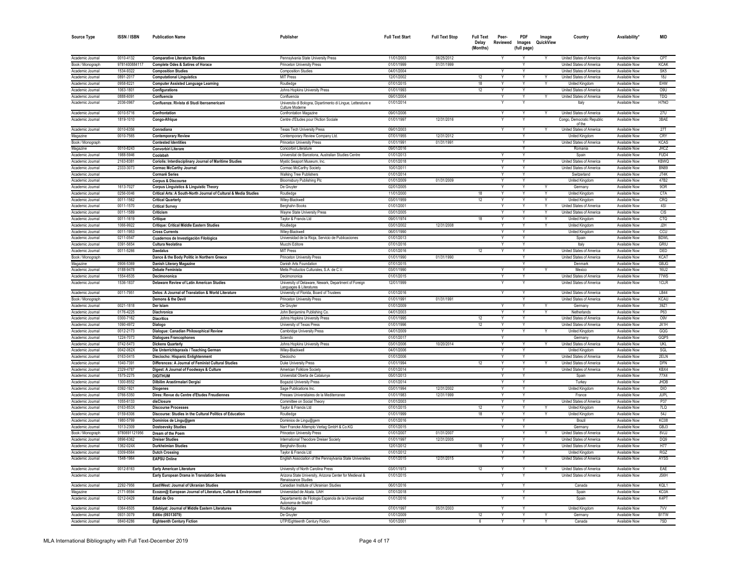| Source Type | ISSN / ISBN | Publication Name | Publisher | Full Text Start | Full Text Stop | Full Text Delay (Months) | Peer-Reviewed | PDF Images (full page) | Image QuickView | Country | Availability* | MID |
|---|---|---|---|---|---|---|---|---|---|---|---|---|
| Academic Journal | 0010-4132 | **Comparative Literature Studies** | Pennsylvania State University Press | 11/01/2003 | 06/25/2012 | | Y | Y | Y | United States of America | Available Now | CPT |
| Book / Monograph | 9781400884117 | **Complete Odes & Satires of Horace** | Princeton University Press | 01/01/1999 | 01/31/1999 | | | Y | | United States of America | Available Now | KCAK |
| Academic Journal | 1534-9322 | **Composition Studies** | Composition Studies | 04/01/2004 | | | Y | Y | | United States of America | Available Now | SK5 |
| Academic Journal | 0891-2017 | **Computational Linguistics** | MIT Press | 12/01/2002 | | 12 | Y | Y | Y | United States of America | Available Now | 18J |
| Academic Journal | 0958-8221 | **Computer Assisted Language Learning** | Routledge | 07/01/2015 | | 18 | Y | Y | Y | United Kingdom | Available Now | EHW |
| Academic Journal | 1063-1801 | **Configurations** | Johns Hopkins University Press | 01/01/1993 | | 12 | Y | Y | | United States of America | Available Now | O9U |
| Academic Journal | 0888-6091 | **Confluencia** | Confluencia | 09/01/2004 | | | Y | Y | Y | United States of America | Available Now | TDQ |
| Academic Journal | 2036-0967 | **Confluenze. Rivista di Studi Iberoamericani** | Universita di Bologna, Dipartimento di Lingue, Letterature e Culture Moderne | 01/01/2014 | | | Y | Y | | Italy | Available Now | H7NO |
| Academic Journal | 0010-5716 | **Confrontation** | Confrontation Magazine | 09/01/2006 | | | Y | Y | Y | United States of America | Available Now | 27U |
| Academic Journal | 1819-1010 | **Congo-Afrique** | Centre d'Etudes pour l'Action Sociale | 01/01/1997 | 12/31/2016 | | Y | Y | | Congo, Democratic Republic of the | Available Now | 3BAE |
| Academic Journal | 0010-6356 | **Conradiana** | Texas Tech University Press | 09/01/2003 | | | Y | Y | Y | United States of America | Available Now | 27T |
| Magazine | 0010-7565 | **Contemporary Review** | Contemporary Review Company Ltd. | 07/01/1955 | 12/31/2012 | | | Y | | United Kingdom | Available Now | CRY |
| Book / Monograph | | **Contested Identities** | Princeton University Press | 01/01/1991 | 01/31/1991 | | | Y | | United States of America | Available Now | KCAS |
| Magazine | 0010-8243 | **Convorbiri Literare** | Concorbiri Literature | 09/01/2016 | | | | Y | | Romania | Available Now | JHCZ |
| Academic Journal | 1988-5946 | **Coolabah** | Universitat de Barcelona, Australian Studies Centre | 01/01/2013 | | | Y | Y | | Spain | Available Now | FUD4 |
| Academic Journal | 2163-8381 | **Coriolis: Interdisciplinary Journal of Maritime Studies** | Mystic Seaport Museum, Inc. | 01/01/2018 | | | Y | Y | | United States of America | Available Now | KBWQ |
| Academic Journal | 2333-3073 | **Cormac McCarthy Journal** | Cormac McCarthy Society | 10/01/2011 | | | Y | Y | | United States of America | Available Now | BN89 |
| Academic Journal | | **Cormarë Series** | Walking Tree Publishers | 01/01/2014 | | | Y | Y | | Switzerland | Available Now | JT4K |
| Academic Journal | | **Corpus & Discourse** | Bloomsbury Publishing Plc | 01/01/2009 | 01/31/2009 | | Y | Y | | United Kingdom | Available Now | 47B2 |
| Academic Journal | 1613-7027 | **Corpus Linguistics & Linguistic Theory** | De Gruyter | 02/01/2005 | | | Y | Y | Y | Germany | Available Now | 9OR |
| Academic Journal | 0256-0046 | **Critical Arts: A South-North Journal of Cultural & Media Studies** | Routledge | 11/01/2000 | | 18 | Y | Y | Y | United Kingdom | Available Now | CTA |
| Academic Journal | 0011-1562 | **Critical Quarterly** | Wiley-Blackwell | 03/01/1959 | | 12 | Y | Y | Y | United Kingdom | Available Now | CRQ |
| Academic Journal | 0011-1570 | **Critical Survey** | Berghahn Books | 01/01/2001 | | | Y | Y | Y | United States of America | Available Now | 4SI |
| Academic Journal | 0011-1589 | **Criticism** | Wayne State University Press | 03/01/2005 | | | Y | Y | Y | United States of America | Available Now | CIS |
| Academic Journal | 0011-1619 | **Critique** | Taylor & Francis Ltd | 09/01/1974 | | 18 | Y | Y | Y | United Kingdom | Available Now | CTQ |
| Academic Journal | 1066-9922 | **Critique: Critical Middle Eastern Studies** | Routledge | 03/01/2002 | 12/31/2008 | | Y | Y | Y | United Kingdom | Available Now | J2H |
| Academic Journal | 0011-1953 | **Cross Currents** | Wiley-Blackwell | 06/01/1990 | | | Y | Y | | United Kingdom | Available Now | CCU |
| Academic Journal | 0211-0547 | **Cuadernos de Investigación Filológica** | Universidad de la Rioja, Servicio de Publicaciones | 01/01/2013 | | | Y | Y | | Spain | Available Now | BDWL |
| Academic Journal | 0391-5654 | **Cultura Neolatina** | Mucchi Editore | 07/01/2016 | | | Y | Y | | Italy | Available Now | GRIU |
| Academic Journal | 0011-5266 | **Daedalus** | MIT Press | 01/01/2016 | | 12 | Y | Y | | United States of America | Available Now | DED |
| Book / Monograph | | **Dance & the Body Politic in Northern Greece** | Princeton University Press | 01/01/1990 | 01/31/1990 | | | Y | | United States of America | Available Now | KCAT |
| Magazine | 0906-5369 | **Danish Literary Magazine** | Danish Arts Foundation | 07/01/2015 | | | | Y | | Denmark | Available Now | GBJG |
| Academic Journal | 0188-9478 | **Debate Feminista** | Metis Productos Culturales, S.A. de C.V. | 03/01/1990 | | | Y | Y | Y | Mexico | Available Now | 16U2 |
| Academic Journal | 1554-6535 | **Decimononica** | Decimononica | 01/01/2015 | | | Y | Y | | United States of America | Available Now | 77WS |
| Academic Journal | 1536-1837 | **Delaware Review of Latin American Studies** | University of Delaware, Newark, Department of Foreign Languages & Literatures | 12/01/1999 | | | Y | Y | | United States of America | Available Now | 1CLR |
| Academic Journal | 0011-7951 | **Delos: A Journal of Translation & World Literature** | University of Florida, Board of Trustees | 01/01/2016 | | | Y | Y | | United States of America | Available Now | LB44 |
| Book / Monograph | | **Demons & the Devil** | Princeton University Press | 01/01/1991 | 01/31/1991 | | | Y | | United States of America | Available Now | KCAU |
| Academic Journal | 0021-1818 | **Der Islam** | De Gruyter | 01/01/2009 | | | Y | Y | Y | Germany | Available Now | 39Z1 |
| Academic Journal | 0176-4225 | **Diachronica** | John Benjamins Publishing Co. | 04/01/2003 | | | Y | Y | Y | Netherlands | Available Now | P63 |
| Academic Journal | 0300-7162 | **Diacritics** | Johns Hopkins University Press | 01/01/1995 | | 12 | Y | Y | | United States of America | Available Now | O9V |
| Academic Journal | 1090-4972 | **Dialogo** | University of Texas Press | 01/01/1996 | | 12 | Y | Y | | United States of America | Available Now | JX1H |
| Academic Journal | 0012-2173 | **Dialogue: Canadian Philosophical Review** | Cambridge University Press | 04/01/2009 | | | Y | Y | Y | United Kingdom | Available Now | GQG |
| Academic Journal | 1224-7073 | **Dialogues Francophones** | Sciendo | 01/01/2017 | | | Y | | | Germany | Available Now | GQP5 |
| Academic Journal | 0742-5473 | **Dickens Quarterly** | Johns Hopkins University Press | 03/01/2006 | 10/20/2014 | | Y | Y | Y | United States of America | Available Now | UKL |
| Academic Journal | 0042-062X | **Die Unterrichtspraxis / Teaching German** | Wiley-Blackwell | 04/01/2006 | | | Y | Y | | United Kingdom | Available Now | SGL |
| Academic Journal | 0163-0415 | **Dieciocho: Hispanic Enlightenment** | Diecioch​o | 01/01/2006 | | | Y | Y | | United States of America | Available Now | 2ELN |
| Academic Journal | 1040-7391 | **Differences: A Journal of Feminist Cultural Studies** | Duke University Press | 01/01/1994 | | 12 | Y | Y | Y | United States of America | Available Now | DFN |
| Academic Journal | 2329-4787 | **Digest: A Journal of Foodways & Culture** | American Folklore Society | 01/01/2014 | | | Y | Y | | United States of America | Available Now | KBX4 |
| Academic Journal | 1575-2275 | **DIGITHUM** | Universitat Oberta de Catalunya | 05/01/2013 | | | Y | Y | | Spain | Available Now | 77X4 |
| Academic Journal | 1300-8552 | **Dilbilim Arastirmalari Dergisi** | Bogazici University Press | 01/01/2014 | | | Y | Y | | Turkey | Available Now | JHDB |
| Academic Journal | 0392-1921 | **Diogenes** | Sage Publications Inc. | 03/01/1994 | 12/31/2002 | | Y | Y | | United Kingdom | Available Now | DIO |
| Academic Journal | 0766-5350 | **Dires: Revue du Centre d'Etudes Freudiennes** | Presses Universitaires de la Mediterranee | 01/01/1983 | 12/31/1999 | | Y | Y | | France | Available Now | JUPL |
| Academic Journal | 1055-6133 | **disClosure** | Committee on Social Theory | 01/01/2003 | | | Y | Y | | United States of America | Available Now | P37 |
| Academic Journal | 0163-853X | **Discourse Processes** | Taylor & Francis Ltd | 07/01/2015 | | 12 | Y | Y | Y | United Kingdom | Available Now | 7LQ |
| Academic Journal | 0159-6306 | **Discourse: Studies in the Cultural Politics of Education** | Routledge | 01/01/1999 | | 18 | Y | Y | Y | United Kingdom | Available Now | 54J |
| Academic Journal | 1980-5799 | **Dominios de Lingu@gem** | Dominios de Lingu@gem | 01/01/2016 | | | Y | Y | | Brazil | Available Now | KC08 |
| Academic Journal | 1013-2309 | **Dostoevsky Studies** | Narr Francke Attempto Verlag GmbH & Co.KG | 07/01/2015 | | | Y | Y | | Germany | Available Now | GBJ3 |
| Book / Monograph | 9780691121956 | **Dream of the Poem** | Princeton University Press | 01/01/2007 | 01/31/2007 | | | Y | Y | United States of America | Available Now | 8VJJ |
| Academic Journal | 0896-6362 | **Dreiser Studies** | International Theodore Dreiser Society | 01/01/1997 | 12/31/2005 | | Y | Y | | United States of America | Available Now | DQ9 |
| Academic Journal | 1362-024X | **Durkheimian Studies** | Berghahn Books | 12/01/2012 | | 18 | Y | Y | | United States of America | Available Now | H77 |
| Academic Journal | 0309-6564 | **Dutch Crossing** | Taylor & Francis Ltd | 01/01/2012 | | | Y | Y | | United Kingdom | Available Now | RGZ |
| Academic Journal | 1548-1964 | **EAPSU Online** | English Association of the Pennsylvania State Universities | 01/01/2015 | 12/31/2015 | | Y | Y | | United States of America | Available Now | AYSS |
| Academic Journal | 0012-8163 | **Early American Literature** | University of North Carolina Press | 03/01/1973 | | 12 | Y | Y | Y | United States of America | Available Now | EAE |
| Academic Journal | | **Early European Drama in Translation Series** | Arizona State University, Arizona Center for Medieval & Renaissance Studies | 01/01/2015 | | | Y | Y | | United States of America | Available Now | JS6H |
| Academic Journal | 2292-7956 | **East/West: Journal of Ukranian Studies** | Canadian Institute of Ukrainian Studies | 06/01/2016 | | | Y | Y | | Canada | Available Now | KQL1 |
| Magazine | 2171-9594 | **Ecozon@ European Journal of Literature, Culture & Environment** | Universidad de Alcala, UAH | 07/01/2018 | | | | Y | | Spain | Available Now | KC0A |
| Academic Journal | 0212-0429 | **Edad de Oro** | Departamento de Filologia Espanola de la Universidad Autonoma de Madrid | 01/01/2016 | | | Y | Y | | Spain | Available Now | K4PT |
| Academic Journal | 0364-6505 | **Edebiyat: Journal of Middle Eastern Literatures** | Routledge | 07/01/1997 | 05/31/2003 | | Y | Y | | United Kingdom | Available Now | 7VV |
| Academic Journal | 0931-3079 | **Editio (09313079)** | De Gruyter | 01/01/2009 | | 12 | Y | Y | Y | Germany | Available Now | B1TW |
| Academic Journal | 0840-6286 | **Eighteenth Century Fiction** | UTP/Eighteenth Century Fiction | 10/01/2001 | | 6 | Y | Y | Y | Canada | Available Now | 7SD |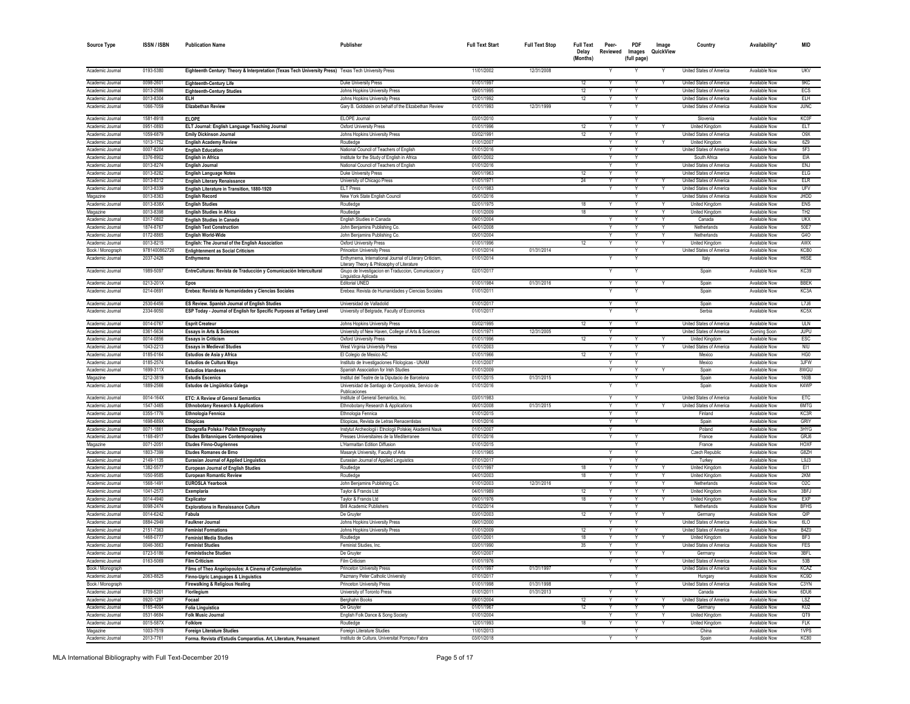| Source Type | ISSN / ISBN | Publication Name | Publisher | Full Text Start | Full Text Stop | Full Text Delay (Months) | Peer-Reviewed | PDF Images (full page) | Image QuickView | Country | Availability* | MID |
|---|---|---|---|---|---|---|---|---|---|---|---|---|
| Academic Journal | 0193-5380 | Eighteenth Century: Theory & Interpretation (Texas Tech University Press) | Texas Tech University Press | 11/01/2002 | 12/31/2008 | | Y | Y | Y | United States of America | Available Now | UKV |
| Academic Journal | 0098-2601 | Eighteenth-Century Life | Duke University Press | 01/01/1997 | | 12 | Y | Y | Y | United States of America | Available Now | 9KC |
| Academic Journal | 0013-2586 | Eighteenth-Century Studies | Johns Hopkins University Press | 09/01/1995 | | 12 | Y | Y | | United States of America | Available Now | ECS |
| Academic Journal | 0013-8304 | ELH | Johns Hopkins University Press | 12/01/1992 | | 12 | Y | Y | | United States of America | Available Now | ELH |
| Academic Journal | 1066-7059 | Elizabethan Review | Gary B. Goldstein on behalf of the Elizabethan Review | 01/01/1993 | 12/31/1999 | | Y | Y | | United States of America | Available Now | JUNC |
| Academic Journal | 1581-8918 | ELOPE | ELOPE Journal | 03/01/2010 | | | Y | Y | | Slovenia | Available Now | KC0F |
| Academic Journal | 0951-0893 | ELT Journal: English Language Teaching Journal | Oxford University Press | 01/01/1996 | | 12 | Y | Y | Y | United Kingdom | Available Now | ELT |
| Academic Journal | 1059-6879 | Emily Dickinson Journal | Johns Hopkins University Press | 03/02/1991 | | 12 | Y | Y | | United States of America | Available Now | O9X |
| Academic Journal | 1013-1752 | English Academy Review | Routledge | 01/01/2007 | | | Y | Y | Y | United Kingdom | Available Now | 6Z9 |
| Academic Journal | 0007-8204 | English Education | National Council of Teachers of English | 01/01/2016 | | | Y | Y | | United States of America | Available Now | 5F3 |
| Academic Journal | 0376-8902 | English in Africa | Institute for the Study of English in Africa | 08/01/2002 | | | Y | Y | | South Africa | Available Now | EIA |
| Academic Journal | 0013-8274 | English Journal | National Council of Teachers of English | 01/01/2016 | | | Y | Y | | United States of America | Available Now | ENJ |
| Academic Journal | 0013-8282 | English Language Notes | Duke University Press | 09/01/1963 | | 12 | Y | Y | | United States of America | Available Now | ELG |
| Academic Journal | 0013-8312 | English Literary Renaissance | University of Chicago Press | 01/01/1971 | | 24 | Y | Y | Y | United States of America | Available Now | ELR |
| Academic Journal | 0013-8339 | English Literature in Transition, 1880-1920 | ELT Press | 01/01/1983 | | | Y | Y | Y | United States of America | Available Now | UFV |
| Magazine | 0013-8363 | English Record | New York State English Council | 05/01/2016 | | | | Y | | United States of America | Available Now | JHDD |
| Academic Journal | 0013-838X | English Studies | Routledge | 02/01/1975 | | 18 | Y | Y | Y | United Kingdom | Available Now | ENS |
| Magazine | 0013-8398 | English Studies in Africa | Routledge | 01/01/2009 | | 18 | | Y | Y | United Kingdom | Available Now | TH2 |
| Academic Journal | 0317-0802 | English Studies in Canada | English Studies in Canada | 09/01/2004 | | | Y | Y | Y | Canada | Available Now | UKX |
| Academic Journal | 1874-8767 | English Text Construction | John Benjamins Publishing Co. | 04/01/2008 | | | Y | Y | Y | Netherlands | Available Now | 50E7 |
| Academic Journal | 0172-8865 | English World-Wide | John Benjamins Publishing Co. | 05/01/2004 | | | Y | Y | Y | Netherlands | Available Now | G4O |
| Academic Journal | 0013-8215 | English: The Journal of the English Association | Oxford University Press | 01/01/1996 | | 12 | Y | Y | Y | United Kingdom | Available Now | AWX |
| Book / Monograph | 9781400862726 | Enlightenment as Social Criticism | Princeton University Press | 01/01/2014 | 01/31/2014 | | | Y | | United States of America | Available Now | KCB0 |
| Academic Journal | 2037-2426 | Enthymema | Enthymema, International Journal of Literary Criticism, Literary Theory & Philosophy of Literature | 01/01/2014 | | | Y | Y | | Italy | Available Now | H6SE |
| Academic Journal | 1989-5097 | EntreCulturas: Revista de Traducción y Comunicación Intercultural | Grupo de Investigacion en Traduccion, Comunicacion y Linguistica Aplicada | 02/01/2017 | | | Y | Y | | Spain | Available Now | KC39 |
| Academic Journal | 0213-201X | Epos | Editorial UNED | 01/01/1984 | 01/31/2016 | | Y | Y | Y | Spain | Available Now | BBEK |
| Academic Journal | 0214-0691 | Erebea: Revista de Humanidades y Ciencias Sociales | Erebea: Revista de Humanidades y Ciencias Sociales | 01/01/2011 | | | Y | Y | | Spain | Available Now | KC3A |
| Academic Journal | 2530-6456 | ES Review. Spanish Journal of English Studies | Universidad de Valladolid | 01/01/2017 | | | Y | Y | | Spain | Available Now | L7J6 |
| Academic Journal | 2334-9050 | ESP Today - Journal of English for Specific Purposes at Tertiary Level | University of Belgrade, Faculty of Economics | 01/01/2017 | | | Y | Y | | Serbia | Available Now | KC5X |
| Academic Journal | 0014-0767 | Esprit Createur | Johns Hopkins University Press | 03/02/1995 | | 12 | Y | Y | | United States of America | Available Now | ULN |
| Academic Journal | 0361-5634 | Essays in Arts & Sciences | University of New Haven, College of Arts & Sciences | 01/01/1971 | 12/31/2005 | | Y | | | United States of America | Coming Soon | JUPU |
| Academic Journal | 0014-0856 | Essays in Criticism | Oxford University Press | 01/01/1996 | | 12 | Y | Y | Y | United Kingdom | Available Now | ESC |
| Academic Journal | 1043-2213 | Essays in Medieval Studies | West Virginia University Press | 01/01/2003 | | | Y | Y | Y | United States of America | Available Now | NIU |
| Academic Journal | 0185-0164 | Estudios de Asia y Africa | El Colegio de Mexico AC | 01/01/1966 | | 12 | Y | Y | | Mexico | Available Now | HG0 |
| Academic Journal | 0185-2574 | Estudios de Cultura Maya | Instituto de Investigaciones Filologicas - UNAM | 01/01/2007 | | | Y | Y | | Mexico | Available Now | 3JFW |
| Academic Journal | 1699-311X | Estudios Irlandeses | Spanish Association for Irish Studies | 01/01/2009 | | | Y | Y | Y | Spain | Available Now | 8WGU |
| Magazine | 0212-3819 | Estudis Escenics | Institut del Teatre de la Diputacio de Barcelona | 01/01/2015 | 01/31/2015 | | | Y | | Spain | Available Now | 160B |
| Academic Journal | 1889-2566 | Estudos de Lingüística Galega | Universidad de Santiago de Compostela, Servicio de Publicaciones | 01/01/2016 | | | Y | Y | | Spain | Available Now | K4WP |
| Academic Journal | 0014-164X | ETC: A Review of General Semantics | Institute of General Semantics, Inc. | 03/01/1983 | | | Y | Y | | United States of America | Available Now | ETC |
| Academic Journal | 1547-3465 | Ethnobotany Research & Applications | Ethnobotany Research & Applications | 06/01/2008 | 01/31/2015 | | Y | Y | Y | United States of America | Available Now | 6MTG |
| Academic Journal | 0355-1776 | Ethnologia Fennica | Ethnologia Fennica | 01/01/2015 | | | Y | Y | | Finland | Available Now | KC3R |
| Academic Journal | 1698-689X | Etiopicas | Etiopicas, Revista de Letras Renacentistas | 01/01/2016 | | | Y | Y | | Spain | Available Now | GRIY |
| Academic Journal | 0071-1861 | Etnografia Polska / Polish Ethnography | Instytut Archeologii i Etnologii Polskiej Akademii Nauk | 01/01/2007 | | | Y | | | Poland | Available Now | 3HYG |
| Academic Journal | 1168-4917 | Etudes Britanniques Contemporaines | Presses Universitaires de la Mediterranee | 07/01/2016 | | | Y | Y | | France | Available Now | GRJ6 |
| Magazine | 0071-2051 | Etudes Finno-Ougriennes | L'Harmattan Edition Diffusion | 01/01/2015 | | | | Y | | France | Available Now | HOXF |
| Academic Journal | 1803-7399 | Etudes Romanes de Brno | Masaryk University, Faculty of Arts | 01/01/1965 | | | Y | Y | | Czech Republic | Available Now | G8ZH |
| Academic Journal | 2149-1135 | Eurasian Journal of Applied Linguistics | Eurasian Journal of Applied Linguistics | 07/01/2017 | | | Y | Y | | Turkey | Available Now | L9J3 |
| Academic Journal | 1382-5577 | European Journal of English Studies | Routledge | 01/01/1997 | | 18 | Y | Y | Y | United Kingdom | Available Now | EI1 |
| Academic Journal | 1050-9585 | European Romantic Review | Routledge | 04/01/2003 | | 18 | Y | Y | Y | United Kingdom | Available Now | 2KM |
| Academic Journal | 1568-1491 | EUROSLA Yearbook | John Benjamins Publishing Co. | 01/01/2003 | 12/31/2016 | | Y | Y | Y | Netherlands | Available Now | O2C |
| Academic Journal | 1041-2573 | Exemplaria | Taylor & Francis Ltd | 04/01/1989 | | 12 | Y | Y | Y | United Kingdom | Available Now | 3BFJ |
| Academic Journal | 0014-4940 | Explicator | Taylor & Francis Ltd | 09/01/1976 | | 18 | Y | Y | Y | United Kingdom | Available Now | EXP |
| Academic Journal | 0098-2474 | Explorations in Renaissance Culture | Brill Academic Publishers | 01/02/2014 | | | Y | Y | | Netherlands | Available Now | BFHS |
| Academic Journal | 0014-6242 | Fabula | De Gruyter | 03/01/2003 | | 12 | Y | Y | Y | Germany | Available Now | QIP |
| Academic Journal | 0884-2949 | Faulkner Journal | Johns Hopkins University Press | 09/01/2000 | | | Y | Y | | United States of America | Available Now | 6LO |
| Academic Journal | 2151-7363 | Feminist Formations | Johns Hopkins University Press | 01/01/2009 | | 12 | Y | Y | | United States of America | Available Now | B4Z0 |
| Academic Journal | 1468-0777 | Feminist Media Studies | Routledge | 03/01/2001 | | 18 | Y | Y | Y | United Kingdom | Available Now | BF3 |
| Academic Journal | 0046-3663 | Feminist Studies | Feminist Studies, Inc. | 03/01/1990 | | 35 | Y | Y | | United States of America | Available Now | FES |
| Academic Journal | 0723-5186 | Feministische Studien | De Gruyter | 05/01/2007 | | | Y | Y | Y | Germany | Available Now | 3BFL |
| Academic Journal | 0163-5069 | Film Criticism | Film Criticism | 01/01/1976 | | | Y | Y | | United States of America | Available Now | 53B |
| Book / Monograph | | Films of Theo Angelopoulos: A Cinema of Contemplation | Princeton University Press | 01/01/1997 | 01/31/1997 | | | Y | | United States of America | Available Now | KCAZ |
| Academic Journal | 2063-8825 | Finno-Ugric Languages & Linguistics | Pazmany Peter Catholic University | 07/01/2017 | | | Y | Y | | Hungary | Available Now | KC9D |
| Book / Monograph | | Firewalking & Religious Healing | Princeton University Press | 01/01/1998 | 01/31/1998 | | | Y | | United States of America | Available Now | C3YN |
| Academic Journal | 0709-5201 | Florilegium | University of Toronto Press | 01/01/2011 | 01/31/2013 | | Y | Y | | Canada | Available Now | 6DU6 |
| Academic Journal | 0920-1297 | Focaal | Berghahn Books | 08/01/2004 | | 12 | Y | Y | Y | United States of America | Available Now | LSZ |
| Academic Journal | 0165-4004 | Folia Linguistica | De Gruyter | 01/01/1967 | | 12 | Y | Y | Y | Germany | Available Now | KU2 |
| Academic Journal | 0531-9684 | Folk Music Journal | English Folk Dance & Song Society | 01/01/2004 | | | Y | Y | Y | United Kingdom | Available Now | QT9 |
| Academic Journal | 0015-587X | Folklore | Routledge | 12/01/1993 | | 18 | Y | Y | Y | United Kingdom | Available Now | FLK |
| Magazine | 1003-7519 | Foreign Literature Studies | Foreign Literature Studies | 11/01/2013 | | | | Y | | China | Available Now | 1VPS |
| Academic Journal | 2013-7761 | Forma. Revista d'Estudis Comparatius. Art, Literature, Pensament | Instituto de Cultura, Universitat Pompeu Fabra | 03/01/2018 | | | Y | Y | | Spain | Available Now | KC80 |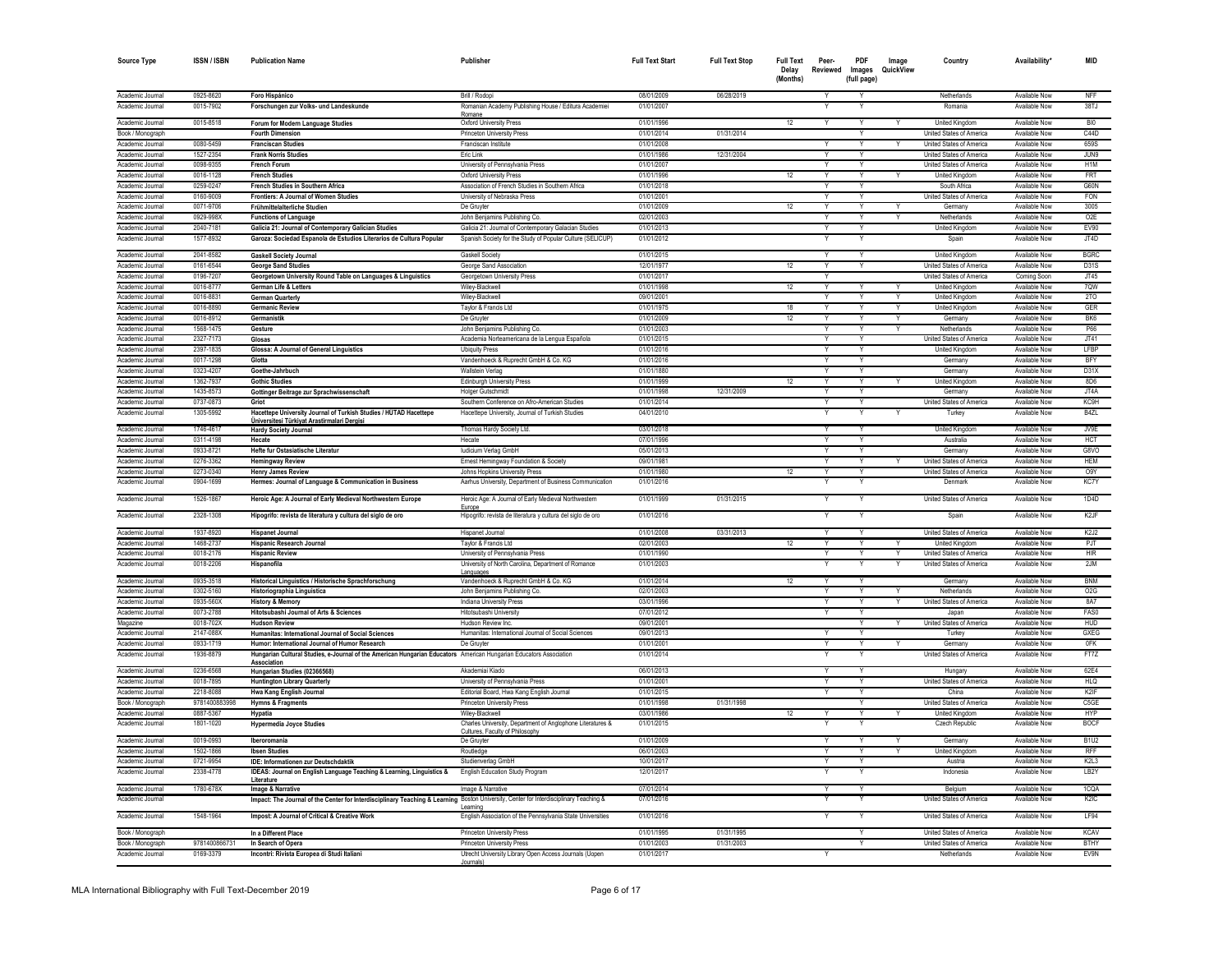| Source Type | ISSN / ISBN | Publication Name | Publisher | Full Text Start | Full Text Stop | Full Text Delay (Months) | Peer-Reviewed | PDF Images (full page) | Image QuickView | Country | Availability* | MID |
|---|---|---|---|---|---|---|---|---|---|---|---|---|
| Academic Journal | 0925-8620 | Foro Hispánico | Brill / Rodopi | 08/01/2009 | 06/28/2019 | | Y | Y | | Netherlands | Available Now | NFF |
| Academic Journal | 0015-7902 | Forschungen zur Volks- und Landeskunde | Romanian Academy Publishing House / Editura Academiei Romane | 01/01/2007 | | | Y | Y | | Romania | Available Now | 38TJ |
| Academic Journal | 0015-8518 | Forum for Modern Language Studies | Oxford University Press | 01/01/1996 | | 12 | Y | Y | Y | United Kingdom | Available Now | BI0 |
| Book / Monograph | | Fourth Dimension | Princeton University Press | 01/01/2014 | 01/31/2014 | | | Y | | United States of America | Available Now | C44D |
| Academic Journal | 0080-5459 | Franciscan Studies | Franciscan Institute | 01/01/2008 | | | Y | Y | Y | United States of America | Available Now | 659S |
| Academic Journal | 1527-2354 | Frank Norris Studies | Eric Link | 01/01/1986 | 12/31/2004 | | Y | Y | | United States of America | Available Now | JUN9 |
| Academic Journal | 0098-9355 | French Forum | University of Pennsylvania Press | 01/01/2007 | | | Y | Y | | United States of America | Available Now | H1M |
| Academic Journal | 0016-1128 | French Studies | Oxford University Press | 01/01/1996 | | 12 | Y | Y | Y | United Kingdom | Available Now | FRT |
| Academic Journal | 0259-0247 | French Studies in Southern Africa | Association of French Studies in Southern Africa | 01/01/2018 | | | Y | Y | | South Africa | Available Now | G60N |
| Academic Journal | 0160-9009 | Frontiers: A Journal of Women Studies | University of Nebraska Press | 01/01/2001 | | | Y | Y | | United States of America | Available Now | FON |
| Academic Journal | 0071-9706 | Frühmittelalterliche Studien | De Gruyter | 01/01/2009 | | 12 | Y | Y | Y | Germany | Available Now | 3005 |
| Academic Journal | 0929-998X | Functions of Language | John Benjamins Publishing Co. | 02/01/2003 | | | Y | Y | Y | Netherlands | Available Now | O2E |
| Academic Journal | 2040-7181 | Galicia 21: Journal of Contemporary Galician Studies | Galicia 21: Journal of Contemporary Galacian Studies | 01/01/2013 | | | Y | Y | | United Kingdom | Available Now | EV90 |
| Academic Journal | 1577-8932 | Garoza: Sociedad Espanola de Estudios Literarios de Cultura Popular | Spanish Society for the Study of Popular Culture (SELICUP) | 01/01/2012 | | | Y | Y | | Spain | Available Now | JT4D |
| Academic Journal | 2041-8582 | Gaskell Society Journal | Gaskell Society | 01/01/2015 | | | Y | Y | | United Kingdom | Available Now | BGRC |
| Academic Journal | 0161-6544 | George Sand Studies | George Sand Association | 12/01/1977 | | 12 | Y | Y | | United States of America | Available Now | D31S |
| Academic Journal | 0196-7207 | Georgetown University Round Table on Languages & Linguistics | Georgetown University Press | 01/01/2017 | | | Y | | | United States of America | Coming Soon | JT45 |
| Academic Journal | 0016-8777 | German Life & Letters | Wiley-Blackwell | 01/01/1998 | | 12 | Y | Y | Y | United Kingdom | Available Now | 7QW |
| Academic Journal | 0016-8831 | German Quarterly | Wiley-Blackwell | 09/01/2001 | | | Y | Y | Y | United Kingdom | Available Now | 2TO |
| Academic Journal | 0016-8890 | Germanic Review | Taylor & Francis Ltd | 01/01/1975 | | 18 | Y | Y | Y | United Kingdom | Available Now | GER |
| Academic Journal | 0016-8912 | Germanistik | De Gruyter | 01/01/2009 | | 12 | Y | Y | Y | Germany | Available Now | BK6 |
| Academic Journal | 1568-1475 | Gesture | John Benjamins Publishing Co. | 01/01/2003 | | | Y | Y | Y | Netherlands | Available Now | P66 |
| Academic Journal | 2327-7173 | Glosas | Academia Norteamericana de la Lengua Española | 01/01/2015 | | | Y | Y | | United States of America | Available Now | JT41 |
| Academic Journal | 2397-1835 | Glossa: A Journal of General Linguistics | Ubiquity Press | 01/01/2016 | | | Y | Y | | United Kingdom | Available Now | LFBP |
| Academic Journal | 0017-1298 | Glotta | Vandenhoeck & Ruprecht GmbH & Co. KG | 01/01/2016 | | | Y | Y | | Germany | Available Now | BFY |
| Academic Journal | 0323-4207 | Goethe-Jahrbuch | Wallstein Verlag | 01/01/1880 | | | Y | Y | | Germany | Available Now | D31X |
| Academic Journal | 1362-7937 | Gothic Studies | Edinburgh University Press | 01/01/1999 | | 12 | Y | Y | Y | United Kingdom | Available Now | 8D6 |
| Academic Journal | 1435-8573 | Gottinger Beitrage zur Sprachwissenschaft | Holger Gutschmidt | 01/01/1998 | 12/31/2009 | | Y | Y | | Germany | Available Now | JT4A |
| Academic Journal | 0737-0873 | Griot | Southern Conference on Afro-American Studies | 01/01/2014 | | | Y | Y | | United States of America | Available Now | KC9H |
| Academic Journal | 1305-5992 | Hacettepe University Journal of Turkish Studies / HUTAD Hacettepe Üniversitesi Türkiyat Arastirmalari Dergisi | Hacettepe University, Journal of Turkish Studies | 04/01/2010 | | | Y | Y | Y | Turkey | Available Now | B4ZL |
| Academic Journal | 1746-4617 | Hardy Society Journal | Thomas Hardy Society Ltd. | 03/01/2018 | | | Y | Y | | United Kingdom | Available Now | JV9E |
| Academic Journal | 0311-4198 | Hecate | Hecate | 07/01/1996 | | | Y | Y | | Australia | Available Now | HCT |
| Academic Journal | 0933-8721 | Hefte fur Ostasiatische Literatur | Iudicium Verlag GmbH | 05/01/2013 | | | Y | Y | | Germany | Available Now | G8VO |
| Academic Journal | 0276-3362 | Hemingway Review | Ernest Hemingway Foundation & Society | 09/01/1981 | | | Y | Y | Y | United States of America | Available Now | HEM |
| Academic Journal | 0273-0340 | Henry James Review | Johns Hopkins University Press | 01/01/1980 | | 12 | Y | Y | | United States of America | Available Now | O9Y |
| Academic Journal | 0904-1699 | Hermes: Journal of Language & Communication in Business | Aarhus University, Department of Business Communication | 01/01/2016 | | | Y | Y | | Denmark | Available Now | KC7Y |
| Academic Journal | 1526-1867 | Heroic Age: A Journal of Early Medieval Northwestern Europe | Heroic Age: A Journal of Early Medieval Northwestern Europe | 01/01/1999 | 01/31/2015 | | Y | Y | | United States of America | Available Now | 1D4D |
| Academic Journal | 2328-1308 | Hipogrifo: revista de literatura y cultura del siglo de oro | Hipogrifo: revista de literatura y cultura del siglo de oro | 01/01/2016 | | | Y | Y | | Spain | Available Now | K2JF |
| Academic Journal | 1937-8920 | Hispanet Journal | Hispanet Journal | 01/01/2008 | 03/31/2013 | | Y | Y | | United States of America | Available Now | K2J2 |
| Academic Journal | 1468-2737 | Hispanic Research Journal | Taylor & Francis Ltd | 02/01/2003 | | 12 | Y | Y | Y | United Kingdom | Available Now | PJT |
| Academic Journal | 0018-2176 | Hispanic Review | University of Pennsylvania Press | 01/01/1990 | | | Y | Y | Y | United States of America | Available Now | HIR |
| Academic Journal | 0018-2206 | Hispanofila | University of North Carolina, Department of Romance Languages | 01/01/2003 | | | Y | Y | Y | United States of America | Available Now | 2JM |
| Academic Journal | 0935-3518 | Historical Linguistics / Historische Sprachforschung | Vandenhoeck & Ruprecht GmbH & Co. KG | 01/01/2014 | | 12 | Y | Y | | Germany | Available Now | BNM |
| Academic Journal | 0302-5160 | Historiographia Linguistica | John Benjamins Publishing Co. | 02/01/2003 | | | Y | Y | Y | Netherlands | Available Now | O2G |
| Academic Journal | 0935-560X | History & Memory | Indiana University Press | 03/01/1996 | | | Y | Y | Y | United States of America | Available Now | 8A7 |
| Academic Journal | 0073-2788 | Hitotsubashi Journal of Arts & Sciences | Hitotsubashi University | 07/01/2012 | | | Y | Y | | Japan | Available Now | FAS0 |
| Magazine | 0018-702X | Hudson Review | Hudson Review Inc. | 09/01/2001 | | | | Y | Y | United States of America | Available Now | HUD |
| Academic Journal | 2147-088X | Humanitas: International Journal of Social Sciences | Humanitas: International Journal of Social Sciences | 09/01/2013 | | | Y | Y | | Turkey | Available Now | GXEG |
| Academic Journal | 0933-1719 | Humor: International Journal of Humor Research | De Gruyter | 01/01/2001 | | | Y | Y | Y | Germany | Available Now | 0FK |
| Academic Journal | 1936-8879 | Hungarian Cultural Studies, e-Journal of the American Hungarian Educators Association | American Hungarian Educators Association | 01/01/2014 | | | Y | Y | | United States of America | Available Now | FT7Z |
| Academic Journal | 0236-6568 | Hungarian Studies (02366568) | Akademiai Kiado | 06/01/2013 | | | Y | Y | | Hungary | Available Now | 62E4 |
| Academic Journal | 0018-7895 | Huntington Library Quarterly | University of Pennsylvania Press | 01/01/2001 | | | Y | Y | | United States of America | Available Now | HLQ |
| Academic Journal | 2218-8088 | Hwa Kang English Journal | Editorial Board, Hwa Kang English Journal | 01/01/2015 | | | Y | Y | | China | Available Now | K2IF |
| Book / Monograph | 9781400883998 | Hymns & Fragments | Princeton University Press | 01/01/1998 | 01/31/1998 | | | Y | | United States of America | Available Now | C5GE |
| Academic Journal | 0887-5367 | Hypatia | Wiley-Blackwell | 03/01/1986 | | 12 | Y | Y | Y | United Kingdom | Available Now | HYP |
| Academic Journal | 1801-1020 | Hypermedia Joyce Studies | Charles University, Department of Anglophone Literatures & Cultures, Faculty of Philosophy | 01/01/2015 | | | Y | Y | | Czech Republic | Available Now | BOCF |
| Academic Journal | 0019-0993 | Iberoromania | De Gruyter | 01/01/2009 | | | Y | Y | Y | Germany | Available Now | B1U2 |
| Academic Journal | 1502-1866 | Ibsen Studies | Routledge | 06/01/2003 | | | Y | Y | Y | United Kingdom | Available Now | RFF |
| Academic Journal | 0721-9954 | IDE: Informationen zur Deutschdaktik | Studienverlag GmbH | 10/01/2017 | | | Y | Y | | Austria | Available Now | K2L3 |
| Academic Journal | 2338-4778 | IDEAS: Journal on English Language Teaching & Learning, Linguistics & Literature | English Education Study Program | 12/01/2017 | | | Y | Y | | Indonesia | Available Now | LB2Y |
| Academic Journal | 1780-678X | Image & Narrative | Image & Narrative | 07/01/2014 | | | Y | Y | | Belgium | Available Now | 1CQA |
| Academic Journal | | Impact: The Journal of the Center for Interdisciplinary Teaching & Learning | Boston University, Center for Interdisciplinary Teaching & Learning | 07/01/2016 | | | Y | Y | | United States of America | Available Now | K2IC |
| Academic Journal | 1548-1964 | Impost: A Journal of Critical & Creative Work | English Association of the Pennsylvania State Universities | 01/01/2016 | | | Y | Y | | United States of America | Available Now | LF94 |
| Book / Monograph | | In a Different Place | Princeton University Press | 01/01/1995 | 01/31/1995 | | | Y | | United States of America | Available Now | KCAV |
| Book / Monograph | 9781400866731 | In Search of Opera | Princeton University Press | 01/01/2003 | 01/31/2003 | | | Y | | United States of America | Available Now | BTHY |
| Academic Journal | 0169-3379 | Incontri: Rivista Europea di Studi Italiani | Utrecht University Library Open Access Journals (Uopen Journals) | 01/01/2017 | | | Y | | | Netherlands | Available Now | EV9N |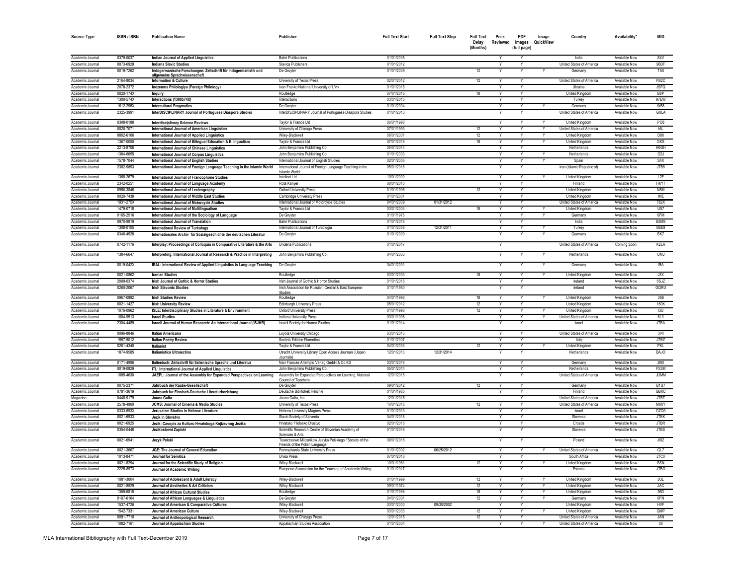| Source Type | ISSN / ISBN | Publication Name | Publisher | Full Text Start | Full Text Stop | Full Text Delay (Months) | Peer-Reviewed | PDF Images (full page) | Image QuickView | Country | Availability* | MID |
|---|---|---|---|---|---|---|---|---|---|---|---|---|
| Academic Journal | 0379-0037 | Indian Journal of Applied Linguistics | Bahri Publications | 01/01/2005 | | | Y | Y | | India | Available Now | S4V |
| Academic Journal | 0073-6929 | Indiana Slavic Studies | Slavica Publishers | 01/01/2012 | | | Y | Y | | United States of America | Available Now | 96DF |
| Academic Journal | 0019-7262 | Indogermanische Forschungen: Zeitschrift für Indogermanistik und allgemeine Sprachwissenschaft | De Gruyter | 01/01/2009 | | 12 | Y | Y | Y | Germany | Available Now | TA5 |
| Academic Journal | 2164-8034 | Information & Culture | University of Texas Press | 02/01/2012 | | 12 | Y | Y | | United States of America | Available Now | FB2C |
| Academic Journal | 2078-2372 | Inozemna Philologiya (Foreign Philology) | Ivan Franko National University of L'viv | 01/01/2015 | | | Y | Y | | Ukraine | Available Now | JSFQ |
| Academic Journal | 0020-174X | Inquiry | Routledge | 07/01/2015 | | 18 | Y | Y | | United Kingdom | Available Now | B8P |
| Academic Journal | 1300-574X | Interactions (1300574X) | Interactions | 03/01/2015 | | | Y | Y | | Turkey | Available Now | 97EW |
| Academic Journal | 1612-295X | Intercultural Pragmatics | De Gruyter | 01/01/2004 | | | Y | Y | Y | Germany | Available Now | W58 |
| Academic Journal | 2325-3991 | InterDISCIPLINARY Journal of Portuguese Diaspora Studies | InterDISCIPLINARY Journal of Portuguese Diaspora Studies | 01/01/2013 | | | Y | Y | | United States of America | Available Now | GXLA |
| Academic Journal | 0308-0188 | Interdisciplinary Science Reviews | Taylor & Francis Ltd | 06/01/1998 | | | Y | Y | Y | United Kingdom | Available Now | PO8 |
| Academic Journal | 0020-7071 | International Journal of American Linguistics | University of Chicago Press | 07/01/1993 | | 12 | Y | Y | Y | United States of America | Available Now | IAL |
| Academic Journal | 0802-6106 | International Journal of Applied Linguistics | Wiley-Blackwell | 06/01/2001 | | 12 | Y | Y | Y | United Kingdom | Available Now | D86 |
| Academic Journal | 1367-0050 | International Journal of Bilingual Education & Bilingualism | Taylor & Francis Ltd | 07/01/2015 | | 18 | Y | Y | Y | United Kingdom | Available Now | GKS |
| Academic Journal | 2213-8706 | International Journal of Chinese Linguistics | John Benjamins Publishing Co. | 05/01/2014 | | | Y | Y | | Netherlands | Available Now | H6GH |
| Academic Journal | 1384-6655 | International Journal of Corpus Linguistics | John Benjamins Publishing Co. | 01/01/2003 | | | Y | Y | Y | Netherlands | Available Now | O2J |
| Academic Journal | 1578-7044 | International Journal of English Studies | International Journal of English Studies | 02/01/2006 | | | Y | Y | Y | Spain | Available Now | S4X |
| Academic Journal | 2382-9893 | International Journal of Foreign Language Teaching in the Islamic World | International Journal of Foreign Language Teaching in the Islamic World | 05/01/2016 | | | Y | Y | | Iran (Islamic Republic of) | Available Now | JTB5 |
| Academic Journal | 1368-2679 | International Journal of Francophone Studies | Intellect Ltd. | 10/01/2000 | | | Y | Y | Y | United Kingdom | Available Now | L2E |
| Academic Journal | 2342-0251 | International Journal of Language Academy | Rota Kariyer | 08/01/2016 | | | Y | Y | | Finland | Available Now | HKY7 |
| Academic Journal | 0950-3846 | International Journal of Lexicography | Oxford University Press | 01/01/1996 | | 12 | Y | Y | | United Kingdom | Available Now | N5M |
| Academic Journal | 0020-7438 | International Journal of Middle East Studies | Cambridge University Press | 01/01/2001 | | | Y | Y | | United Kingdom | Available Now | IME |
| Academic Journal | 1931-275X | International Journal of Motorcycle Studies | International Journal of Motorcycle Studies | 04/01/2009 | 01/31/2012 | | Y | Y | | United States of America | Available Now | 782X |
| Academic Journal | 1479-0718 | International Journal of Multilingualism | Taylor & Francis Ltd | 03/01/2004 | | 18 | Y | Y | Y | United Kingdom | Available Now | U57 |
| Academic Journal | 0165-2516 | International Journal of the Sociology of Language | De Gruyter | 01/01/1976 | | | Y | Y | Y | Germany | Available Now | 0FM |
| Academic Journal | 0970-9819 | International Journal of Translation | Bahri Publications | 01/01/2016 | | | Y | Y | | India | Available Now | B3M9 |
| Academic Journal | 1308-0105 | International Review of Turkology | International Journal of Turcologia | 01/01/2008 | 12/31/2011 | | Y | Y | Y | Turkey | Available Now | 6BE9 |
| Academic Journal | 0340-4528 | Internationales Archiv für Sozialgeschichte der deutschen Literatur | De Gruyter | 01/01/2009 | | | Y | Y | Y | Germany | Available Now | BK7 |
| Academic Journal | 0742-1176 | Interplay: Proceedings of Colloquia in Comparative Literature & the Arts | Undena Publications | 01/01/2017 | | | Y | | | United States of America | Coming Soon | K2LA |
| Academic Journal | 1384-6647 | Interpreting: International Journal of Research & Practice in Interpreting | John Benjamins Publishing Co. | 04/01/2003 | | | Y | Y | Y | Netherlands | Available Now | OMJ |
| Academic Journal | 0019-042X | IRAL: International Review of Applied Linguistics in Language Teaching | De Gruyter | 04/01/2001 | | | Y | Y | Y | Germany | Available Now | IRA |
| Academic Journal | 0021-0862 | Iranian Studies | Routledge | 03/01/2003 | | 18 | Y | Y | Y | United Kingdom | Available Now | J3X |
| Academic Journal | 2009-0374 | Irish Journal of Gothic & Horror Studies | Irish Journal of Gothic & Horror Studies | 01/01/2016 | | | Y | Y | | Ireland | Available Now | 6SJZ |
| Academic Journal | 0260-2067 | Irish Slavonic Studies | Irish Association for Russian, Central & East European Studies | 01/01/1980 | | | Y | Y | | Ireland | Available Now | GQRU |
| Academic Journal | 0967-0882 | Irish Studies Review | Routledge | 04/01/1998 | | 18 | Y | Y | Y | United Kingdom | Available Now | 36B |
| Academic Journal | 0021-1427 | Irish University Review | Edinburgh University Press | 05/01/2012 | | 12 | Y | Y | | United Kingdom | Available Now | 160K |
| Academic Journal | 1076-0962 | ISLE: Interdisciplinary Studies in Literature & Environment | Oxford University Press | 01/01/1996 | | 12 | Y | Y | Y | United Kingdom | Available Now | I3U |
| Academic Journal | 1084-9513 | Israel Studies | Indiana University Press | 03/01/1996 | | | Y | Y | Y | United States of America | Available Now | 6L3 |
| Academic Journal | 2304-4489 | Israeli Journal of Humor Research: An International Journal (ISJHR) | Israeli Society for Humor Studies | 01/01/2014 | | | Y | Y | | Israel | Available Now | JTBA |
| Academic Journal | 0096-8846 | Italian Americana | Loyola University Chicago | 03/01/2013 | | | Y | Y | | United States of America | Available Now | 3I4I |
| Academic Journal | 1557-5012 | Italian Poetry Review | Societa Editrice Fiorentina | 01/01/2007 | | | Y | Y | | Italy | Available Now | JTBZ |
| Academic Journal | 0261-4340 | Italianist | Taylor & Francis Ltd | 04/01/2003 | | 12 | Y | Y | Y | United Kingdom | Available Now | PKL |
| Academic Journal | 1874-9585 | Italianistica Ultraiectina | Utrecht University Library Open Access Journals (Uopen Journals) | 12/01/2013 | 12/31/2014 | | Y | Y | | Netherlands | Available Now | BAJO |
| Academic Journal | 0171-4996 | Italienisch: Zeitschrift für Italienische Sprache und Literatur | Narr Francke Attempto Verlag GmbH & Co.KG | 03/01/2016 | | | Y | Y | | Germany | Available Now | JI80 |
| Academic Journal | 0019-0829 | ITL: International Journal of Applied Linguistics | John Benjamins Publishing Co. | 05/01/2014 | | | Y | Y | | Netherlands | Available Now | FS3M |
| Academic Journal | 1085-4630 | JAEPL: Journal of the Assembly for Expanded Perspectives on Learning | Assembly for Expanded Perspectives on Learning, National Council of Teachers | 12/01/2015 | | | Y | Y | | United States of America | Available Now | JUMM |
| Academic Journal | 0075-2371 | Jahrbuch der Raabe-Gesellschaft | De Gruyter | 09/01/2012 | | 12 | Y | Y | | Germany | Available Now | B1U7 |
| Academic Journal | 0781-3619 | Jahrbuch fur Finnisch-Deutsche Literaturbeziehung | Deutsche Biblitohek Helsinki | 01/01/1980 | | | Y | Y | | Finland | Available Now | GBKC |
| Magazine | 0448-9179 | Jauna Gaita | Jauna Gaita, Inc. | 12/01/2015 | | | | Y | | United States of America | Available Now | JTBT |
| Academic Journal | 2578-4900 | JCMS: Journal of Cinema & Media Studies | University of Texas Press | 10/01/2018 | | 12 | Y | Y | | United States of America | Available Now | M8XY |
| Academic Journal | 0333-693X | Jerusalem Studies in Hebrew Literature | Hebrew University Magnes Press | 01/01/2013 | | | Y | Y | | Israel | Available Now | GZQ9 |
| Academic Journal | 0021-6933 | Jezik in Slovstvo | Slavic Society of Slovenia | 04/01/2016 | | | Y | Y | | Slovenia | Available Now | JTBK |
| Academic Journal | 0021-6925 | Jezik: Casopis za Kulturu Hrvatskoga Knjizevnog Jezika | Hrvatsko Filolosko Drustvo | 02/01/2016 | | | Y | Y | | Croatia | Available Now | JTBR |
| Academic Journal | 0354-0448 | Jezikoslovni Zapiski | Scientific Research Centre of Slovenian Academy of Sciences & Arts | 01/01/2016 | | | Y | Y | | Slovenia | Available Now | JTBS |
| Academic Journal | 0021-6941 | Jezyk Polski | Towarzystwo Milosnikow Jezyka Polskiego / Society of the Friends of the Polish Language | 09/01/2015 | | | Y | Y | | Poland | Available Now | JI8Z |
| Academic Journal | 0021-3667 | JGE: The Journal of General Education | Pennsylvania State University Press | 01/01/2002 | 06/25/2012 | | Y | Y | Y | United States of America | Available Now | GL7 |
| Academic Journal | 1013-8471 | Journal for Semitics | Unisa Press | 07/01/2016 | | | Y | Y | | South Africa | Available Now | JTC0 |
| Academic Journal | 0021-8294 | Journal for the Scientific Study of Religion | Wiley-Blackwell | 10/01/1961 | | 12 | Y | Y | Y | United Kingdom | Available Now | SSN |
| Academic Journal | 2225-8973 | Journal of Academic Writing | European Association for the Teaching of Academic Writing | 01/01/2017 | | | Y | Y | | Estonia | Available Now | JTBO |
| Academic Journal | 1081-3004 | Journal of Adolescent & Adult Literacy | Wiley-Blackwell | 01/01/1999 | | 12 | Y | Y | Y | United Kingdom | Available Now | JOL |
| Academic Journal | 0021-8529 | Journal of Aesthetics & Art Criticism | Wiley-Blackwell | 09/01/1974 | | 12 | Y | Y | Y | United Kingdom | Available Now | JAC |
| Academic Journal | 1369-6815 | Journal of African Cultural Studies | Routledge | 01/01/1998 | | 18 | Y | Y | Y | United Kingdom | Available Now | 36D |
| Academic Journal | 0167-6164 | Journal of African Languages & Linguistics | De Gruyter | 04/01/2001 | | 12 | Y | Y | Y | Germany | Available Now | 0FN |
| Academic Journal | 1537-4726 | Journal of American & Comparative Cultures | Wiley-Blackwell | 03/01/2000 | 09/30/2002 | | Y | Y | | United Kingdom | Available Now | HVF |
| Academic Journal | 1542-7331 | Journal of American Culture | Wiley-Blackwell | 03/01/2003 | | 12 | Y | Y | Y | United Kingdom | Available Now | QMP |
| Academic Journal | 0091-7710 | Journal of Anthropological Research | University of Chicago Press | 12/01/2015 | | 12 | Y | Y | | United States of America | Available Now | JAN |
| Academic Journal | 1082-7161 | Journal of Appalachian Studies | Appalachian Studies Association | 01/01/2004 | | | Y | Y | Y | United States of America | Available Now | II0 |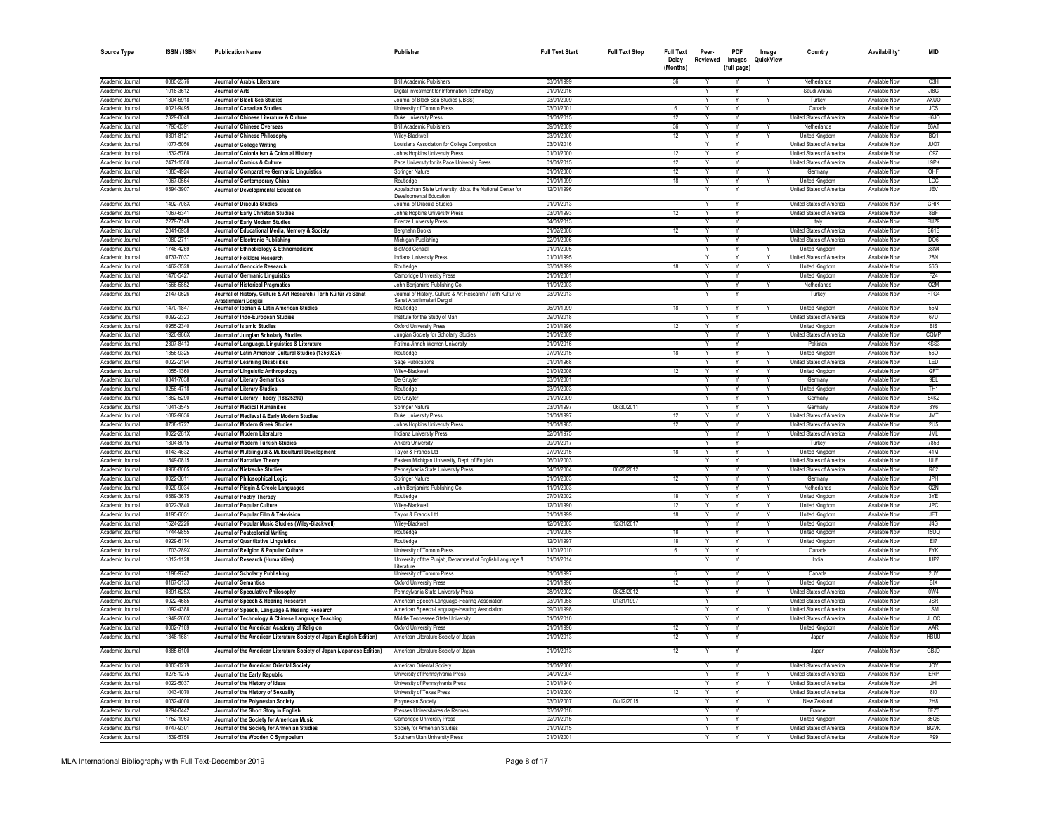| Source Type | ISSN / ISBN | Publication Name | Publisher | Full Text Start | Full Text Stop | Full Text Delay (Months) | Peer-Reviewed | PDF Images (full page) | Image QuickView | Country | Availability* | MID |
|---|---|---|---|---|---|---|---|---|---|---|---|---|
| Academic Journal | 0085-2376 | Journal of Arabic Literature | Brill Academic Publishers | 03/01/1999 | | 36 | Y | Y | Y | Netherlands | Available Now | C3H |
| Academic Journal | 1018-3612 | Journal of Arts | Digital Investment for Information Technology | 01/01/2016 | | | Y | Y | | Saudi Arabia | Available Now | JI8G |
| Academic Journal | 1304-6918 | Journal of Black Sea Studies | Journal of Black Sea Studies (JBSS) | 03/01/2009 | | | Y | Y | Y | Turkey | Available Now | AXUO |
| Academic Journal | 0021-9495 | Journal of Canadian Studies | University of Toronto Press | 03/01/2001 | | 6 | Y | Y | | Canada | Available Now | JCS |
| Academic Journal | 2329-0048 | Journal of Chinese Literature & Culture | Duke University Press | 01/01/2015 | | 12 | Y | Y | | United States of America | Available Now | H6JO |
| Academic Journal | 1793-0391 | Journal of Chinese Overseas | Brill Academic Publishers | 09/01/2009 | | 36 | Y | Y | Y | Netherlands | Available Now | 86AT |
| Academic Journal | 0301-8121 | Journal of Chinese Philosophy | Wiley-Blackwell | 03/01/2000 | | 12 | Y | Y | Y | United Kingdom | Available Now | BQ1 |
| Academic Journal | 1077-5056 | Journal of College Writing | Louisiana Association for College Composition | 03/01/2016 | | | Y | Y | | United States of America | Available Now | JUO7 |
| Academic Journal | 1532-5768 | Journal of Colonialism & Colonial History | Johns Hopkins University Press | 01/01/2000 | | 12 | Y | Y | | United States of America | Available Now | O9Z |
| Academic Journal | 2471-1500 | Journal of Comics & Culture | Pace University for its Pace University Press | 01/01/2015 | | 12 | Y | Y | | United States of America | Available Now | L9PK |
| Academic Journal | 1383-4924 | Journal of Comparative Germanic Linguistics | Springer Nature | 01/01/2000 | | 12 | Y | Y | Y | Germany | Available Now | OHF |
| Academic Journal | 1067-0564 | Journal of Contemporary China | Routledge | 01/01/1999 | | 18 | Y | Y | Y | United Kingdom | Available Now | LCC |
| Academic Journal | 0894-3907 | Journal of Developmental Education | Appalachian State University, d.b.a. the National Center for Developmental Education | 12/01/1996 | | | Y | Y | | United States of America | Available Now | JEV |
| Academic Journal | 1492-708X | Journal of Dracula Studies | Journal of Dracula Studies | 01/01/2013 | | | Y | Y | | United States of America | Available Now | GRIK |
| Academic Journal | 1067-6341 | Journal of Early Christian Studies | Johns Hopkins University Press | 03/01/1993 | | 12 | Y | Y | | United States of America | Available Now | 8BF |
| Academic Journal | 2279-7149 | Journal of Early Modern Studies | Firenze University Press | 04/01/2013 | | | Y | Y | | Italy | Available Now | FUZ9 |
| Academic Journal | 2041-6938 | Journal of Educational Media, Memory & Society | Berghahn Books | 01/02/2008 | | 12 | Y | Y | | United States of America | Available Now | B61B |
| Academic Journal | 1080-2711 | Journal of Electronic Publishing | Michigan Publishing | 02/01/2006 | | | Y | Y | | United States of America | Available Now | DO6 |
| Academic Journal | 1746-4269 | Journal of Ethnobiology & Ethnomedicine | BioMed Central | 01/01/2005 | | | Y | Y | Y | United Kingdom | Available Now | 38N4 |
| Academic Journal | 0737-7037 | Journal of Folklore Research | Indiana University Press | 01/01/1995 | | | Y | Y | Y | United States of America | Available Now | 28N |
| Academic Journal | 1462-3528 | Journal of Genocide Research | Routledge | 03/01/1999 | | 18 | Y | Y | Y | United Kingdom | Available Now | 56G |
| Academic Journal | 1470-5427 | Journal of Germanic Linguistics | Cambridge University Press | 01/01/2001 | | | Y | Y | | United Kingdom | Available Now | FZ4 |
| Academic Journal | 1566-5852 | Journal of Historical Pragmatics | John Benjamins Publishing Co. | 11/01/2003 | | | Y | Y | Y | Netherlands | Available Now | O2M |
| Academic Journal | 2147-0626 | Journal of History, Culture & Art Research / Tarih Kültür ve Sanat Arastirmalari Dergisi | Journal of History, Culture & Art Research / Tarih Kultur ve Sanat Arastirmalari Dergisi | 03/01/2013 | | | Y | Y | | Turkey | Available Now | FTG4 |
| Academic Journal | 1470-1847 | Journal of Iberian & Latin American Studies | Routledge | 06/01/1999 | | 18 | Y | Y | Y | United Kingdom | Available Now | 55M |
| Academic Journal | 0092-2323 | Journal of Indo-European Studies | Institute for the Study of Man | 09/01/2018 | | | Y | Y | | United States of America | Available Now | 67U |
| Academic Journal | 0955-2340 | Journal of Islamic Studies | Oxford University Press | 01/01/1996 | | 12 | Y | Y | | United Kingdom | Available Now | BIS |
| Academic Journal | 1920-986X | Journal of Jungian Scholarly Studies | Jungian Society for Scholarly Studies | 01/01/2009 | | | Y | Y | Y | United States of America | Available Now | CQMP |
| Academic Journal | 2307-8413 | Journal of Language, Linguistics & Literature | Fatima Jinnah Women University | 01/01/2016 | | | Y | Y | | Pakistan | Available Now | KSS3 |
| Academic Journal | 1356-9325 | Journal of Latin American Cultural Studies (13569325) | Routledge | 07/01/2015 | | 18 | Y | Y | Y | United Kingdom | Available Now | 56O |
| Academic Journal | 0022-2194 | Journal of Learning Disabilities | Sage Publications | 01/01/1968 | | | Y | Y | Y | United States of America | Available Now | LED |
| Academic Journal | 1055-1360 | Journal of Linguistic Anthropology | Wiley-Blackwell | 01/01/2008 | | 12 | Y | Y | Y | United Kingdom | Available Now | GFT |
| Academic Journal | 0341-7638 | Journal of Literary Semantics | De Gruyter | 03/01/2001 | | | Y | Y | Y | Germany | Available Now | 9EL |
| Academic Journal | 0256-4718 | Journal of Literary Studies | Routledge | 03/01/2003 | | | Y | Y | Y | United Kingdom | Available Now | TH1 |
| Academic Journal | 1862-5290 | Journal of Literary Theory (18625290) | De Gruyter | 01/01/2009 | | | Y | Y | Y | Germany | Available Now | 54K2 |
| Academic Journal | 1041-3545 | Journal of Medical Humanities | Springer Nature | 03/01/1997 | 06/30/2011 | | Y | Y | Y | Germany | Available Now | 3Y6 |
| Academic Journal | 1082-9636 | Journal of Medieval & Early Modern Studies | Duke University Press | 01/01/1997 | | 12 | Y | Y | Y | United States of America | Available Now | JMT |
| Academic Journal | 0738-1727 | Journal of Modern Greek Studies | Johns Hopkins University Press | 01/01/1983 | | 12 | Y | Y | | United States of America | Available Now | 2U5 |
| Academic Journal | 0022-281X | Journal of Modern Literature | Indiana University Press | 02/01/1975 | | | Y | Y | Y | United States of America | Available Now | JML |
| Academic Journal | 1304-8015 | Journal of Modern Turkish Studies | Ankara University | 09/01/2017 | | | Y | Y | | Turkey | Available Now | 78S3 |
| Academic Journal | 0143-4632 | Journal of Multilingual & Multicultural Development | Taylor & Francis Ltd | 07/01/2015 | | 18 | Y | Y | Y | United Kingdom | Available Now | 41M |
| Academic Journal | 1549-0815 | Journal of Narrative Theory | Eastern Michigan University, Dept. of English | 06/01/2003 | | | Y | Y | | United States of America | Available Now | ULF |
| Academic Journal | 0968-8005 | Journal of Nietzsche Studies | Pennsylvania State University Press | 04/01/2004 | 06/25/2012 | | Y | Y | Y | United States of America | Available Now | R62 |
| Academic Journal | 0022-3611 | Journal of Philosophical Logic | Springer Nature | 01/01/2003 | | 12 | Y | Y | Y | Germany | Available Now | JPH |
| Academic Journal | 0920-9034 | Journal of Pidgin & Creole Languages | John Benjamins Publishing Co. | 11/01/2003 | | | Y | Y | Y | Netherlands | Available Now | O2N |
| Academic Journal | 0889-3675 | Journal of Poetry Therapy | Routledge | 07/01/2002 | | 18 | Y | Y | Y | United Kingdom | Available Now | 3YE |
| Academic Journal | 0022-3840 | Journal of Popular Culture | Wiley-Blackwell | 12/01/1990 | | 12 | Y | Y | Y | United Kingdom | Available Now | JPC |
| Academic Journal | 0195-6051 | Journal of Popular Film & Television | Taylor & Francis Ltd | 01/01/1999 | | 18 | Y | Y | Y | United Kingdom | Available Now | JFT |
| Academic Journal | 1524-2226 | Journal of Popular Music Studies (Wiley-Blackwell) | Wiley-Blackwell | 12/01/2003 | 12/31/2017 | | Y | Y | Y | United Kingdom | Available Now | J4G |
| Academic Journal | 1744-9855 | Journal of Postcolonial Writing | Routledge | 01/01/2005 | | 18 | Y | Y | Y | United Kingdom | Available Now | 15UQ |
| Academic Journal | 0929-6174 | Journal of Quantitative Linguistics | Routledge | 12/01/1997 | | 18 | Y | Y | Y | United Kingdom | Available Now | EI7 |
| Academic Journal | 1703-289X | Journal of Religion & Popular Culture | University of Toronto Press | 11/01/2010 | | 6 | Y | Y | | Canada | Available Now | FYK |
| Academic Journal | 1812-1128 | Journal of Research (Humanities) | University of the Punjab, Department of English Language & Literature | 01/01/2014 | | | Y | Y | | India | Available Now | JUPZ |
| Academic Journal | 1198-9742 | Journal of Scholarly Publishing | University of Toronto Press | 01/01/1997 | | 6 | Y | Y | Y | Canada | Available Now | 2UY |
| Academic Journal | 0167-5133 | Journal of Semantics | Oxford University Press | 01/01/1996 | | 12 | Y | Y | Y | United Kingdom | Available Now | BIX |
| Academic Journal | 0891-625X | Journal of Speculative Philosophy | Pennsylvania State University Press | 08/01/2002 | 06/25/2012 | | Y | Y | Y | United States of America | Available Now | 0W4 |
| Academic Journal | 0022-4685 | Journal of Speech & Hearing Research | American Speech-Language-Hearing Association | 03/01/1958 | 01/31/1997 | | Y | | | United States of America | Available Now | JSR |
| Academic Journal | 1092-4388 | Journal of Speech, Language & Hearing Research | American Speech-Language-Hearing Association | 09/01/1998 | | | Y | Y | Y | United States of America | Available Now | 1SM |
| Academic Journal | 1949-260X | Journal of Technology & Chinese Language Teaching | Middle Tennessee State University | 01/01/2010 | | | Y | Y | | United States of America | Available Now | JUOC |
| Academic Journal | 0002-7189 | Journal of the American Academy of Religion | Oxford University Press | 01/01/1996 | | 12 | Y | Y | | United Kingdom | Available Now | AAR |
| Academic Journal | 1348-1681 | Journal of the American Literature Society of Japan (English Edition) | American Literature Society of Japan | 01/01/2013 | | 12 | Y | Y | | Japan | Available Now | HBUU |
| Academic Journal | 0385-6100 | Journal of the American Literature Society of Japan (Japanese Edition) | American Literature Society of Japan | 01/01/2013 | | 12 | Y | Y | | Japan | Available Now | GBJD |
| Academic Journal | 0003-0279 | Journal of the American Oriental Society | American Oriental Society | 01/01/2000 | | | Y | Y | | United States of America | Available Now | JOY |
| Academic Journal | 0275-1275 | Journal of the Early Republic | University of Pennsylvania Press | 04/01/2004 | | | Y | Y | Y | United States of America | Available Now | ERP |
| Academic Journal | 0022-5037 | Journal of the History of Ideas | University of Pennsylvania Press | 01/01/1940 | | | Y | Y | Y | United States of America | Available Now | JHI |
| Academic Journal | 1043-4070 | Journal of the History of Sexuality | University of Texas Press | 01/01/2000 | | 12 | Y | Y | | United States of America | Available Now | 8I0 |
| Academic Journal | 0032-4000 | Journal of the Polynesian Society | Polynesian Society | 03/01/2007 | 04/12/2015 | | Y | Y | Y | New Zealand | Available Now | 2H8 |
| Academic Journal | 0294-0442 | Journal of the Short Story in English | Presses Universitaires de Rennes | 03/01/2018 | | | Y | Y | | France | Available Now | 6EZ3 |
| Academic Journal | 1752-1963 | Journal of the Society for American Music | Cambridge University Press | 02/01/2015 | | | Y | Y | | United Kingdom | Available Now | 85QS |
| Academic Journal | 0747-9301 | Journal of the Society for Armenian Studies | Society for Armenian Studies | 01/01/2015 | | | Y | Y | | United States of America | Available Now | BGVK |
| Academic Journal | 1539-5758 | Journal of the Wooden O Symposium | Southern Utah University Press | 01/01/2001 | | | Y | Y | Y | United States of America | Available Now | P99 |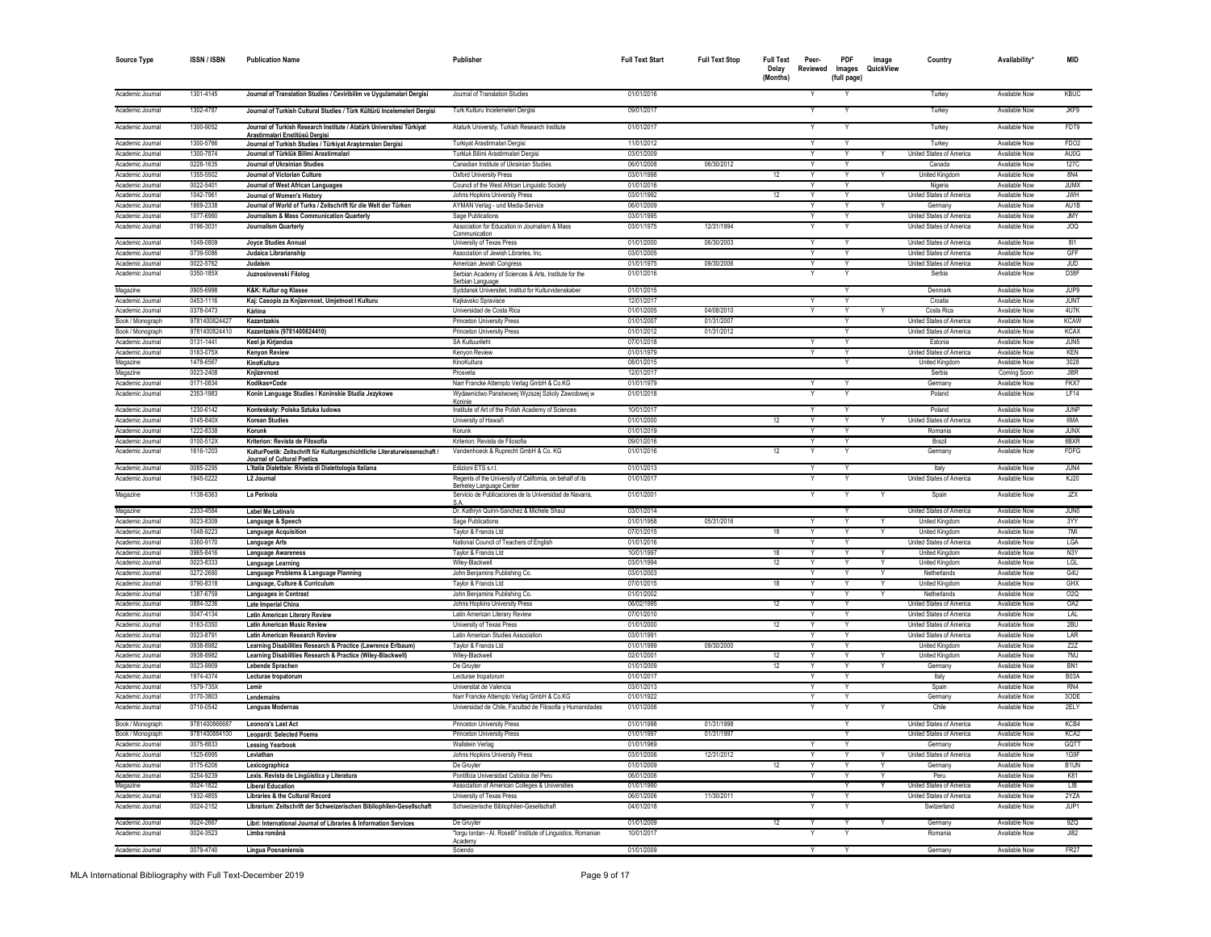| Source Type | ISSN / ISBN | Publication Name | Publisher | Full Text Start | Full Text Stop | Full Text Delay (Months) | Peer-Reviewed | PDF Images (full page) | Image QuickView | Country | Availability* | MID |
|---|---|---|---|---|---|---|---|---|---|---|---|---|
| Academic Journal | 1301-4145 | Journal of Translation Studies / Ceviribilim ve Uygulamalari Dergisi | Journal of Translation Studies | 01/01/2016 | | | Y | Y | | Turkey | Available Now | KBUC |
| Academic Journal | 1302-4787 | Journal of Turkish Cultural Studies / Türk Kültürü İncelemeleri Dergisi | Turk Kulturu Incelemeleri Dergisi | 09/01/2017 | | | Y | Y | | Turkey | Available Now | JKF9 |
| Academic Journal | 1300-9052 | Journal of Turkish Research Institute / Atatürk Üniversitesi Türkiyat Arastirmalari Enstitüsü Dergisi | Ataturk University, Turkish Research Institute | 01/01/2017 | | | Y | Y | | Turkey | Available Now | FDT9 |
| Academic Journal | 1300-5766 | Journal of Turkish Studies / Türkiyat Araştırmaları Dergisi | Turkiyat Arastirmalari Dergisi | 11/01/2012 | | | Y | Y | | Turkey | Available Now | FDO2 |
| Academic Journal | 1300-7874 | Journal of Türklük Bilimi Arastirmalari | Turkluk Bilimi Arastirmalari Dergisi | 03/01/2009 | | | Y | Y | Y | United States of America | Available Now | AU0G |
| Academic Journal | 0228-1635 | Journal of Ukrainian Studies | Canadian Institute of Ukrainian Studies | 06/01/2008 | 06/30/2012 | | Y | Y | | Canada | Available Now | 127C |
| Academic Journal | 1355-5502 | Journal of Victorian Culture | Oxford University Press | 03/01/1998 | | 12 | Y | Y | Y | United Kingdom | Available Now | 8N4 |
| Academic Journal | 0022-5401 | Journal of West African Languages | Council of the West African Linguistic Society | 01/01/2016 | | | Y | Y | | Nigeria | Available Now | JUMX |
| Academic Journal | 1042-7961 | Journal of Women's History | Johns Hopkins University Press | 03/01/1992 | | 12 | Y | Y | | United States of America | Available Now | JWH |
| Academic Journal | 1869-2338 | Journal of World of Turks / Zeitschrift für die Welt der Türken | AYMAN Verlag - und Media-Service | 06/01/2009 | | | Y | Y | Y | Germany | Available Now | AU1B |
| Academic Journal | 1077-6990 | Journalism & Mass Communication Quarterly | Sage Publications | 03/01/1995 | | | Y | Y | | United States of America | Available Now | JMY |
| Academic Journal | 0196-3031 | Journalism Quarterly | Association for Education in Journalism & Mass Communication | 03/01/1975 | 12/31/1994 | | Y | Y | | United States of America | Available Now | JOQ |
| Academic Journal | 1049-0809 | Joyce Studies Annual | University of Texas Press | 01/01/2000 | 06/30/2003 | | Y | Y | | United States of America | Available Now | 8I1 |
| Academic Journal | 0739-5086 | Judaica Librarianship | Association of Jewish Libraries, Inc. | 03/01/2005 | | | Y | Y | | United States of America | Available Now | GFF |
| Academic Journal | 0022-5762 | Judaism | American Jewish Congress | 01/01/1975 | 09/30/2006 | | Y | Y | | United States of America | Available Now | JUD |
| Academic Journal | 0350-185X | Juznoslovenski Filolog | Serbian Academy of Sciences & Arts, Institute for the Serbian Language | 01/01/2016 | | | Y | Y | | Serbia | Available Now | D38F |
| Magazine | 0905-6998 | K&K: Kultur og Klasse | Syddansk Universitet, Institut for Kulturvidenskaber | 01/01/2015 | | | | Y | | Denmark | Available Now | JUP9 |
| Academic Journal | 0453-1116 | Kaj: Casopis za Knjizevnost, Umjetnost I Kulturu | Kajkavsko Spravisce | 12/01/2017 | | | Y | Y | | Croatia | Available Now | JUNT |
| Academic Journal | 0378-0473 | Káñina | Universidad de Costa Rica | 01/01/2005 | 04/08/2010 | | Y | Y | Y | Costa Rica | Available Now | 4U7K |
| Book / Monograph | 9781400824427 | Kazantzakis | Princeton University Press | 01/01/2007 | 01/31/2007 | | | Y | | United States of America | Available Now | KCAW |
| Book / Monograph | 9781400824410 | Kazantzakis (9781400824410) | Princeton University Press | 01/01/2012 | 01/31/2012 | | | Y | | United States of America | Available Now | KCAX |
| Academic Journal | 0131-1441 | Keel ja Kirjandus | SA Kultuurileht | 07/01/2018 | | | Y | Y | | Estonia | Available Now | JUN5 |
| Academic Journal | 0163-075X | Kenyon Review | Kenyon Review | 01/01/1979 | | | Y | Y | | United States of America | Available Now | KEN |
| Magazine | 1478-6567 | KinoKultura | KinoKultura | 08/01/2015 | | | | Y | | United Kingdom | Available Now | 3028 |
| Magazine | 0023-2408 | Knjizevnost | Prosveta | 12/01/2017 | | | | | | Serbia | Coming Soon | JI8R |
| Academic Journal | 0171-0834 | Kodikas=Code | Narr Francke Attempto Verlag GmbH & Co.KG | 01/01/1979 | | | Y | Y | | Germany | Available Now | FKX7 |
| Academic Journal | 2353-1983 | Konin Language Studies / Koninskie Studia Jezykowe | Wydawnictwo Panstwowej Wyzszej Szkoly Zawodowej w Koninie | 01/01/2018 | | | Y | Y | | Poland | Available Now | LF14 |
| Academic Journal | 1230-6142 | Konteksty: Polska Sztuka ludowa | Institute of Art of the Polish Academy of Sciences | 10/01/2017 | | | Y | Y | | Poland | Available Now | JUNP |
| Academic Journal | 0145-840X | Korean Studies | University of Hawai'i | 01/01/2000 | | 12 | Y | Y | Y | United States of America | Available Now | 6MA |
| Academic Journal | 1222-8338 | Korunk | Korunk | 01/01/2019 | | | Y | Y | | Romania | Available Now | JUNX |
| Academic Journal | 0100-512X | Kriterion: Revista de Filosofia | Kriterion: Revista de Filosofia | 09/01/2016 | | | Y | Y | | Brazil | Available Now | 6BXR |
| Academic Journal | 1616-1203 | KulturPoetik: Zeitschrift für Kulturgeschichtliche Literaturwissenschaft / Journal of Cultural Poetics | Vandenhoeck & Ruprecht GmbH & Co. KG | 01/01/2016 | | 12 | Y | Y | | Germany | Available Now | FDFG |
| Academic Journal | 0085-2295 | L'Italia Dialettale: Rivista di Dialettologia Italiana | Edizioni ETS s.r.l. | 01/01/2013 | | | Y | Y | | Italy | Available Now | JUN4 |
| Academic Journal | 1945-0222 | L2 Journal | Regents of the University of California, on behalf of its Berkeley Language Center | 01/01/2017 | | | Y | Y | | United States of America | Available Now | KJ20 |
| Magazine | 1138-6363 | La Perinola | Servicio de Publicaciones de la Universidad de Navarra, S.A. | 01/01/2001 | | | Y | Y | Y | Spain | Available Now | JZX |
| Magazine | 2333-4584 | Label Me Latina/o | Dr. Kathryn Quinn-Sanchez & Michele Shaul | 03/01/2014 | | | | Y | | United States of America | Available Now | JUN0 |
| Academic Journal | 0023-8309 | Language & Speech | Sage Publications | 01/01/1958 | 05/31/2016 | | Y | Y | Y | United Kingdom | Available Now | 3YY |
| Academic Journal | 1048-9223 | Language Acquisition | Taylor & Francis Ltd | 07/01/2015 | | 18 | Y | Y | Y | United Kingdom | Available Now | 7MI |
| Academic Journal | 0360-9170 | Language Arts | National Council of Teachers of English | 01/01/2016 | | | Y | Y | | United States of America | Available Now | LGA |
| Academic Journal | 0965-8416 | Language Awareness | Taylor & Francis Ltd | 10/01/1997 | | 18 | Y | Y | Y | United Kingdom | Available Now | N3Y |
| Academic Journal | 0023-8333 | Language Learning | Wiley-Blackwell | 03/01/1994 | | 12 | Y | Y | Y | United Kingdom | Available Now | LGL |
| Academic Journal | 0272-2690 | Language Problems & Language Planning | John Benjamins Publishing Co. | 03/01/2003 | | | Y | Y | Y | Netherlands | Available Now | G4U |
| Academic Journal | 0790-8318 | Language, Culture & Curriculum | Taylor & Francis Ltd | 07/01/2015 | | 18 | Y | Y | Y | United Kingdom | Available Now | GHX |
| Academic Journal | 1387-6759 | Languages in Contrast | John Benjamins Publishing Co. | 01/01/2002 | | | Y | Y | Y | Netherlands | Available Now | O2Q |
| Academic Journal | 0884-3236 | Late Imperial China | Johns Hopkins University Press | 06/02/1995 | | 12 | Y | Y | | United States of America | Available Now | OA2 |
| Academic Journal | 0047-4134 | Latin American Literary Review | Latin American Literary Review | 07/01/2010 | | | Y | Y | | United States of America | Available Now | LAL |
| Academic Journal | 0163-0350 | Latin American Music Review | University of Texas Press | 01/01/2000 | | 12 | Y | Y | | United States of America | Available Now | 2BU |
| Academic Journal | 0023-8791 | Latin American Research Review | Latin American Studies Association | 03/01/1991 | | | Y | Y | | United States of America | Available Now | LAR |
| Academic Journal | 0938-8982 | Learning Disabilities Research & Practice (Lawrence Erlbaum) | Taylor & Francis Ltd | 01/01/1999 | 09/30/2000 | | Y | Y | | United Kingdom | Available Now | Z2Z |
| Academic Journal | 0938-8982 | Learning Disabilities Research & Practice (Wiley-Blackwell) | Wiley-Blackwell | 02/01/2001 | | 12 | Y | Y | Y | United Kingdom | Available Now | 7MJ |
| Academic Journal | 0023-9909 | Lebende Sprachen | De Gruyter | 01/01/2009 | | 12 | Y | Y | Y | Germany | Available Now | BN1 |
| Academic Journal | 1974-4374 | Lecturae tropatorum | Lecturae tropatorum | 01/01/2017 | | | Y | Y | | Italy | Available Now | B03A |
| Academic Journal | 1579-735X | Lemir | Universitat de Valencia | 03/01/2013 | | | Y | Y | | Spain | Available Now | RN4 |
| Academic Journal | 0170-3803 | Lendemains | Narr Francke Attempto Verlag GmbH & Co.KG | 01/01/1922 | | | Y | Y | | Germany | Available Now | 3ODE |
| Academic Journal | 0716-0542 | Lenguas Modernas | Universidad de Chile, Facultad de Filosofia y Humanidades | 01/01/2006 | | | Y | Y | Y | Chile | Available Now | 2ELY |
| Book / Monograph | 9781400866687 | Leonora's Last Act | Princeton University Press | 01/01/1998 | 01/31/1998 | | | Y | | United States of America | Available Now | KCB4 |
| Book / Monograph | 9781400884100 | Leopardi: Selected Poems | Princeton University Press | 01/01/1997 | 01/31/1997 | | | Y | | United States of America | Available Now | KCA2 |
| Academic Journal | 0075-8833 | Lessing Yearbook | Wallstein Verlag | 01/01/1969 | | | Y | Y | | Germany | Available Now | GQTT |
| Academic Journal | 1525-6995 | Leviathan | Johns Hopkins University Press | 03/01/2006 | 12/31/2012 | | Y | Y | Y | United States of America | Available Now | 1G9F |
| Academic Journal | 0175-6206 | Lexicographica | De Gruyter | 01/01/2009 | | 12 | Y | Y | Y | Germany | Available Now | B1UN |
| Academic Journal | 0254-9239 | Lexis. Revista de Lingüística y Literatura | Pontificia Universidad Catolica del Peru | 06/01/2006 | | | Y | Y | Y | Peru | Available Now | K81 |
| Magazine | 0024-1822 | Liberal Education | Association of American Colleges & Universities | 01/01/1990 | | | | Y | Y | United States of America | Available Now | LIB |
| Academic Journal | 1932-4855 | Libraries & the Cultural Record | University of Texas Press | 06/01/2006 | 11/30/2011 | | Y | Y | | United States of America | Available Now | 2YZA |
| Academic Journal | 0024-2152 | Librarium: Zeitschrift der Schweizerischen Bibliophilen-Gesellschaft | Schweizerische Bibliophilen-Gesellschaft | 04/01/2018 | | | Y | Y | | Switzerland | Available Now | JUP1 |
| Academic Journal | 0024-2667 | Libri: International Journal of Libraries & Information Services | De Gruyter | 01/01/2009 | | 12 | Y | Y | Y | Germany | Available Now | 9ZQ |
| Academic Journal | 0024-3523 | Limba română | "Iorgu Iordan - Al. Rosetti" Institute of Linguistics, Romanian Academy | 10/01/2017 | | | Y | Y | | Romania | Available Now | JI82 |
| Academic Journal | 0079-4740 | Lingua Posnaniensis | Sciendo | 01/01/2009 | | | Y | Y | | Germany | Available Now | FR27 |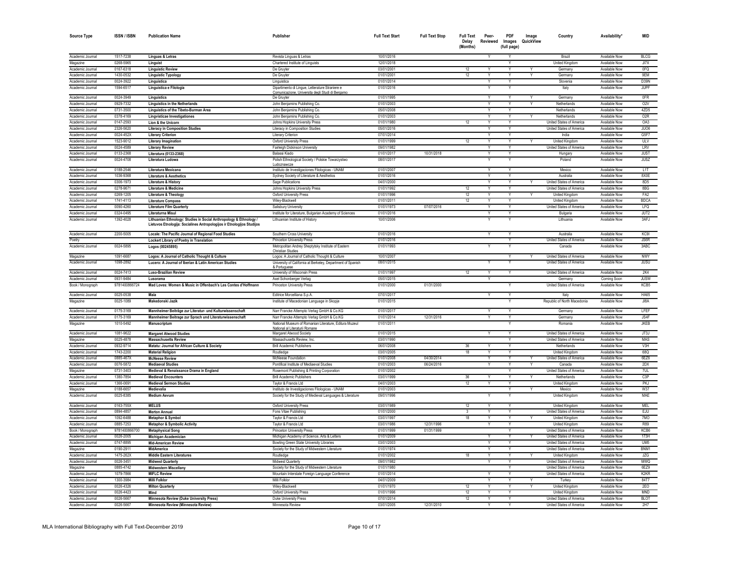| Source Type | ISSN / ISBN | Publication Name | Publisher | Full Text Start | Full Text Stop | Full Text Delay (Months) | Peer-Reviewed | PDF Images (full page) | Image QuickView | Country | Availability* | MID |
|---|---|---|---|---|---|---|---|---|---|---|---|---|
| Academic Journal | 1517-7238 | **Linguas & Letras** | Revista Linguas & Letras | 10/01/2016 | | | Y | Y | | Brazil | Available Now | BLCG |
| Magazine | 0268-5965 | **Linguist** | Chartered Institute of Linguists | 12/01/2018 | | | | Y | | United Kingdom | Available Now | JI7X |
| Academic Journal | 0167-6318 | **Linguistic Review** | De Gruyter | 03/01/2001 | | 12 | Y | Y | Y | Germany | Available Now | 0FQ |
| Academic Journal | 1430-0532 | **Linguistic Typology** | De Gruyter | 01/01/2001 | | 12 | Y | Y | Y | Germany | Available Now | 9EM |
| Academic Journal | 0024-3922 | **Linguistica** | Linguistica | 01/01/2014 | | | Y | Y | | Slovenia | Available Now | D39N |
| Academic Journal | 1594-6517 | **Linguistica e Filologia** | Dipartimento di Lingue, Letterature Straniere e Comunicazione, Universita degli Studi di Bergamo | 01/01/2016 | | | Y | Y | | Italy | Available Now | JUPF |
| Academic Journal | 0024-3949 | **Linguistics** | De Gruyter | 01/01/1995 | | | Y | Y | Y | Germany | Available Now | 0FR |
| Academic Journal | 0929-7332 | **Linguistics in the Netherlands** | John Benjamins Publishing Co. | 01/01/2003 | | | Y | Y | Y | Netherlands | Available Now | O2V |
| Academic Journal | 0731-3500 | **Linguistics of the Tibeto-Burman Area** | John Benjamins Publishing Co. | 05/01/2008 | | | Y | Y | | Netherlands | Available Now | 4ZD5 |
| Academic Journal | 0378-4169 | **Lingvisticae Investigationes** | John Benjamins Publishing Co. | 01/01/2003 | | | Y | Y | Y | Netherlands | Available Now | O2R |
| Academic Journal | 0147-2593 | **Lion & the Unicorn** | Johns Hopkins University Press | 01/01/1980 | | 12 | Y | Y | | United States of America | Available Now | OA3 |
| Academic Journal | 2326-5620 | **Literacy in Composition Studies** | Literacy in Composition Studies | 05/01/2016 | | | Y | Y | | United States of America | Available Now | JUO6 |
| Academic Journal | 0024-452X | **Literary Criterion** | Literary Criterion | 07/01/2014 | | | Y | Y | | India | Available Now | G5F7 |
| Academic Journal | 1523-9012 | **Literary Imagination** | Oxford University Press | 01/01/1999 | | 12 | Y | Y | Y | United Kingdom | Available Now | ULV |
| Academic Journal | 0024-4589 | **Literary Review** | Fairleigh Dickinson University | 09/01/1982 | | | Y | Y | | United States of America | Available Now | LRV |
| Academic Journal | 0133-2368 | **Literatura (0133-2368)** | Balassi Kiado | 01/01/2017 | 10/31/2018 | | Y | Y | | Hungary | Available Now | JUST |
| Academic Journal | 0024-4708 | **Literatura Ludowa** | Polish Ethnological Society / Polskie Towarzystwo Ludoznawcze | 08/01/2017 | | | Y | Y | | Poland | Available Now | JUSZ |
| Academic Journal | 0188-2546 | **Literatura Mexicana** | Instituto de Investigaciones Filologicas - UNAM | 01/01/2007 | | | Y | Y | | Mexico | Available Now | L1T |
| Academic Journal | 1036-9368 | **Literature & Aesthetics** | Sydney Society of Literature & Aesthetics | 01/01/2016 | | | Y | Y | | Australia | Available Now | 8X0E |
| Academic Journal | 0306-1973 | **Literature & History** | Sage Publications | 04/01/2000 | | | Y | Y | Y | United States of America | Available Now | 8D5 |
| Academic Journal | 0278-9671 | **Literature & Medicine** | Johns Hopkins University Press | 01/01/1992 | | 12 | Y | Y | | United States of America | Available Now | 8BG |
| Academic Journal | 0269-1205 | **Literature & Theology** | Oxford University Press | 01/01/1996 | | 12 | Y | Y | Y | United Kingdom | Available Now | FA2 |
| Academic Journal | 1741-4113 | **Literature Compass** | Wiley-Blackwell | 01/01/2011 | | 12 | Y | Y | | United Kingdom | Available Now | BDCA |
| Academic Journal | 0090-4260 | **Literature Film Quarterly** | Salisbury University | 01/01/1973 | 07/07/2016 | | Y | Y | | United States of America | Available Now | LFQ |
| Academic Journal | 0324-0495 | **Literaturna Misul** | Institute for Literature, Bulgarian Academy of Sciences | 01/01/2016 | | | Y | Y | | Bulgaria | Available Now | JUT2 |
| Academic Journal | 1392-4028 | **Lithuanian Ethnology: Studies in Social Anthropology & Ethnology / Lietuvos Etnologija: Socialines Antropologijos ir Etnologijos Studijos** | Lithuanian Institute of History | 10/01/2006 | | | Y | Y | | Lithuania | Available Now | 3AFJ |
| Academic Journal | 2200-5005 | **Locale: The Pacific Journal of Regional Food Studies** | Southern Cross University | 01/01/2016 | | | Y | Y | | Australia | Available Now | KC9I |
| Poetry | | **Lockert Library of Poetry in Translation** | Princeton University Press | 01/01/2016 | | | | Y | | United States of America | Available Now | JS6R |
| Academic Journal | 0024-5895 | **Logos (00245895)** | Metropolitan Andrey Sheptytsky Institute of Eastern Christian Studies | 01/01/1993 | | | Y | Y | | Canada | Available Now | 3ABC |
| Magazine | 1091-6687 | **Logos: A Journal of Catholic Thought & Culture** | Logos: A Journal of Catholic Thought & Culture | 10/01/2007 | | | | Y | Y | United States of America | Available Now | NWY |
| Academic Journal | 1098-2892 | **Lucero: A Journal of Iberian & Latin American Studies** | University of California at Berkeley, Department of Spanish & Portuguese | 08/01/2015 | | | Y | Y | | United States of America | Available Now | JUSU |
| Academic Journal | 0024-7413 | **Luso-Brazilian Review** | University of Wisconsin Press | 01/01/1997 | | 12 | Y | Y | | United States of America | Available Now | 2K4 |
| Academic Journal | 0931-9484 | **Lusorama** | Axel Schonberger Verlag | 05/01/2015 | | | Y | | | Germany | Coming Soon | JUSW |
| Book / Monograph | 9781400866724 | **Mad Loves: Women & Music in Offenbach's Les Contes d'Hoffmann** | Princeton University Press | 01/01/2000 | 01/31/2000 | | | Y | | United States of America | Available Now | KCB5 |
| Academic Journal | 0025-0538 | **Maia** | Editrice Morcelliana S.p.A. | 07/01/2017 | | | Y | Y | | Italy | Available Now | HA65 |
| Magazine | 0025-1089 | **Makedonski Jazik** | Institute of Macedonian Language in Skopje | 01/01/2015 | | | | Y | | Republic of North Macedonia | Available Now | JI8A |
| Academic Journal | 0175-3169 | **Mannheimer Beiträge zur Literatur- und Kulturwissenschaft** | Narr Francke Attempto Verlag GmbH & Co.KG | 01/01/2017 | | | Y | Y | | Germany | Available Now | LFEF |
| Academic Journal | 0175-3169 | **Mannheimer Beitrage zur Sprach und Literaturwissenschaft** | Narr Francke Attempto Verlag GmbH & Co.KG | 01/01/2014 | 12/31/2016 | | Y | Y | | Germany | Available Now | JS4F |
| Magazine | 1010-5492 | **Manuscriptum** | National Museum of Romanian Literature, Editura Muzeul National al Literaturii Romane | 01/01/2011 | | | | Y | | Romania | Available Now | JKEB |
| Academic Journal | 1081-9622 | **Margaret Atwood Studies** | Margaret Atwood Society | 01/01/2015 | | | Y | Y | | United States of America | Available Now | JT3J |
| Magazine | 0025-4878 | **Massachusetts Review** | Massachusetts Review, Inc. | 03/01/1990 | | | | Y | | United States of America | Available Now | MAS |
| Academic Journal | 0932-9714 | **Matatu: Journal for African Culture & Society** | Brill Academic Publishers | 06/01/2008 | | 36 | Y | Y | | Netherlands | Available Now | V3H |
| Academic Journal | 1743-2200 | **Material Religion** | Routledge | 03/01/2005 | | 18 | Y | Y | | United Kingdom | Available Now | 68Q |
| Academic Journal | 0885-467X | **McNeese Review** | McNeese Foundation | 01/01/2008 | 04/30/2014 | | Y | Y | Y | United States of America | Available Now | 6EZ6 |
| Academic Journal | 0076-5872 | **Mediaeval Studies** | Pontifical Institute of Mediaeval Studies | 01/01/2003 | 06/24/2016 | | Y | Y | Y | Canada | Available Now | 2DX |
| Magazine | 0731-3403 | **Medieval & Renaissance Drama in England** | Rosemont Publishing & Printing Corporation | 01/01/2002 | | | | Y | | United States of America | Available Now | 7UL |
| Academic Journal | 1380-7854 | **Medieval Encounters** | Brill Academic Publishers | 03/01/1999 | | 36 | Y | Y | Y | Netherlands | Available Now | C3P |
| Academic Journal | 1366-0691 | **Medieval Sermon Studies** | Taylor & Francis Ltd | 04/01/2003 | | 12 | Y | Y | | United Kingdom | Available Now | PKJ |
| Magazine | 0188-6657 | **Medievalia** | Instituto de Investigaciones Filologicas - UNAM | 01/01/2003 | | | | Y | Y | Mexico | Available Now | W37 |
| Academic Journal | 0025-8385 | **Medium Aevum** | Society for the Study of Medieval Languages & Literature | 09/01/1996 | | | Y | Y | | United Kingdom | Available Now | MAE |
| Academic Journal | 0163-755X | **MELUS** | Oxford University Press | 03/01/1989 | | 12 | Y | Y | | United Kingdom | Available Now | MEL |
| Academic Journal | 0894-4857 | **Merton Annual** | Fons Vitae Publishing | 01/01/2000 | | 3 | Y | Y | | United States of America | Available Now | EJU |
| Academic Journal | 1092-6488 | **Metaphor & Symbol** | Taylor & Francis Ltd | 03/01/1997 | | 18 | Y | Y | Y | United Kingdom | Available Now | 7MO |
| Academic Journal | 0885-7253 | **Metaphor & Symbolic Activity** | Taylor & Francis Ltd | 03/01/1986 | 12/31/1996 | | Y | Y | | United Kingdom | Available Now | R89 |
| Book / Monograph | 9781400866700 | **Metaphysical Song** | Princeton University Press | 01/01/1999 | 01/31/1999 | | | Y | | United States of America | Available Now | KCB6 |
| Academic Journal | 0026-2005 | **Michigan Academician** | Michigan Academy of Science, Arts & Letters | 01/01/2009 | | | Y | Y | Y | United States of America | Available Now | 173H |
| Academic Journal | 0747-8895 | **Mid-American Review** | Bowling Green State University Libraries | 03/01/2003 | | | Y | Y | | United States of America | Available Now | UM5 |
| Magazine | 0190-2911 | **MidAmerica** | Society for the Study of Midwestern Literature | 01/01/1974 | | | Y | Y | | United States of America | Available Now | BNM1 |
| Academic Journal | 1475-262X | **Middle Eastern Literatures** | Routledge | 01/01/2002 | | 18 | Y | Y | Y | United Kingdom | Available Now | JZG |
| Academic Journal | 0026-3451 | **Midwest Quarterly** | Midwest Quarterly | 09/01/1982 | | | Y | Y | | United States of America | Available Now | MWQ |
| Magazine | 0885-4742 | **Midwestern Miscellany** | Society for the Study of Midwestern Literature | 01/01/1980 | | | | Y | | United States of America | Available Now | 6EZ9 |
| Academic Journal | 1079-7866 | **MIFLC Review** | Mountain Interstate Foreign Language Conference | 01/01/2014 | | | Y | Y | | United States of America | Available Now | K2KR |
| Academic Journal | 1300-3984 | **Milli Folklor** | Milli Folklor | 04/01/2009 | | | Y | Y | Y | Turkey | Available Now | 84T7 |
| Academic Journal | 0026-4326 | **Milton Quarterly** | Wiley-Blackwell | 01/01/1970 | | 12 | Y | Y | Y | United Kingdom | Available Now | 2EO |
| Academic Journal | 0026-4423 | **Mind** | Oxford University Press | 01/01/1996 | | 12 | Y | Y | | United Kingdom | Available Now | MND |
| Academic Journal | 0026-5667 | **Minnesota Review (Duke University Press)** | Duke University Press | 07/01/2014 | | 12 | Y | Y | | United States of America | Available Now | BLOT |
| Academic Journal | 0026-5667 | **Minnesota Review (Minnesota Review)** | Minnesota Review | 03/01/2005 | 12/31/2010 | | Y | Y | | United States of America | Available Now | 2H7 |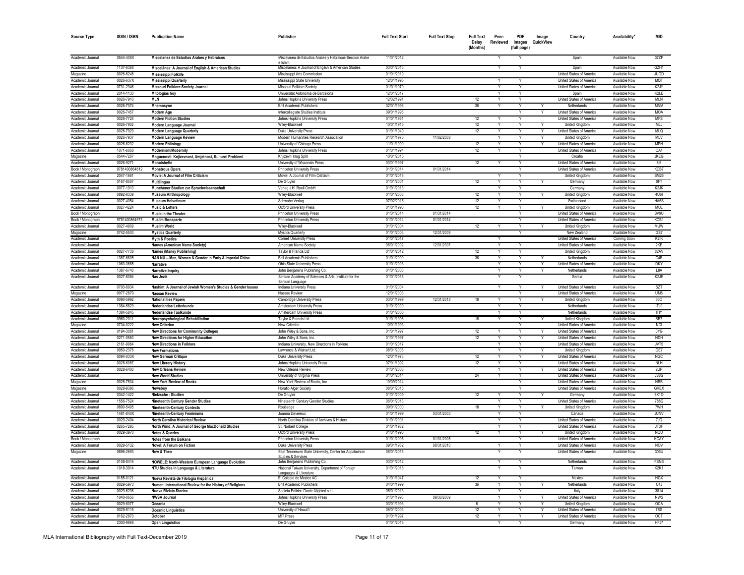| Source Type | ISSN / ISBN | Publication Name | Publisher | Full Text Start | Full Text Stop | Full Text Delay (Months) | Peer-Reviewed | PDF Images (full page) | Image QuickView | Country | Availability* | MID |
|---|---|---|---|---|---|---|---|---|---|---|---|---|
| Academic Journal | 0544-408X | **Miscelanea de Estudios Arabes y Hebraicos** | Miscelanea de Estudios Arabes y Hebraicos-Seccion Arabe e Islam | 11/01/2012 | | | Y | Y | | Spain | Available Now | 37ZP |
| Academic Journal | 1137-6368 | **Miscelánea: A Journal of English & American Studies** | Miscelanea: A Journal of English & American Studies | 03/01/2013 | | | Y | Y | | Spain | Available Now | GZH1 |
| Magazine | 0026-6248 | **Mississippi Folklife** | Mississippi Arts Commission | 01/01/2019 | | | | | | United States of America | Available Now | JUOD |
| Academic Journal | 0026-637X | **Mississippi Quarterly** | Mississippi State University | 12/01/1995 | | | Y | Y | | United States of America | Available Now | MQT |
| Academic Journal | 0731-2946 | **Missouri Folklore Society Journal** | Missouri Folklore Society | 01/01/1979 | | | Y | Y | | United States of America | Available Now | K2JY |
| Academic Journal | 2014-1130 | **Mitologías hoy** | Universitat Autonoma de Barcelona | 12/01/2017 | | | Y | Y | | Spain | Available Now | K2LE |
| Academic Journal | 0026-7910 | **MLN** | Johns Hopkins University Press | 12/02/1991 | | 12 | Y | Y | | United States of America | Available Now | MLN |
| Academic Journal | 0026-7074 | **Mnemosyne** | Brill Academic Publishers | 02/01/1996 | | 36 | Y | Y | Y | Netherlands | Available Now | MNM |
| Academic Journal | 0026-7457 | **Modern Age** | Intercollegiate Studies Institute | 09/01/1996 | | | | Y | Y | United States of America | Available Now | MOA |
| Academic Journal | 0026-7724 | **Modern Fiction Studies** | Johns Hopkins University Press | 01/01/1981 | | 12 | Y | Y | | United States of America | Available Now | MFS |
| Academic Journal | 0026-7902 | **Modern Language Journal** | Wiley-Blackwell | 10/01/1916 | | 12 | Y | Y | Y | United Kingdom | Available Now | MLJ |
| Academic Journal | 0026-7929 | **Modern Language Quarterly** | Duke University Press | 01/01/1940 | | 12 | Y | Y | Y | United States of America | Available Now | MLQ |
| Academic Journal | 0026-7937 | **Modern Language Review** | Modern Humanities Research Association | 01/01/1975 | 11/02/2008 | | Y | Y | Y | United Kingdom | Available Now | MLV |
| Academic Journal | 0026-8232 | **Modern Philology** | University of Chicago Press | 11/01/1990 | | 12 | Y | Y | Y | United States of America | Available Now | MPH |
| Academic Journal | 1071-6068 | **Modernism/Modernity** | Johns Hopkins University Press | 01/01/1994 | | 12 | Y | Y | | United States of America | Available Now | OA4 |
| Magazine | 0544-7267 | **Mogucnosti: Knjizevnost, Umjetnost, Kulturni Problemi** | Knjizevni krug Split | 10/01/2015 | | | | Y | | Croatia | Available Now | JKEG |
| Academic Journal | 0026-9271 | **Monatshefte** | University of Wisconsin Press | 03/01/1997 | | 12 | Y | Y | | United States of America | Available Now | 8I6 |
| Book / Monograph | 9781400864812 | **Monstrous Opera** | Princeton University Press | 01/01/2014 | 01/31/2014 | | | Y | | United States of America | Available Now | KCB7 |
| Academic Journal | 2047-1661 | **Movie: A Journal of Film Criticism** | Movie: A Journal of Film Criticism | 01/01/2015 | | | Y | Y | | United Kingdom | Available Now | BM26 |
| Academic Journal | 0167-8507 | **Multilingua** | De Gruyter | 01/01/2001 | | 12 | Y | Y | Y | Germany | Available Now | 0FT |
| Academic Journal | 0077-1910 | **Munchener Studien zur Sprachwissenschaft** | Verlag J.H. Roell GmbH | 01/01/2013 | | | Y | Y | | Germany | Available Now | K2JK |
| Academic Journal | 0892-8339 | **Museum Anthropology** | Wiley-Blackwell | 01/01/2008 | | 12 | Y | Y | Y | United Kingdom | Available Now | 4U6I |
| Academic Journal | 0027-4054 | **Museum Helveticum** | Schwabe Verlag | 07/02/2015 | | 12 | Y | Y | | Switzerland | Available Now | HA6S |
| Academic Journal | 0027-4224 | **Music & Letters** | Oxford University Press | 01/01/1996 | | 12 | Y | Y | Y | United Kingdom | Available Now | MUL |
| Book / Monograph | | **Music in the Theater** | Princeton University Press | 01/01/2014 | 01/31/2014 | | | Y | | United States of America | Available Now | BV9U |
| Book / Monograph | 9781400864973 | **Muslim Bonaparte** | Princeton University Press | 01/01/2014 | 01/31/2014 | | | Y | | United States of America | Available Now | KCB1 |
| Academic Journal | 0027-4909 | **Muslim World** | Wiley-Blackwell | 01/01/2004 | | 12 | Y | Y | Y | United Kingdom | Available Now | MUW |
| Magazine | 0742-5503 | **Mystics Quarterly** | Mystics Quarterly | 01/01/2003 | 12/31/2009 | | | Y | | New Zealand | Available Now | GS7 |
| Academic Journal | | **Myth & Poetics** | Cornell University Press | 01/01/2017 | | | Y | | | United States of America | Coming Soon | K2IK |
| Academic Journal | | **Names (American Name Society)** | American Name Society | 06/01/2002 | 12/31/2007 | | Y | Y | | United States of America | Available Now | 2KE |
| Academic Journal | 0027-7738 | **Names (Maney Publishing)** | Taylor & Francis Ltd | 01/01/2012 | | 12 | Y | Y | | United Kingdom | Available Now | 82AV |
| Academic Journal | 1387-6805 | **NAN NU -- Men, Women & Gender in Early & Imperial China** | Brill Academic Publishers | 01/01/2000 | | 36 | Y | Y | Y | Netherlands | Available Now | C4B |
| Academic Journal | 1063-3685 | **Narrative** | Ohio State University Press | 01/01/2003 | | | Y | Y | Y | United States of America | Available Now | DKY |
| Academic Journal | 1387-6740 | **Narrative Inquiry** | John Benjamins Publishing Co. | 01/01/2003 | | | Y | Y | Y | Netherlands | Available Now | L8A |
| Academic Journal | 0027-8084 | **Nas Jezik** | Serbian Academy of Sciences & Arts, Institute for the Serbian Language | 01/01/2016 | | | Y | Y | | Serbia | Available Now | K2JE |
| Academic Journal | 0793-8934 | **Nashim: A Journal of Jewish Women's Studies & Gender Issues** | Indiana University Press | 01/01/2004 | | | Y | Y | Y | United States of America | Available Now | SZT |
| Magazine | 0077-2879 | **Nassau Review** | Nassau Review | 12/01/2003 | | | | Y | | United States of America | Available Now | UM8 |
| Academic Journal | 0090-5992 | **Nationalities Papers** | Cambridge University Press | 03/01/1999 | 12/31/2018 | 18 | Y | Y | Y | United Kingdom | Available Now | 55O |
| Academic Journal | 1384-5829 | **Nederlandse Letterkunde** | Amsterdam University Press | 01/01/2000 | | | Y | Y | | Netherlands | Available Now | ITJ0 |
| Academic Journal | 1384-5845 | **Nederlandse Taalkunde** | Amsterdam University Press | 01/01/2000 | | | Y | Y | | Netherlands | Available Now | ITIY |
| Academic Journal | 0960-2011 | **Neuropsychological Rehabilitation** | Taylor & Francis Ltd | 01/01/1996 | | 18 | Y | Y | Y | United Kingdom | Available Now | BB7 |
| Magazine | 0734-0222 | **New Criterion** | New Criterion | 10/01/1993 | | | | Y | | United States of America | Available Now | NCI |
| Academic Journal | 0194-3081 | **New Directions for Community Colleges** | John Wiley & Sons, Inc. | 01/01/1997 | | 12 | Y | Y | Y | United States of America | Available Now | 0YG |
| Academic Journal | 0271-0560 | **New Directions for Higher Education** | John Wiley & Sons, Inc. | 01/01/1997 | | 12 | Y | Y | Y | United States of America | Available Now | NDH |
| Academic Journal | 2161-9964 | **New Directions in Folklore** | Indiana University, New Directions in Folklore | 01/01/2017 | | | Y | Y | | United States of America | Available Now | JVT5 |
| Academic Journal | 0950-2378 | **New Formations** | Lawrence & Wishart Ltd. | 08/01/2006 | | | Y | Y | Y | United Kingdom | Available Now | QE7 |
| Academic Journal | 0094-033X | **New German Critique** | Duke University Press | 12/01/1973 | | 12 | Y | Y | Y | United States of America | Available Now | NGC |
| Academic Journal | 0028-6087 | **New Literary History** | Johns Hopkins University Press | 07/01/1992 | | 12 | Y | Y | | United States of America | Available Now | NLH |
| Academic Journal | 0028-6400 | **New Orleans Review** | New Orleans Review | 01/01/2005 | | | Y | Y | Y | United States of America | Available Now | 2UP |
| Academic Journal | | **New World Studies** | University of Virginia Press | 01/01/2014 | | 24 | Y | Y | | United States of America | Available Now | JS8G |
| Magazine | 0028-7504 | **New York Review of Books** | New York Review of Books, Inc. | 10/09/2014 | | | | Y | | United States of America | Available Now | NRB |
| Magazine | 0028-9396 | **Newsboy** | Horatio Alger Society | 08/01/2016 | | | | Y | | United States of America | Available Now | GREX |
| Academic Journal | 0342-1422 | **Nietzsche - Studien** | De Gruyter | 01/01/2009 | | 12 | Y | Y | Y | Germany | Available Now | 8X1O |
| Academic Journal | 1556-7524 | **Nineteenth Century Gender Studies** | Nineteenth Century Gender Studies | 06/01/2013 | | | Y | Y | | United States of America | Available Now | 788Q |
| Academic Journal | 0890-5495 | **Nineteenth-Century Contexts** | Routledge | 09/01/2000 | | 18 | Y | Y | Y | United Kingdom | Available Now | 7WH |
| Academic Journal | 1481-840X | **Nineteenth-Century Feminisms** | Joanna Devereux | 01/01/1999 | 03/31/2003 | | Y | Y | | Canada | Available Now | JUNV |
| Academic Journal | 0029-2494 | **North Carolina Historical Review** | North Carolina Division of Archives & History | 01/01/2001 | | | Y | Y | | United States of America | Available Now | 7JQ |
| Academic Journal | 0265-7295 | **North Wind: A Journal of George MacDonald Studies** | St. Norbert College | 01/01/1982 | | | Y | Y | | United States of America | Available Now | JT3F |
| Academic Journal | 0029-3970 | **Notes & Queries** | Oxford University Press | 01/01/1996 | | 12 | Y | Y | Y | United Kingdom | Available Now | NQU |
| Book / Monograph | | **Notes from the Balkans** | Princeton University Press | 01/01/2005 | 01/31/2005 | | | Y | | United States of America | Available Now | KCAY |
| Academic Journal | 0029-5132 | **Novel: A Forum on Fiction** | Duke University Press | 09/01/1982 | 08/31/2010 | | Y | Y | | United States of America | Available Now | NOV |
| Magazine | 0896-2693 | **Now & Then** | East Tennessee State University, Center for Appalachian Studies & Services | 06/01/2016 | | | Y | Y | | United States of America | Available Now | 306U |
| Academic Journal | 0108-8416 | **NOWELE: North-Western European Language Evolution** | John Benjamins Publishing Co. | 03/01/2012 | | | Y | Y | | Netherlands | Available Now | FSNB |
| Academic Journal | 1018-3914 | **NTU Studies in Language & Literature** | National Taiwan University, Department of Foreign Languages & Literature | 01/01/2016 | | | Y | Y | | Taiwan | Available Now | K2K1 |
| Academic Journal | 0185-0121 | **Nueva Revista de Filología Hispánica** | El Colegio de Mexico AC | 01/01/1947 | | 12 | Y | Y | | Mexico | Available Now | HGX |
| Academic Journal | 0029-5973 | **Numen: International Review for the History of Religions** | Brill Academic Publishers | 04/01/1999 | | 36 | Y | Y | Y | Netherlands | Available Now | C4J |
| Academic Journal | 0029-6236 | **Nuova Rivista Storica** | Societa Editrice Dante Alighieri s.r.l. | 05/01/2013 | | | Y | Y | | Italy | Available Now | 3814 |
| Academic Journal | 1040-0656 | **NWSA Journal** | Johns Hopkins University Press | 01/01/1993 | 09/30/2009 | | Y | Y | Y | United States of America | Available Now | NWS |
| Academic Journal | 0029-8077 | **Oceania** | Wiley-Blackwell | 03/01/1993 | | 6 | Y | Y | Y | United Kingdom | Available Now | OCA |
| Academic Journal | 0029-8115 | **Oceanic Linguistics** | University of Hawai'i | 06/01/2003 | | 12 | Y | Y | Y | United States of America | Available Now | 7SS |
| Academic Journal | 0162-2870 | **October** | MIT Press | 01/01/1997 | | 12 | Y | Y | Y | United States of America | Available Now | OCT |
| Academic Journal | 2300-9969 | **Open Linguistics** | De Gruyter | 01/01/2015 | | | Y | Y | | Germany | Available Now | HFJ7 |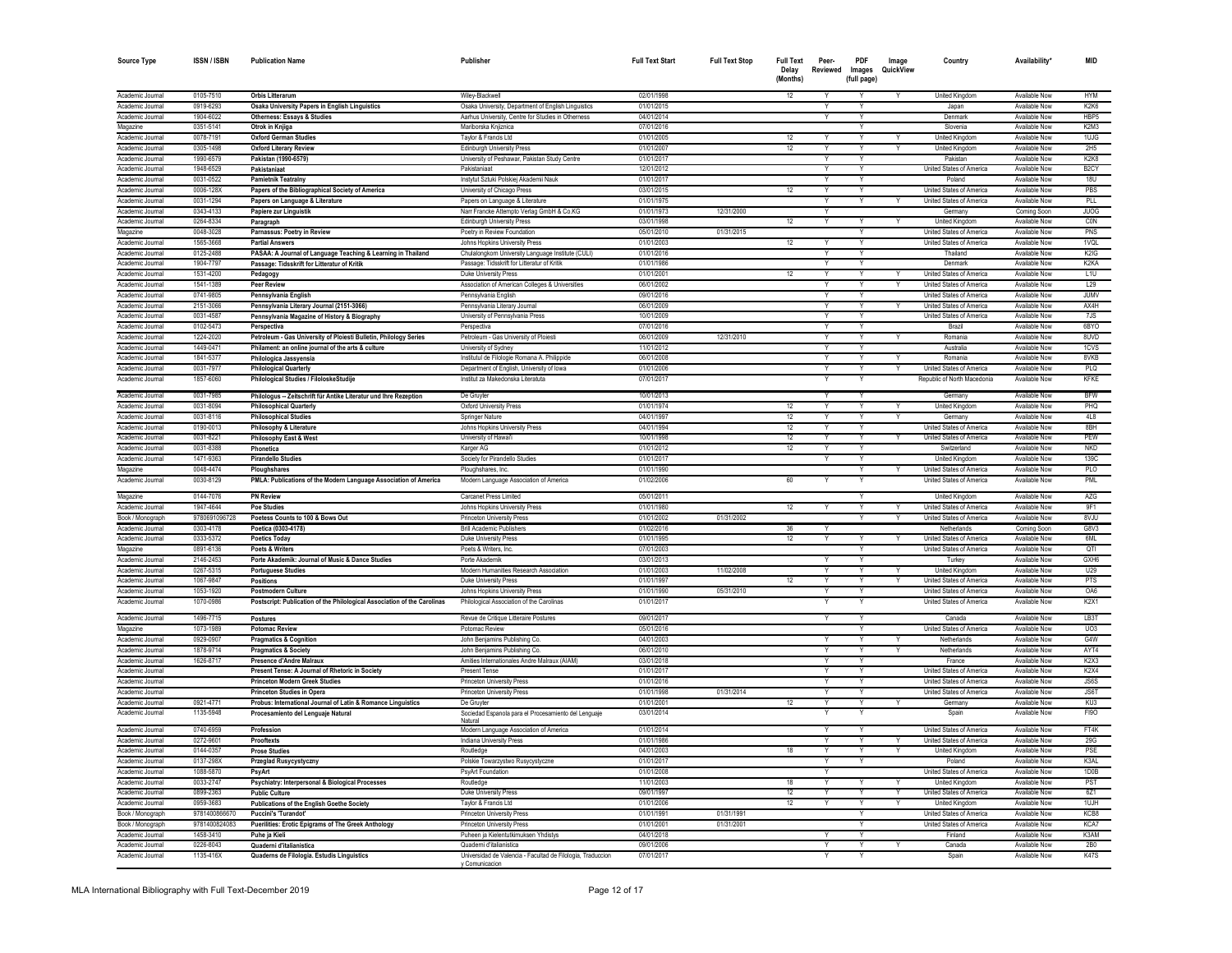| Source Type | ISSN / ISBN | Publication Name | Publisher | Full Text Start | Full Text Stop | Full Text Delay (Months) | Peer-Reviewed | PDF Images (full page) | Image QuickView | Country | Availability* | MID |
|---|---|---|---|---|---|---|---|---|---|---|---|---|
| Academic Journal | 0105-7510 | **Orbis Litterarum** | Wiley-Blackwell | 02/01/1998 | | 12 | Y | Y | Y | United Kingdom | Available Now | HYM |
| Academic Journal | 0919-6293 | **Osaka University Papers in English Linguistics** | Osaka University, Department of English Linguistics | 01/01/2015 | | | Y | Y | | Japan | Available Now | K2K6 |
| Academic Journal | 1904-6022 | **Otherness: Essays & Studies** | Aarhus University, Centre for Studies in Otherness | 04/01/2014 | | | Y | Y | | Denmark | Available Now | HBP5 |
| Magazine | 0351-5141 | **Otrok in Knjiga** | Mariborska Knjiznica | 07/01/2016 | | | | Y | | Slovenia | Available Now | K2M3 |
| Academic Journal | 0078-7191 | **Oxford German Studies** | Taylor & Francis Ltd | 01/01/2005 | | 12 | Y | Y | Y | United Kingdom | Available Now | 1UJG |
| Academic Journal | 0305-1498 | **Oxford Literary Review** | Edinburgh University Press | 01/01/2007 | | 12 | Y | Y | Y | United Kingdom | Available Now | 2H5 |
| Academic Journal | 1990-6579 | **Pakistan (1990-6579)** | University of Peshawar, Pakistan Study Centre | 01/01/2017 | | | Y | Y | | Pakistan | Available Now | K2K8 |
| Academic Journal | 1948-6529 | **Pakistaniaat** | Pakistaniaat | 12/01/2012 | | | Y | Y | | United States of America | Available Now | B2CY |
| Academic Journal | 0031-0522 | **Pamietnik Teatralny** | Instytut Sztuki Polskiej Akademii Nauk | 01/01/2017 | | | Y | Y | | Poland | Available Now | 18U |
| Academic Journal | 0006-128X | **Papers of the Bibliographical Society of America** | University of Chicago Press | 03/01/2015 | | 12 | Y | Y | | United States of America | Available Now | PBS |
| Academic Journal | 0031-1294 | **Papers on Language & Literature** | Papers on Language & Literature | 01/01/1975 | | | Y | Y | Y | United States of America | Available Now | PLL |
| Academic Journal | 0343-4133 | **Papiere zur Linguistik** | Narr Francke Attempto Verlag GmbH & Co.KG | 01/01/1973 | 12/31/2000 | | Y | | | Germany | Coming Soon | JUOG |
| Academic Journal | 0264-8334 | **Paragraph** | Edinburgh University Press | 03/01/1998 | | 12 | Y | Y | Y | United Kingdom | Available Now | C0N |
| Magazine | 0048-3028 | **Parnassus: Poetry in Review** | Poetry in Review Foundation | 05/01/2010 | 01/31/2015 | | | Y | | United States of America | Available Now | PNS |
| Academic Journal | 1565-3668 | **Partial Answers** | Johns Hopkins University Press | 01/01/2003 | | 12 | Y | Y | | United States of America | Available Now | 1VQL |
| Academic Journal | 0125-2488 | **PASAA: A Journal of Language Teaching & Learning in Thailand** | Chulalongkorn University Language Institute (CULI) | 01/01/2016 | | | Y | Y | | Thailand | Available Now | K2IG |
| Academic Journal | 1904-7797 | **Passage: Tidsskrift for Litteratur of Kritik** | Passage: Tidsskrift for Litteratur of Kritik | 01/01/1986 | | | Y | Y | | Denmark | Available Now | K2KA |
| Academic Journal | 1531-4200 | **Pedagogy** | Duke University Press | 01/01/2001 | | 12 | Y | Y | Y | United States of America | Available Now | L1U |
| Academic Journal | 1541-1389 | **Peer Review** | Association of American Colleges & Universities | 06/01/2002 | | | Y | Y | Y | United States of America | Available Now | L29 |
| Academic Journal | 0741-9805 | **Pennsylvania English** | Pennsylvania English | 09/01/2016 | | | Y | Y | | United States of America | Available Now | JUMV |
| Academic Journal | 2151-3066 | **Pennsylvania Literary Journal (2151-3066)** | Pennsylvania Literary Journal | 06/01/2009 | | | Y | Y | Y | United States of America | Available Now | AX4H |
| Academic Journal | 0031-4587 | **Pennsylvania Magazine of History & Biography** | University of Pennsylvania Press | 10/01/2009 | | | Y | Y | | United States of America | Available Now | 7JS |
| Academic Journal | 0102-5473 | **Perspectiva** | Perspectiva | 07/01/2016 | | | Y | Y | | Brazil | Available Now | 6BYO |
| Academic Journal | 1224-2020 | **Petroleum - Gas University of Ploiesti Bulletin, Philology Series** | Petroleum - Gas University of Ploiesti | 06/01/2009 | 12/31/2010 | | Y | Y | Y | Romania | Available Now | 8UVD |
| Academic Journal | 1449-0471 | **Philament: an online journal of the arts & culture** | University of Sydney | 11/01/2012 | | | Y | Y | | Australia | Available Now | 1CVS |
| Academic Journal | 1841-5377 | **Philologica Jassyensia** | Institutul de Filologie Romana A. Philippide | 06/01/2008 | | | Y | Y | Y | Romania | Available Now | 8VKB |
| Academic Journal | 0031-7977 | **Philological Quarterly** | Department of English, University of Iowa | 01/01/2006 | | | Y | Y | Y | United States of America | Available Now | PLQ |
| Academic Journal | 1857-6060 | **Philological Studies / FiloloskeStudije** | Institut za Makedonska Literatuta | 07/01/2017 | | | Y | Y | | Republic of North Macedonia | Available Now | KFKE |
| Academic Journal | 0031-7985 | **Philologus -- Zeitschrift für Antike Literatur und Ihre Rezeption** | De Gruyter | 10/01/2013 | | | Y | Y | | Germany | Available Now | BFW |
| Academic Journal | 0031-8094 | **Philosophical Quarterly** | Oxford University Press | 01/01/1974 | | 12 | Y | Y | Y | United Kingdom | Available Now | PHQ |
| Academic Journal | 0031-8116 | **Philosophical Studies** | Springer Nature | 04/01/1997 | | 12 | Y | Y | Y | Germany | Available Now | 4L8 |
| Academic Journal | 0190-0013 | **Philosophy & Literature** | Johns Hopkins University Press | 04/01/1994 | | 12 | Y | Y | | United States of America | Available Now | 8BH |
| Academic Journal | 0031-8221 | **Philosophy East & West** | University of Hawai'i | 10/01/1998 | | 12 | Y | Y | Y | United States of America | Available Now | PEW |
| Academic Journal | 0031-8388 | **Phonetica** | Karger AG | 01/01/2012 | | 12 | Y | Y | | Switzerland | Available Now | NKD |
| Academic Journal | 1471-9363 | **Pirandello Studies** | Society for Pirandello Studies | 01/01/2017 | | | Y | Y | | United Kingdom | Available Now | 139C |
| Magazine | 0048-4474 | **Ploughshares** | Ploughshares, Inc. | 01/01/1990 | | | | Y | Y | United States of America | Available Now | PLO |
| Academic Journal | 0030-8129 | **PMLA: Publications of the Modern Language Association of America** | Modern Language Association of America | 01/02/2006 | | 60 | Y | Y | | United States of America | Available Now | PML |
| Magazine | 0144-7076 | **PN Review** | Carcanet Press Limited | 05/01/2011 | | | | Y | | United Kingdom | Available Now | AZG |
| Academic Journal | 1947-4644 | **Poe Studies** | Johns Hopkins University Press | 01/01/1980 | | 12 | Y | Y | Y | United States of America | Available Now | 9F1 |
| Book / Monograph | 9780691096728 | **Poetess Counts to 100 & Bows Out** | Princeton University Press | 01/01/2002 | 01/31/2002 | | | Y | Y | United States of America | Available Now | 8VJU |
| Academic Journal | 0303-4178 | **Poetica (0303-4178)** | Brill Academic Publishers | 01/02/2016 | | 36 | Y | | | Netherlands | Coming Soon | G8V3 |
| Academic Journal | 0333-5372 | **Poetics Today** | Duke University Press | 01/01/1995 | | 12 | Y | Y | Y | United States of America | Available Now | 6ML |
| Magazine | 0891-6136 | **Poets & Writers** | Poets & Writers, Inc. | 07/01/2003 | | | | Y | | United States of America | Available Now | QTI |
| Academic Journal | 2146-2453 | **Porte Akademik: Journal of Music & Dance Studies** | Porte Akademik | 03/01/2013 | | | Y | Y | | Turkey | Available Now | GXH6 |
| Academic Journal | 0267-5315 | **Portuguese Studies** | Modern Humanities Research Association | 01/01/2003 | 11/02/2008 | | Y | Y | Y | United Kingdom | Available Now | U29 |
| Academic Journal | 1067-9847 | **Positions** | Duke University Press | 01/01/1997 | | 12 | Y | Y | Y | United States of America | Available Now | PTS |
| Academic Journal | 1053-1920 | **Postmodern Culture** | Johns Hopkins University Press | 01/01/1990 | 05/31/2010 | | Y | Y | | United States of America | Available Now | OA6 |
| Academic Journal | 1070-0986 | **Postscript: Publication of the Philological Association of the Carolinas** | Philological Association of the Carolinas | 01/01/2017 | | | Y | Y | | United States of America | Available Now | K2X1 |
| Academic Journal | 1496-7715 | **Postures** | Revue de Critique Litteraire Postures | 09/01/2017 | | | Y | Y | | Canada | Available Now | LB3T |
| Magazine | 1073-1989 | **Potomac Review** | Potomac Review | 05/01/2016 | | | | Y | | United States of America | Available Now | UO3 |
| Academic Journal | 0929-0907 | **Pragmatics & Cognition** | John Benjamins Publishing Co. | 04/01/2003 | | | Y | Y | Y | Netherlands | Available Now | G4W |
| Academic Journal | 1878-9714 | **Pragmatics & Society** | John Benjamins Publishing Co. | 06/01/2010 | | | Y | Y | Y | Netherlands | Available Now | AYT4 |
| Academic Journal | 1626-8717 | **Presence d'Andre Malraux** | Amities Internationales Andre Malraux (AIAM) | 03/01/2018 | | | Y | Y | | France | Available Now | K2X3 |
| Academic Journal | | **Present Tense: A Journal of Rhetoric in Society** | Present Tense | 01/01/2017 | | | Y | Y | | United States of America | Available Now | K2X4 |
| Academic Journal | | **Princeton Modern Greek Studies** | Princeton University Press | 01/01/2016 | | | Y | Y | | United States of America | Available Now | JS6S |
| Academic Journal | | **Princeton Studies in Opera** | Princeton University Press | 01/01/1998 | 01/31/2014 | | Y | Y | | United States of America | Available Now | JS6T |
| Academic Journal | 0921-4771 | **Probus: International Journal of Latin & Romance Linguistics** | De Gruyter | 01/01/2001 | | 12 | Y | Y | Y | Germany | Available Now | KU3 |
| Academic Journal | 1135-5948 | **Procesamiento del Lenguaje Natural** | Sociedad Espanola para el Procesamiento del Lenguaje Natural | 03/01/2014 | | | Y | Y | | Spain | Available Now | FI9O |
| Academic Journal | 0740-6959 | **Profession** | Modern Language Association of America | 01/01/2014 | | | Y | Y | | United States of America | Available Now | FT4K |
| Academic Journal | 0272-9601 | **Prooftexts** | Indiana University Press | 01/01/1986 | | | Y | Y | Y | United States of America | Available Now | 29G |
| Academic Journal | 0144-0357 | **Prose Studies** | Routledge | 04/01/2003 | | 18 | Y | Y | Y | United Kingdom | Available Now | PSE |
| Academic Journal | 0137-298X | **Przeglad Rusycystyczny** | Polskie Towarzystwo Rusycystyczne | 01/01/2017 | | | Y | Y | | Poland | Available Now | K3AL |
| Academic Journal | 1088-5870 | **PsyArt** | PsyArt Foundation | 01/01/2008 | | | Y | | | United States of America | Available Now | 1D0B |
| Academic Journal | 0033-2747 | **Psychiatry: Interpersonal & Biological Processes** | Routledge | 11/01/2003 | | 18 | Y | Y | Y | United Kingdom | Available Now | PST |
| Academic Journal | 0899-2363 | **Public Culture** | Duke University Press | 09/01/1997 | | 12 | Y | Y | Y | United States of America | Available Now | 621 |
| Academic Journal | 0959-3683 | **Publications of the English Goethe Society** | Taylor & Francis Ltd | 01/01/2006 | | 12 | Y | Y | Y | United Kingdom | Available Now | 1UJH |
| Book / Monograph | 9781400866670 | **Puccini's 'Turandot'** | Princeton University Press | 01/01/1991 | 01/31/1991 | | | Y | | United States of America | Available Now | KCB8 |
| Book / Monograph | 9781400824083 | **Puerilities: Erotic Epigrams of The Greek Anthology** | Princeton University Press | 01/01/2001 | 01/31/2001 | | | Y | | United States of America | Available Now | KCA7 |
| Academic Journal | 1458-3410 | **Puhe ja Kieli** | Puheen ja Kielentutkimuksen Yhdistys | 04/01/2018 | | | Y | Y | | Finland | Available Now | K3AM |
| Academic Journal | 0226-8043 | **Quaderni d'italianistica** | Quaderni d'italianistica | 09/01/2006 | | | Y | Y | Y | Canada | Available Now | 2B0 |
| Academic Journal | 1135-416X | **Quaderns de Filologia. Estudis Linguistics** | Universidad de Valencia - Facultad de Filologia, Traduccion y Comunicacion | 07/01/2017 | | | Y | Y | | Spain | Available Now | K47S |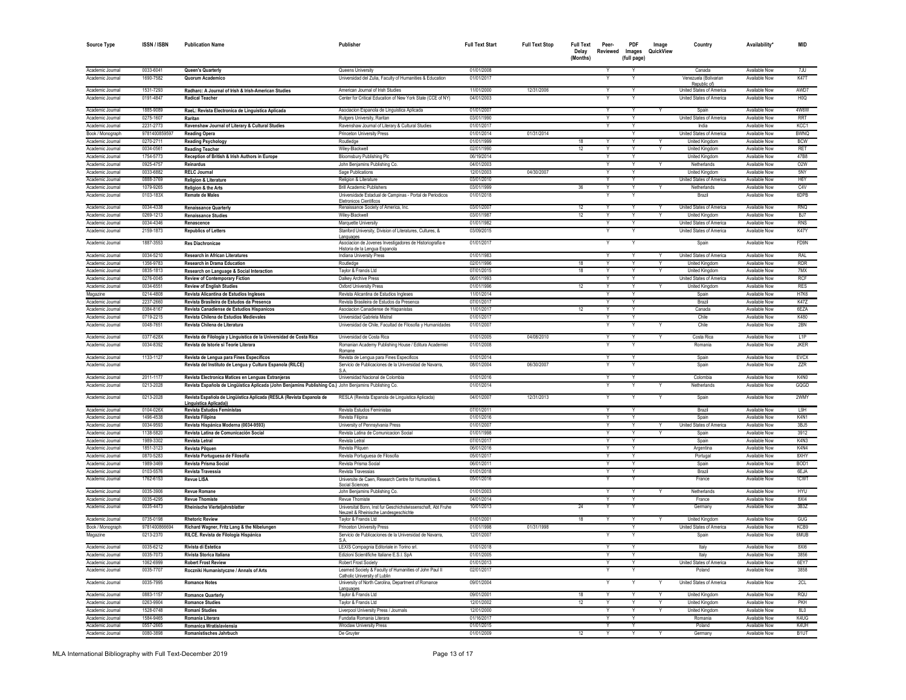| Source Type | ISSN / ISBN | Publication Name | Publisher | Full Text Start | Full Text Stop | Full Text Delay (Months) | Peer-Reviewed | PDF Images (full page) | Image QuickView | Country | Availability* | MID |
|---|---|---|---|---|---|---|---|---|---|---|---|---|
| Academic Journal | 0033-6041 | Queen's Quarterly | Queens University | 01/01/2008 | | | Y | Y | | Canada | Available Now | 7JU |
| Academic Journal | 1690-7582 | Quorum Academico | Universidad del Zulia, Faculty of Humanities & Education | 01/01/2017 | | | Y | Y | | Venezuela (Bolivarian Republic of) | Available Now | K47T |
| Academic Journal | 1531-7293 | Radharc: A Journal of Irish & Irish-American Studies | American Journal of Irish Studies | 11/01/2000 | 12/31/2006 | | Y | Y | | United States of America | Available Now | AWD7 |
| Academic Journal | 0191-4847 | Radical Teacher | Center for Critical Education of New York State (CCE of NY) | 04/01/2003 | | | Y | Y | | United States of America | Available Now | H0Q |
| Academic Journal | 1885-9089 | RaeL: Revista Electronica de Linguistica Aplicada | Asociacion Espanola de Linguistica Aplicada | 01/01/2007 | | | Y | Y | Y | Spain | Available Now | 4W6W |
| Academic Journal | 0275-1607 | Raritan | Rutgers University, Raritan | 03/01/1990 | | | Y | Y | | United States of America | Available Now | RRT |
| Academic Journal | 2231-2773 | Ravenshaw Journal of Literary & Cultural Studies | Ravenshaw Journal of Literary & Cultural Studies | 01/01/2017 | | | Y | Y | | India | Available Now | KCC1 |
| Book / Monograph | 9781400859597 | Reading Opera | Princeton University Press | 01/01/2014 | 01/31/2014 | | | Y | | United States of America | Available Now | BWNQ |
| Academic Journal | 0270-2711 | Reading Psychology | Routledge | 01/01/1999 | | 18 | Y | Y | Y | United Kingdom | Available Now | BCW |
| Academic Journal | 0034-0561 | Reading Teacher | Wiley-Blackwell | 02/01/1990 | | 12 | Y | Y | Y | United Kingdom | Available Now | RET |
| Academic Journal | 1754-5773 | Reception of British & Irish Authors in Europe | Bloomsbury Publishing Plc | 06/19/2014 | | | Y | Y | | United Kingdom | Available Now | 47B8 |
| Academic Journal | 0925-4757 | Reinardus | John Benjamins Publishing Co. | 04/01/2003 | | | Y | Y | Y | Netherlands | Available Now | O2W |
| Academic Journal | 0033-6882 | RELC Journal | Sage Publications | 12/01/2003 | 04/30/2007 | | Y | Y | | United Kingdom | Available Now | 5NY |
| Academic Journal | 0888-3769 | Religion & Literature | Religion & Literature | 03/01/2010 | | | Y | Y | | United States of America | Available Now | H6Y |
| Academic Journal | 1079-9265 | Religion & the Arts | Brill Academic Publishers | 03/01/1999 | | 36 | Y | Y | Y | Netherlands | Available Now | C4V |
| Academic Journal | 0103-183X | Remate de Males | Universidade Estadual de Campinas - Portal de Periodicos Eletronicos Cientificos | 01/01/2018 | | | Y | Y | | Brazil | Available Now | 6DPB |
| Academic Journal | 0034-4338 | Renaissance Quarterly | Renaissance Society of America, Inc. | 03/01/2007 | | 12 | Y | Y | Y | United States of America | Available Now | RNQ |
| Academic Journal | 0269-1213 | Renaissance Studies | Wiley-Blackwell | 03/01/1987 | | 12 | Y | Y | Y | United Kingdom | Available Now | BJ7 |
| Academic Journal | 0034-4346 | Renascence | Marquette University | 01/01/1982 | | | Y | Y | | United States of America | Available Now | RNS |
| Academic Journal | 2159-1873 | Republics of Letters | Stanford University, Division of Literatures, Cultures, & Languages | 03/09/2015 | | | Y | Y | | United States of America | Available Now | K47Y |
| Academic Journal | 1887-3553 | Res Diachronicae | Asociacion de Jovenes Investigadores de Historiografia e Historia de la Lengua Espanola | 01/01/2017 | | | Y | Y | | Spain | Available Now | FD9N |
| Academic Journal | 0034-5210 | Research in African Literatures | Indiana University Press | 01/01/1983 | | | Y | Y | Y | United States of America | Available Now | RAL |
| Academic Journal | 1356-9783 | Research in Drama Education | Routledge | 02/01/1996 | | 18 | Y | Y | Y | United Kingdom | Available Now | RDR |
| Academic Journal | 0835-1813 | Research on Language & Social Interaction | Taylor & Francis Ltd | 07/01/2015 | | 18 | Y | Y | Y | United Kingdom | Available Now | 7MX |
| Academic Journal | 0276-0045 | Review of Contemporary Fiction | Dalkey Archive Press | 06/01/1993 | | | Y | Y | | United States of America | Available Now | RCF |
| Academic Journal | 0034-6551 | Review of English Studies | Oxford University Press | 01/01/1996 | | 12 | Y | Y | Y | United Kingdom | Available Now | RES |
| Magazine | 0214-4808 | Revista Alicantina de Estudios Ingleses | Revista Alicantina de Estudios Ingleses | 11/01/2014 | | | Y | Y | | Spain | Available Now | H7K6 |
| Academic Journal | 2237-2660 | Revista Brasileira de Estudos da Presenca | Revista Brasileira de Estudos da Presenca | 07/01/2017 | | | Y | Y | | Brazil | Available Now | K47Z |
| Academic Journal | 0384-8167 | Revista Canadiense de Estudios Hispanicos | Asociacion Canadiense de Hispanistas | 11/01/2017 | | 12 | Y | Y | | Canada | Available Now | 6EZA |
| Academic Journal | 0719-2215 | Revista Chilena de Estudios Medievales | Universidad Gabriela Mistral | 01/01/2017 | | | Y | Y | | Chile | Available Now | K480 |
| Academic Journal | 0048-7651 | Revista Chilena de Literatura | Universidad de Chile, Facultad de Filosofia y Humanidades | 01/01/2007 | | | Y | Y | Y | Chile | Available Now | 2BN |
| Academic Journal | 0377-628X | Revista de Filología y Lingüística de la Universidad de Costa Rica | Universidad de Costa Rica | 01/01/2005 | 04/08/2010 | | Y | Y | Y | Costa Rica | Available Now | L1P |
| Academic Journal | 0034-8392 | Revista de Istorie si Teorie Literara | Romanian Academy Publishing House / Editura Academiei Romane | 01/01/2008 | | | Y | Y | | Romania | Available Now | JKER |
| Academic Journal | 1133-1127 | Revista de Lengua para Fines Específicos | Revista de Lengua para Fines Específicos | 01/01/2014 | | | Y | Y | | Spain | Available Now | EVCX |
| Academic Journal | | Revista del Instituto de Lengua y Cultura Espanola (RILCE) | Servicio de Publicaciones de la Universidad de Navarra, S.A. | 08/01/2004 | 06/30/2007 | | Y | Y | | Spain | Available Now | ZZR |
| Academic Journal | 2011-1177 | Revista Electronica Matices en Lenguas Extranjeras | Universidad Nacional de Colombia | 01/01/2016 | | | Y | Y | | Colombia | Available Now | K4N0 |
| Academic Journal | 0213-2028 | Revista Española de Lingüística Aplicada (John Benjamins Publishing Co.) | John Benjamins Publishing Co. | 01/01/2014 | | | Y | Y | Y | Netherlands | Available Now | GQGD |
| Academic Journal | 0213-2028 | Revista Española de Lingüística Aplicada (RESLA (Revista Espanola de Linguistica Aplicada)) | RESLA (Revista Espanola de Linguistica Aplicada) | 04/01/2007 | 12/31/2013 | | Y | Y | Y | Spain | Available Now | 2WMY |
| Academic Journal | 0104-026X | Revista Estudos Feministas | Revista Estudos Feministas | 07/01/2011 | | | Y | Y | | Brazil | Available Now | L9H |
| Academic Journal | 1496-4538 | Revista Filipina | Revista Filipina | 01/01/2016 | | | Y | Y | | Spain | Available Now | K4N1 |
| Academic Journal | 0034-9593 | Revista Hispánica Moderna (0034-9593) | University of Pennsylvania Press | 01/01/2007 | | | Y | Y | Y | United States of America | Available Now | 3BJ5 |
| Academic Journal | 1138-5820 | Revista Latina de Comunicación Social | Revista Latina de Comunicacion Social | 01/01/1998 | | | Y | Y | Y | Spain | Available Now | 3912 |
| Academic Journal | 1989-3302 | Revista Letral | Revista Letral | 07/01/2017 | | | Y | Y | | Spain | Available Now | K4N3 |
| Academic Journal | 1851-3123 | Revista Pilquen | Revista Pilquen | 06/01/2016 | | | Y | Y | | Argentina | Available Now | K4N4 |
| Academic Journal | 0870-5283 | Revista Portuguesa de Filosofia | Revista Portuguesa de Filosofia | 05/01/2017 | | | Y | Y | | Portugal | Available Now | 8XHY |
| Academic Journal | 1989-3469 | Revista Prisma Social | Revista Prisma Social | 06/01/2011 | | | Y | Y | | Spain | Available Now | BOD1 |
| Academic Journal | 0103-5576 | Revista Travessia | Revista Travessias | 01/01/2018 | | | Y | Y | | Brazil | Available Now | 6EJA |
| Academic Journal | 1762-6153 | Revue LISA | Universite de Caen, Research Centre for Humanities & Social Sciences | 05/01/2016 | | | Y | Y | | France | Available Now | 1CWT |
| Academic Journal | 0035-3906 | Revue Romane | John Benjamins Publishing Co. | 01/01/2003 | | | Y | Y | Y | Netherlands | Available Now | HYU |
| Academic Journal | 0035-4295 | Revue Thomiste | Revue Thomiste | 04/01/2014 | | | Y | Y | | France | Available Now | 8XI4 |
| Academic Journal | 0035-4473 | Rheinische Vierteljahrsblatter | Universitat Bonn, Inst fur Geschichtswissenschaft, Abt Fruhe Neuzeit & Rheinische Landesgeschichte | 10/01/2013 | | 24 | Y | Y | | Germany | Available Now | 3B3Z |
| Academic Journal | 0735-0198 | Rhetoric Review | Taylor & Francis Ltd | 01/01/2001 | | 18 | Y | Y | Y | United Kingdom | Available Now | GUG |
| Book / Monograph | 9781400866694 | Richard Wagner, Fritz Lang & the Nibelungen | Princeton University Press | 01/01/1998 | 01/31/1998 | | | Y | | United States of America | Available Now | KCB9 |
| Magazine | 0213-2370 | RILCE. Revista de Filología Hispánica | Servicio de Publicaciones de la Universidad de Navarra, S.A. | 12/01/2007 | | | Y | Y | | Spain | Available Now | 6MUB |
| Academic Journal | 0035-6212 | Rivista di Estetica | LEXIS Compagnia Editoriale in Torino srl. | 01/01/2018 | | | Y | Y | | Italy | Available Now | 8XI6 |
| Academic Journal | 0035-7073 | Rivista Storica Italiana | Edizioni Scientifiche Italiane E.S.I. SpA | 01/01/2005 | | | Y | Y | | Italy | Available Now | 3856 |
| Academic Journal | 1062-6999 | Robert Frost Review | Robert Frost Society | 01/01/2013 | | | Y | Y | | United States of America | Available Now | 6EY7 |
| Academic Journal | 0035-7707 | Roczniki Humanistyczne / Annals of Arts | Learned Society & Faculty of Humanities of John Paul II Catholic University of Lublin | 02/01/2017 | | | Y | Y | | Poland | Available Now | 3858 |
| Academic Journal | 0035-7995 | Romance Notes | University of North Carolina, Department of Romance Languages | 09/01/2004 | | | Y | Y | Y | United States of America | Available Now | 2CL |
| Academic Journal | 0883-1157 | Romance Quarterly | Taylor & Francis Ltd | 09/01/2001 | | 18 | Y | Y | Y | United Kingdom | Available Now | RQU |
| Academic Journal | 0263-9904 | Romance Studies | Taylor & Francis Ltd | 12/01/2002 | | 12 | Y | Y | Y | United Kingdom | Available Now | PKH |
| Academic Journal | 1528-0748 | Romani Studies | Liverpool University Press / Journals | 12/01/2000 | | | Y | Y | Y | United Kingdom | Available Now | 8L0 |
| Academic Journal | 1584-9465 | Romania Literara | Fundatia Romania Literara | 01/16/2017 | | | Y | Y | | Romania | Available Now | K4UG |
| Academic Journal | 0557-2665 | Romanica Wratislaviensia | Wroclaw University Press | 01/01/2015 | | | Y | Y | | Poland | Available Now | K4UH |
| Academic Journal | 0080-3898 | Romanistisches Jahrbuch | De Gruyter | 01/01/2009 | | 12 | Y | Y | Y | Germany | Available Now | B1UT |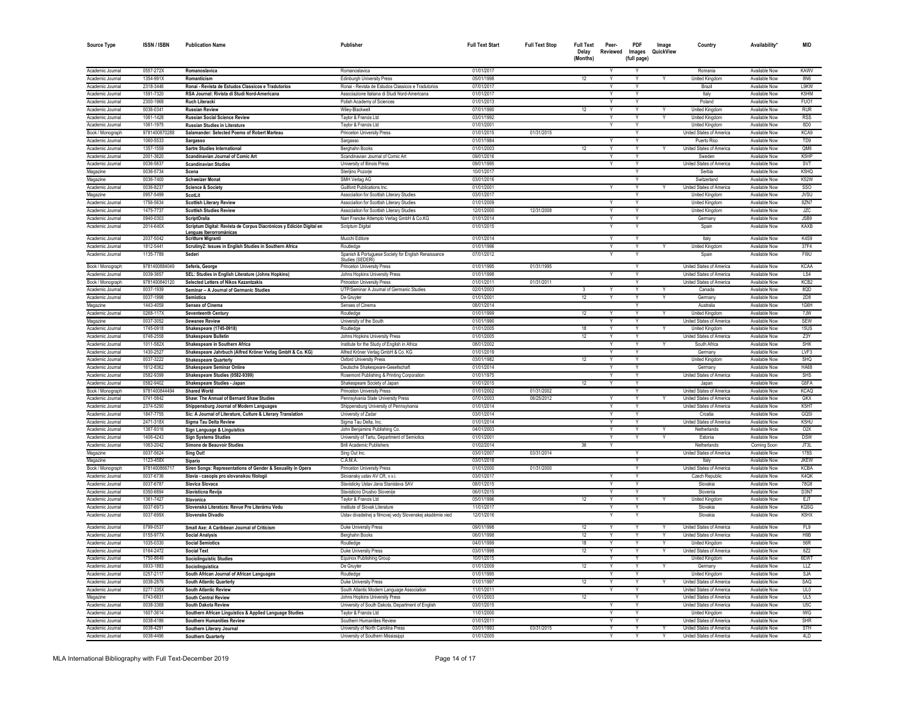| Source Type | ISSN / ISBN | Publication Name | Publisher | Full Text Start | Full Text Stop | Full Text Delay (Months) | Peer-Reviewed | PDF Images (full page) | Image QuickView | Country | Availability* | MID |
|---|---|---|---|---|---|---|---|---|---|---|---|---|
| Academic Journal | 0557-272X | Romanoslavica | Romanoslavica | 01/01/2017 | | | Y | Y | | Romania | Available Now | KAWV |
| Academic Journal | 1354-991X | Romanticism | Edinburgh University Press | 05/01/1998 | | 12 | Y | Y | Y | United Kingdom | Available Now | 8N6 |
| Academic Journal | 2318-3446 | Ronai - Revista de Estudos Classicos e Tradutorios | Ronai - Revista de Estudos Classicos e Tradutorios | 07/01/2017 | | | Y | Y | | Brazil | Available Now | L9KW |
| Academic Journal | 1591-7320 | RSA Journal: Rivista di Studi Nord-Americana | Associazione Italiana di Studi Nord-Americana | 01/01/2017 | | | Y | Y | | Italy | Available Now | K5HM |
| Academic Journal | 2300-1968 | Ruch Literacki | Polish Academy of Sciences | 01/01/2013 | | | Y | Y | | Poland | Available Now | FUO1 |
| Academic Journal | 0036-0341 | Russian Review | Wiley-Blackwell | 07/01/1990 | | 12 | Y | Y | Y | United Kingdom | Available Now | RUR |
| Academic Journal | 1061-1428 | Russian Social Science Review | Taylor & Francis Ltd | 03/01/1992 | | | Y | Y | Y | United Kingdom | Available Now | RSS |
| Academic Journal | 1061-1975 | Russian Studies in Literature | Taylor & Francis Ltd | 01/01/2001 | | | Y | Y | | United Kingdom | Available Now | 8D0 |
| Book / Monograph | 9781400870288 | Salamander: Selected Poems of Robert Marteau | Princeton University Press | 01/01/2015 | 01/31/2015 | | | Y | | United States of America | Available Now | KCA9 |
| Academic Journal | 1060-5533 | Sargasso | Sargasso | 01/01/1984 | | | Y | Y | | Puerto Rico | Available Now | TD9 |
| Academic Journal | 1357-1559 | Sartre Studies International | Berghahn Books | 01/01/2003 | | 12 | Y | Y | Y | United States of America | Available Now | QM6 |
| Academic Journal | 2001-3620 | Scandinavian Journal of Comic Art | Scandinavian Journal of Comic Art | 09/01/2016 | | | Y | Y | | Sweden | Available Now | K5HP |
| Academic Journal | 0036-5637 | Scandinavian Studies | University of Illinois Press | 09/01/1995 | | | Y | Y | | United States of America | Available Now | SVT |
| Magazine | 0036-5734 | Scena | Sterijino Pozorje | 10/01/2017 | | | | Y | | Serbia | Available Now | K5HQ |
| Magazine | 0036-7400 | Schweizer Monat | SMH Verlag AG | 03/01/2016 | | | | Y | | Switzerland | Available Now | K52W |
| Academic Journal | 0036-8237 | Science & Society | Guilford Publications Inc. | 01/01/2001 | | | Y | Y | Y | United States of America | Available Now | SSO |
| Magazine | 0957-5499 | ScotLit | Association for Scottish Literary Studies | 03/01/2017 | | | | Y | | United Kingdom | Available Now | JVSU |
| Academic Journal | 1756-5634 | Scottish Literary Review | Association for Scottish Literary Studies | 01/01/2009 | | | Y | Y | | United Kingdom | Available Now | 8ZN7 |
| Academic Journal | 1475-7737 | Scottish Studies Review | Association for Scottish Literary Studies | 12/01/2000 | 12/31/2008 | | Y | Y | | United Kingdom | Available Now | JZC |
| Academic Journal | 0940-0303 | ScriptOralia | Narr Francke Attempto Verlag GmbH & Co.KG | 01/01/2014 | | | Y | Y | | Germany | Available Now | JSB9 |
| Academic Journal | 2014-640X | Scriptum Digital: Revista de Corpus Diacrónicos y Edición Digital en Lenguas Iberorrománicas | Scriptum Digital | 01/01/2015 | | | Y | Y | | Spain | Available Now | KAXB |
| Academic Journal | 2037-5042 | Scritture Migranti | Mucchi Editore | 01/01/2014 | | | Y | Y | | Italy | Available Now | K4S9 |
| Academic Journal | 1812-5441 | Scrutiny2: Issues in English Studies in Southern Africa | Routledge | 01/01/1996 | | | Y | Y | Y | United Kingdom | Available Now | 37F4 |
| Academic Journal | 1135-7789 | Sederi | Spanish & Portuguese Society for English Renaissance Studies (SEDERI) | 07/01/2012 | | | Y | Y | | Spain | Available Now | FI9U |
| Book / Monograph | 9781400884049 | Seferis, George | Princeton University Press | 01/01/1995 | 01/31/1995 | | | Y | | United States of America | Available Now | KCAA |
| Academic Journal | 0039-3657 | SEL: Studies in English Literature (Johns Hopkins) | Johns Hopkins University Press | 01/01/1998 | | | Y | Y | | United States of America | Available Now | LS4 |
| Book / Monograph | 9781400840120 | Selected Letters of Nikos Kazantzakis | Princeton University Press | 01/01/2011 | 01/31/2011 | | | Y | | United States of America | Available Now | KCB2 |
| Academic Journal | 0037-1939 | Seminar -- A Journal of Germanic Studies | UTP/Seminar A Journal of Germanic Studies | 02/01/2003 | | 3 | Y | Y | Y | Canada | Available Now | 8QD |
| Academic Journal | 0037-1998 | Semiotica | De Gruyter | 01/01/2001 | | 12 | Y | Y | Y | Germany | Available Now | 2D8 |
| Magazine | 1443-4059 | Senses of Cinema | Senses of Cinema | 08/01/2014 | | | | Y | | Australia | Available Now | 1G6H |
| Academic Journal | 0268-117X | Seventeenth Century | Routledge | 01/01/1999 | | 12 | Y | Y | Y | United Kingdom | Available Now | 7JW |
| Magazine | 0037-3052 | Sewanee Review | University of the South | 01/01/1990 | | | Y | Y | | United States of America | Available Now | SEW |
| Academic Journal | 1745-0918 | Shakespeare (1745-0918) | Routledge | 01/01/2005 | | 18 | Y | Y | Y | United Kingdom | Available Now | 15US |
| Academic Journal | 0748-2558 | Shakespeare Bulletin | Johns Hopkins University Press | 01/01/2005 | | 12 | Y | Y | | United States of America | Available Now | Z3Y |
| Academic Journal | 1011-582X | Shakespeare in Southern Africa | Institute for the Study of English in Africa | 08/01/2002 | | | Y | Y | Y | South Africa | Available Now | SHK |
| Academic Journal | 1430-2527 | Shakespeare Jahrbuch (Alfred Kröner Verlag GmbH & Co. KG) | Alfred Kröner Verlag GmbH & Co. KG | 01/01/2019 | | | Y | Y | | Germany | Available Now | LVF3 |
| Academic Journal | 0037-3222 | Shakespeare Quarterly | Oxford University Press | 03/01/1982 | | 12 | Y | Y | | United Kingdom | Available Now | SHQ |
| Academic Journal | 1612-8362 | Shakespeare Seminar Online | Deutsche Shakespeare-Gesellschaft | 01/01/2014 | | | Y | Y | | Germany | Available Now | HA68 |
| Academic Journal | 0582-9399 | Shakespeare Studies (0582-9399) | Rosemont Publishing & Printing Corporation | 01/01/1975 | | | Y | Y | | United States of America | Available Now | SHS |
| Academic Journal | 0582-9402 | Shakespeare Studies - Japan | Shakespeare Society of Japan | 01/01/2015 | | 12 | Y | Y | | Japan | Available Now | G5FA |
| Book / Monograph | 9781400844494 | Shared World | Princeton University Press | 01/01/2002 | 01/31/2002 | | | Y | | United States of America | Available Now | KCAQ |
| Academic Journal | 0741-5842 | Shaw: The Annual of Bernard Shaw Studies | Pennsylvania State University Press | 07/01/2003 | 06/25/2012 | | Y | Y | Y | United States of America | Available Now | GKX |
| Academic Journal | 2374-5290 | Shippensburg Journal of Modern Languages | Shippensburg University of Pennsylvania | 01/01/2014 | | | Y | Y | | United States of America | Available Now | K5HT |
| Academic Journal | 1847-7755 | Sic: A Journal of Literature, Culture & Literary Translation | University of Zadar | 03/01/2014 | | | Y | Y | | Croatia | Available Now | GQSI |
| Academic Journal | 2471-318X | Sigma Tau Delta Review | Sigma Tau Delta, Inc. | 01/01/2014 | | | Y | Y | | United States of America | Available Now | K5HU |
| Academic Journal | 1387-9316 | Sign Language & Linguistics | John Benjamins Publishing Co. | 04/01/2003 | | | Y | Y | Y | Netherlands | Available Now | O2X |
| Academic Journal | 1406-4243 | Sign Systems Studies | University of Tartu, Department of Semiotics | 01/01/2001 | | | Y | Y | Y | Estonia | Available Now | DSW |
| Academic Journal | 1063-2042 | Simone de Beauvoir Studies | Brill Academic Publishers | 01/02/2014 | | 36 | Y | | | Netherlands | Coming Soon | JT3L |
| Magazine | 0037-5624 | Sing Out! | Sing Out Inc. | 03/01/2007 | 03/31/2014 | | | Y | | United States of America | Available Now | 178S |
| Magazine | 1123-458X | Sipario | C.A.M.A. | 03/01/2018 | | | | Y | | Italy | Available Now | JKEW |
| Book / Monograph | 9781400866717 | Siren Songs: Representations of Gender & Sexuality in Opera | Princeton University Press | 01/01/2000 | 01/31/2000 | | | Y | | United States of America | Available Now | KCBA |
| Academic Journal | 0037-6736 | Slavia - casopis pro slovanskou filologii | Slovansky ustav AV CR, v.v.i. | 03/01/2017 | | | Y | Y | | Czech Republic | Available Now | K4QK |
| Academic Journal | 0037-6787 | Slavica Slovaca | Slavisticky Ustav Jana Stanislava SAV | 08/01/2015 | | | Y | Y | | Slovakia | Available Now | 78G8 |
| Academic Journal | 0350-6894 | Slavisticna Revija | Slavisticno Drustvo Slovenije | 06/01/2015 | | | Y | Y | | Slovenia | Available Now | D3N7 |
| Academic Journal | 1361-7427 | Slavonica | Taylor & Francis Ltd | 05/01/1996 | | 12 | Y | Y | Y | United Kingdom | Available Now | EJT |
| Academic Journal | 0037-6973 | Slovenská Literatúra: Revue Pre Literárnu Vedu | Institute of Slovak Literature | 11/01/2017 | | | Y | Y | | Slovakia | Available Now | KQSG |
| Academic Journal | 0037-699X | Slovenske Divadlo | Ustav divadelnej a filmovej vedy Slovenskej akadémie vied | 12/01/2016 | | | Y | Y | | Slovakia | Available Now | K5HX |
| Academic Journal | 0799-0537 | Small Axe: A Caribbean Journal of Criticism | Duke University Press | 09/01/1998 | | 12 | Y | Y | Y | United States of America | Available Now | FL9 |
| Academic Journal | 0155-977X | Social Analysis | Berghahn Books | 06/01/1998 | | 12 | Y | Y | Y | United States of America | Available Now | H9B |
| Academic Journal | 1035-0330 | Social Semiotics | Routledge | 04/01/1999 | | 18 | Y | Y | Y | United Kingdom | Available Now | 56R |
| Academic Journal | 0164-2472 | Social Text | Duke University Press | 03/01/1998 | | 12 | Y | Y | Y | United States of America | Available Now | 6Z2 |
| Academic Journal | 1750-8649 | Sociolinguistic Studies | Equinox Publishing Group | 10/01/2015 | | | Y | Y | | United Kingdom | Available Now | 8EWT |
| Academic Journal | 0933-1883 | Sociolinguistica | De Gruyter | 01/01/2009 | | 12 | Y | Y | Y | Germany | Available Now | LLZ |
| Academic Journal | 0257-2117 | South African Journal of African Languages | Routledge | 01/01/1995 | | | Y | Y | | United Kingdom | Available Now | SJA |
| Academic Journal | 0038-2876 | South Atlantic Quarterly | Duke University Press | 01/01/1997 | | 12 | Y | Y | Y | United States of America | Available Now | SAQ |
| Academic Journal | 0277-335X | South Atlantic Review | South Atlantic Modern Language Association | 11/01/2011 | | | Y | Y | | United States of America | Available Now | UL0 |
| Magazine | 0743-6831 | South Central Review | Johns Hopkins University Press | 01/01/2003 | | 12 | | Y | | United States of America | Available Now | UL5 |
| Academic Journal | 0038-3368 | South Dakota Review | University of South Dakota, Department of English | 03/01/2015 | | | Y | Y | | United States of America | Available Now | U5C |
| Academic Journal | 1607-3614 | Southern African Linguistics & Applied Language Studies | Taylor & Francis Ltd | 11/01/2000 | | | Y | Y | | United Kingdom | Available Now | IWG |
| Academic Journal | 0038-4186 | Southern Humanities Review | Southern Humanities Review | 01/01/2011 | | | Y | Y | | United States of America | Available Now | SHR |
| Academic Journal | 0038-4291 | Southern Literary Journal | University of North Carolina Press | 03/01/1993 | 03/31/2015 | | Y | Y | Y | United States of America | Available Now | STH |
| Academic Journal | 0038-4496 | Southern Quarterly | University of Southern Mississippi | 01/01/2005 | | | Y | Y | Y | United States of America | Available Now | 4LD |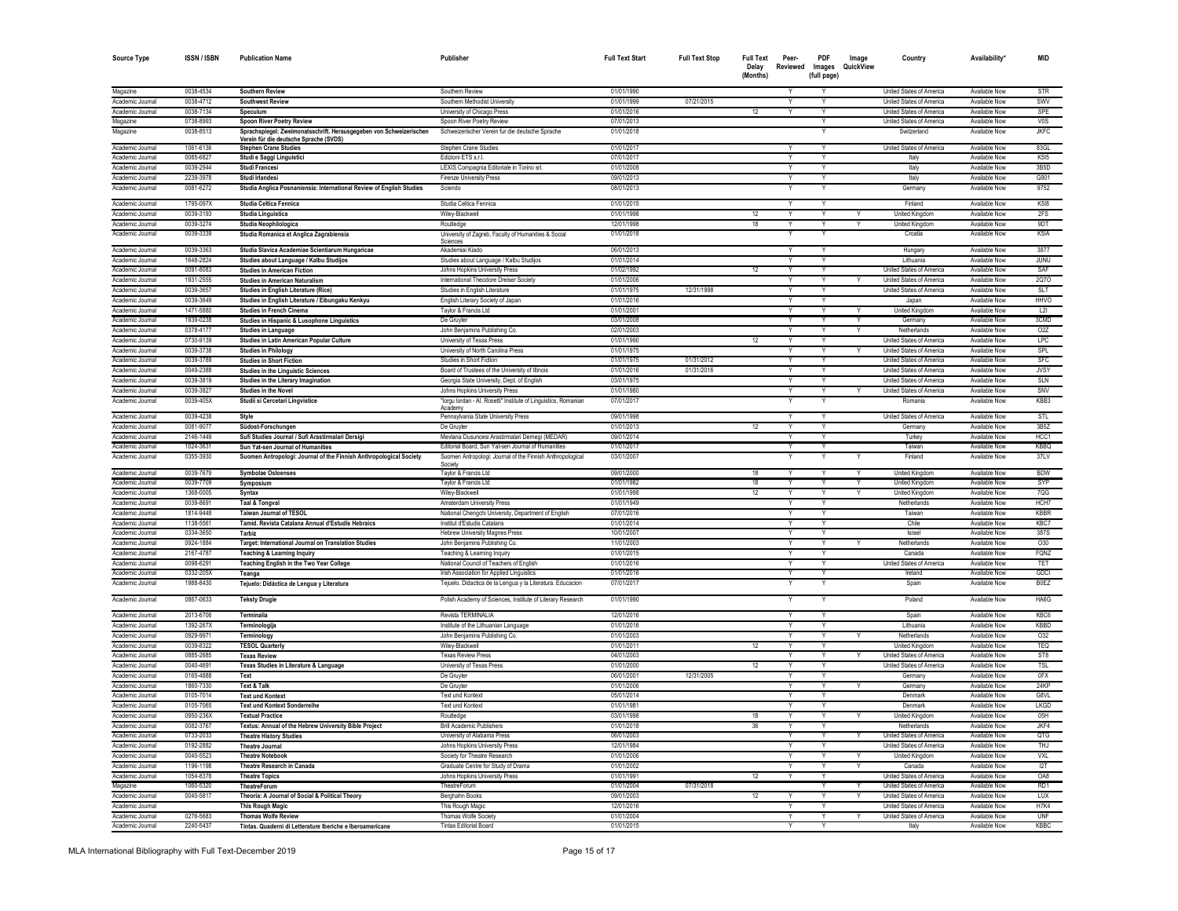| Source Type | ISSN / ISBN | Publication Name | Publisher | Full Text Start | Full Text Stop | Full Text Delay (Months) | Peer-Reviewed | PDF Images (full page) | Image QuickView | Country | Availability* | MID |
|---|---|---|---|---|---|---|---|---|---|---|---|---|
| Magazine | 0038-4534 | Southern Review | Southern Review | 01/01/1990 | | | Y | Y | | United States of America | Available Now | STR |
| Academic Journal | 0038-4712 | Southwest Review | Southern Methodist University | 01/01/1999 | 07/21/2015 | | Y | Y | | United States of America | Available Now | SWV |
| Academic Journal | 0038-7134 | Speculum | University of Chicago Press | 01/01/2016 | | 12 | Y | Y | | United States of America | Available Now | SPE |
| Magazine | 0738-8993 | Spoon River Poetry Review | Spoon River Poetry Review | 07/01/2013 | | | | Y | | United States of America | Available Now | V0S |
| Magazine | 0038-8513 | Sprachspiegel: Zweimonatsschrift. Herausgegeben von Schweizerischen Verein für die deutsche Sprache (SVDS) | Schweizerischer Verein fur die deutsche Sprache | 01/01/2018 | | | | Y | | Switzerland | Available Now | JKFC |
| Academic Journal | 1061-6136 | Stephen Crane Studies | Stephen Crane Studies | 01/01/2017 | | | Y | Y | | United States of America | Available Now | 83GL |
| Academic Journal | 0085-6827 | Studi e Saggi Linguistici | Edizioni ETS s.r.l. | 07/01/2017 | | | Y | Y | | Italy | Available Now | K5I5 |
| Academic Journal | 0039-2944 | Studi Francesi | LEXIS Compagnia Editoriale in Torino srl. | 01/01/2008 | | | Y | Y | | Italy | Available Now | 3B5D |
| Academic Journal | 2239-3978 | Studi Irlandesi | Firenze University Press | 09/01/2013 | | | Y | Y | | Italy | Available Now | G901 |
| Academic Journal | 0081-6272 | Studia Anglica Posnaniensia: International Review of English Studies | Sciendo | 08/01/2013 | | | Y | Y | | Germany | Available Now | 9752 |
| Academic Journal | 1795-097X | Studia Celtica Fennica | Studia Celtica Fennica | 01/01/2015 | | | Y | Y | | Finland | Available Now | K5I8 |
| Academic Journal | 0039-3193 | Studia Linguistica | Wiley-Blackwell | 01/01/1998 | | 12 | Y | Y | Y | United Kingdom | Available Now | 2FS |
| Academic Journal | 0039-3274 | Studia Neophilologica | Routledge | 12/01/1998 | | 18 | Y | Y | Y | United Kingdom | Available Now | 9DT |
| Academic Journal | 0039-3339 | Studia Romanica et Anglica Zagrabiensia | University of Zagreb, Faculty of Humanities & Social Sciences | 01/01/2018 | | | Y | Y | | Croatia | Available Now | K5IA |
| Academic Journal | 0039-3363 | Studia Slavica Academiae Scientiarum Hungaricae | Akademiai Kiado | 06/01/2013 | | | Y | Y | | Hungary | Available Now | 3877 |
| Academic Journal | 1648-2824 | Studies about Language / Kalbu Studijos | Studies about Language / Kalbu Studijos | 01/01/2014 | | | Y | Y | | Lithuania | Available Now | JUNU |
| Academic Journal | 0091-8083 | Studies in American Fiction | Johns Hopkins University Press | 01/02/1992 | | 12 | Y | Y | | United States of America | Available Now | SAF |
| Academic Journal | 1931-2555 | Studies in American Naturalism | International Theodore Dreiser Society | 01/01/2006 | | | Y | Y | Y | United States of America | Available Now | 2Q7O |
| Academic Journal | 0039-3657 | Studies in English Literature (Rice) | Studies in English Literature | 01/01/1975 | 12/31/1998 | | Y | Y | | United States of America | Available Now | SLT |
| Academic Journal | 0039-3649 | Studies in English Literature / Eibungaku Kenkyu | English Literary Society of Japan | 01/01/2016 | | | Y | Y | | Japan | Available Now | HHVO |
| Academic Journal | 1471-5880 | Studies in French Cinema | Taylor & Francis Ltd | 01/01/2001 | | | Y | Y | Y | United Kingdom | Available Now | L2I |
| Academic Journal | 1939-0238 | Studies in Hispanic & Lusophone Linguistics | De Gruyter | 03/01/2008 | | | Y | Y | Y | Germany | Available Now | 3CMD |
| Academic Journal | 0378-4177 | Studies in Language | John Benjamins Publishing Co. | 02/01/2003 | | | Y | Y | Y | Netherlands | Available Now | O2Z |
| Academic Journal | 0730-9139 | Studies in Latin American Popular Culture | University of Texas Press | 01/01/1990 | | 12 | Y | Y | | United States of America | Available Now | LPC |
| Academic Journal | 0039-3738 | Studies in Philology | University of North Carolina Press | 01/01/1975 | | | Y | Y | Y | United States of America | Available Now | SPL |
| Academic Journal | 0039-3789 | Studies in Short Fiction | Studies in Short Fiction | 01/01/1975 | 01/31/2012 | | Y | Y | | United States of America | Available Now | SFC |
| Academic Journal | 0049-2388 | Studies in the Linguistic Sciences | Board of Trustees of the University of Illinois | 01/01/2016 | 01/31/2016 | | Y | Y | | United States of America | Available Now | JVSY |
| Academic Journal | 0039-3819 | Studies in the Literary Imagination | Georgia State University, Dept. of English | 03/01/1975 | | | Y | Y | | United States of America | Available Now | SLN |
| Academic Journal | 0039-3827 | Studies in the Novel | Johns Hopkins University Press | 01/01/1980 | | | Y | Y | Y | United States of America | Available Now | SNV |
| Academic Journal | 0039-405X | Studii si Cercetari Lingvistice | "Iorgu Iordan - Al. Rosetti" Institute of Linguistics, Romanian Academy | 07/01/2017 | | | Y | Y | | Romania | Available Now | KBB3 |
| Academic Journal | 0039-4238 | Style | Pennsylvania State University Press | 09/01/1998 | | | Y | Y | | United States of America | Available Now | STL |
| Academic Journal | 0081-9077 | Südost-Forschungen | De Gruyter | 01/01/2013 | | 12 | Y | Y | | Germany | Available Now | 3B5Z |
| Academic Journal | 2146-1449 | Sufi Studies Journal / Sufi Arastirmalari Dersigi | Mevlana Dusuncesi Arastirmalari Dernegi (MEDAR) | 09/01/2014 | | | Y | Y | | Turkey | Available Now | HCC1 |
| Academic Journal | 1024-3631 | Sun Yat-sen Journal of Humanities | Editorial Board, Sun Yat-sen Journal of Humanities | 01/01/2017 | | | Y | Y | | Taiwan | Available Now | KBBQ |
| Academic Journal | 0355-3930 | Suomen Antropologi: Journal of the Finnish Anthropological Society | Suomen Antropologi: Journal of the Finnish Anthropological Society | 03/01/2007 | | | Y | Y | Y | Finland | Available Now | 37LV |
| Academic Journal | 0039-7679 | Symbolae Osloenses | Taylor & Francis Ltd | 09/01/2000 | | 18 | Y | Y | Y | United Kingdom | Available Now | BDW |
| Academic Journal | 0039-7709 | Symposium | Taylor & Francis Ltd | 01/01/1982 | | 18 | Y | Y | Y | United Kingdom | Available Now | SYP |
| Academic Journal | 1368-0005 | Syntax | Wiley-Blackwell | 01/01/1998 | | 12 | Y | Y | Y | United Kingdom | Available Now | 7QG |
| Academic Journal | 0039-8691 | Taal & Tongval | Amsterdam University Press | 01/01/1949 | | | Y | Y | | Netherlands | Available Now | HCH7 |
| Academic Journal | 1814-9448 | Taiwan Journal of TESOL | National Chengchi University, Department of English | 07/01/2016 | | | Y | Y | | Taiwan | Available Now | KBBR |
| Academic Journal | 1138-5561 | Tamid. Revista Catalana Annual d'Estudis Hebraics | Institut d'Estudis Catalans | 01/01/2014 | | | Y | Y | | Chile | Available Now | KBC7 |
| Academic Journal | 0334-3650 | Tarbiz | Hebrew University Magnes Press | 10/01/2007 | | | Y | Y | | Israel | Available Now | 387S |
| Academic Journal | 0924-1884 | Target: International Journal on Translation Studies | John Benjamins Publishing Co. | 11/01/2003 | | | Y | Y | Y | Netherlands | Available Now | O30 |
| Academic Journal | 2167-4787 | Teaching & Learning Inquiry | Teaching & Learning Inquiry | 01/01/2015 | | | Y | Y | | Canada | Available Now | FQNZ |
| Academic Journal | 0098-6291 | Teaching English in the Two Year College | National Council of Teachers of English | 01/01/2016 | | | Y | Y | | United States of America | Available Now | TET |
| Academic Journal | 0332-205X | Teanga | Irish Association for Applied Linguistics | 01/01/2016 | | | Y | Y | | Ireland | Available Now | GDCI |
| Academic Journal | 1988-8430 | Tejuelo: Didáctica de Lengua y Literatura | Tejuelo. Didactica de la Lengua y la Literatura. Educacion | 07/01/2017 | | | Y | Y | | Spain | Available Now | B0EZ |
| Academic Journal | 0867-0633 | Teksty Drugie | Polish Academy of Sciences, Institute of Literary Research | 01/01/1990 | | | Y | Y | | Poland | Available Now | HA6G |
| Academic Journal | 2013-6706 | Terminàlia | Revista TERMINALIA | 12/01/2016 | | | Y | Y | | Spain | Available Now | KBC6 |
| Academic Journal | 1392-267X | Terminologija | Institute of the Lithuanian Language | 01/01/2016 | | | Y | Y | | Lithuania | Available Now | KBBD |
| Academic Journal | 0929-9971 | Terminology | John Benjamins Publishing Co. | 01/01/2003 | | | Y | Y | Y | Netherlands | Available Now | O32 |
| Academic Journal | 0039-8322 | TESOL Quarterly | Wiley-Blackwell | 01/01/2011 | | 12 | Y | Y | | United Kingdom | Available Now | TEQ |
| Academic Journal | 0885-2685 | Texas Review | Texas Review Press | 04/01/2003 | | | Y | Y | Y | United States of America | Available Now | ST8 |
| Academic Journal | 0040-4691 | Texas Studies in Literature & Language | University of Texas Press | 01/01/2000 | | 12 | Y | Y | | United States of America | Available Now | TSL |
| Academic Journal | 0165-4888 | Text | De Gruyter | 06/01/2001 | 12/31/2005 | | Y | Y | | Germany | Available Now | 0FX |
| Academic Journal | 1860-7330 | Text & Talk | De Gruyter | 01/01/2006 | | | Y | Y | Y | Germany | Available Now | 24KP |
| Academic Journal | 0105-7014 | Text und Kontext | Text und Kontext | 05/01/2014 | | | Y | Y | | Denmark | Available Now | G8VL |
| Academic Journal | 0105-7065 | Text und Kontext Sonderreihe | Text und Kontext | 01/01/1981 | | | Y | Y | | Denmark | Available Now | LKGD |
| Academic Journal | 0950-236X | Textual Practice | Routledge | 03/01/1998 | | 18 | Y | Y | Y | United Kingdom | Available Now | 05H |
| Academic Journal | 0082-3767 | Textus: Annual of the Hebrew University Bible Project | Brill Academic Publishers | 01/01/2018 | | 36 | Y | Y | | Netherlands | Available Now | JKF4 |
| Academic Journal | 0733-2033 | Theatre History Studies | University of Alabama Press | 06/01/2003 | | | Y | Y | Y | United States of America | Available Now | QTG |
| Academic Journal | 0192-2882 | Theatre Journal | Johns Hopkins University Press | 12/01/1984 | | | Y | Y | | United States of America | Available Now | THJ |
| Academic Journal | 0040-5523 | Theatre Notebook | Society for Theatre Research | 01/01/2006 | | | Y | Y | Y | United Kingdom | Available Now | VXL |
| Academic Journal | 1196-1198 | Theatre Research in Canada | Graduate Centre for Study of Drama | 01/01/2002 | | | Y | Y | Y | Canada | Available Now | I2T |
| Academic Journal | 1054-8378 | Theatre Topics | Johns Hopkins University Press | 01/01/1991 | | 12 | Y | Y | | United States of America | Available Now | OA8 |
| Magazine | 1060-5320 | TheatreForum | TheatreForum | 01/01/2004 | 07/31/2018 | | | Y | Y | United States of America | Available Now | RD1 |
| Academic Journal | 0040-5817 | Theoria: A Journal of Social & Political Theory | Berghahn Books | 09/01/2003 | | 12 | Y | Y | Y | United States of America | Available Now | LUX |
| Academic Journal | | This Rough Magic | This Rough Magic | 12/01/2016 | | | Y | Y | | United States of America | Available Now | H7K4 |
| Academic Journal | 0276-5683 | Thomas Wolfe Review | Thomas Wolfe Society | 01/01/2004 | | | Y | Y | Y | United States of America | Available Now | UNF |
| Academic Journal | 2240-5437 | Tintas. Quaderni di Letterature Iberiche e Iberoamericane | Tintas Editorial Board | 01/01/2015 | | | Y | Y | | Italy | Available Now | KBBC |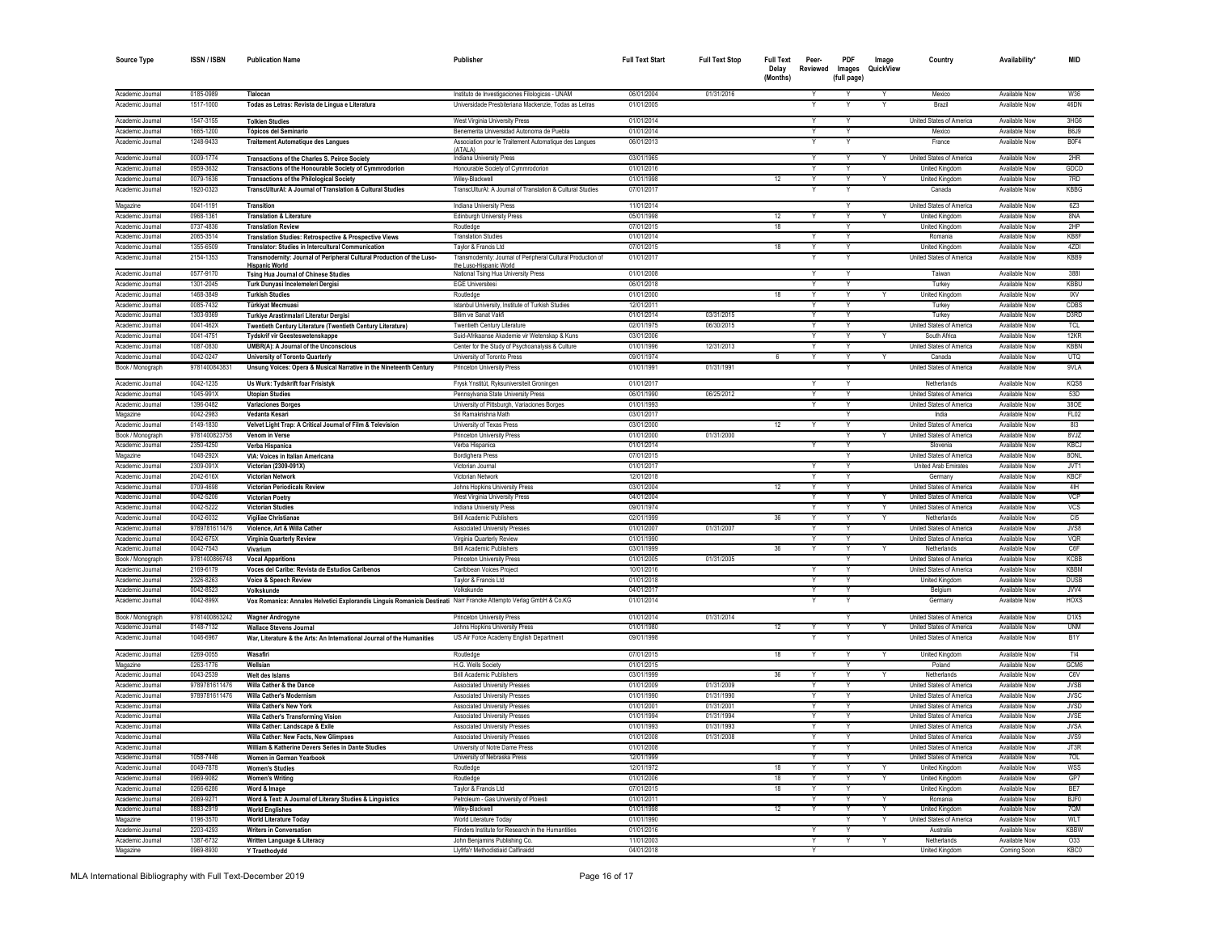| Source Type | ISSN / ISBN | Publication Name | Publisher | Full Text Start | Full Text Stop | Full Text Delay (Months) | Peer-Reviewed | PDF Images (full page) | Image QuickView | Country | Availability* | MID |
|---|---|---|---|---|---|---|---|---|---|---|---|---|
| Academic Journal | 0185-0989 | Tlalocan | Instituto de Investigaciones Filologicas - UNAM | 06/01/2004 | 01/31/2016 | | Y | Y | Y | Mexico | Available Now | W36 |
| Academic Journal | 1517-1000 | Todas as Letras: Revista de Lingua e Literatura | Universidade Presbiteriana Mackenzie, Todas as Letras | 01/01/2005 | | | Y | Y | Y | Brazil | Available Now | 46DN |
| Academic Journal | 1547-3155 | Tolkien Studies | West Virginia University Press | 01/01/2014 | | | Y | Y | | United States of America | Available Now | 3HG6 |
| Academic Journal | 1665-1200 | Tópicos del Seminario | Benemerita Universidad Autonoma de Puebla | 01/01/2014 | | | Y | Y | | Mexico | Available Now | B6J9 |
| Academic Journal | 1248-9433 | Traitement Automatique des Langues | Association pour le Traitement Automatique des Langues (ATALA) | 06/01/2013 | | | Y | Y | | France | Available Now | B0F4 |
| Academic Journal | 0009-1774 | Transactions of the Charles S. Peirce Society | Indiana University Press | 03/01/1965 | | | Y | Y | Y | United States of America | Available Now | 2HR |
| Academic Journal | 0959-3632 | Transactions of the Honourable Society of Cymmrodorion | Honourable Society of Cymmrodorion | 01/01/2016 | | | Y | Y | | United Kingdom | Available Now | GDCD |
| Academic Journal | 0079-1636 | Transactions of the Philological Society | Wiley-Blackwell | 01/01/1998 | | 12 | Y | Y | Y | United Kingdom | Available Now | 7RD |
| Academic Journal | 1920-0323 | TranscUlturAl: A Journal of Translation & Cultural Studies | TranscUlturAl: A Journal of Translation & Cultural Studies | 07/01/2017 | | | Y | Y | | Canada | Available Now | KBBG |
| Magazine | 0041-1191 | Transition | Indiana University Press | 11/01/2014 | | | | Y | | United States of America | Available Now | 6Z3 |
| Academic Journal | 0968-1361 | Translation & Literature | Edinburgh University Press | 05/01/1998 | | 12 | Y | Y | Y | United Kingdom | Available Now | 8NA |
| Academic Journal | 0737-4836 | Translation Review | Routledge | 07/01/2015 | | 18 | | Y | | United Kingdom | Available Now | 2HP |
| Academic Journal | 2065-3514 | Translation Studies: Retrospective & Prospective Views | Translation Studies | 01/01/2014 | | | Y | Y | | Romania | Available Now | KB8F |
| Academic Journal | 1355-6509 | Translator: Studies in Intercultural Communication | Taylor & Francis Ltd | 07/01/2015 | | 18 | Y | Y | | United Kingdom | Available Now | 4ZDI |
| Academic Journal | 2154-1353 | Transmodernity: Journal of Peripheral Cultural Production of the Luso-Hispanic World | Transmodernity: Journal of Peripheral Cultural Production of the Luso-Hispanic World | 01/01/2017 | | | Y | Y | | United States of America | Available Now | KBB9 |
| Academic Journal | 0577-9170 | Tsing Hua Journal of Chinese Studies | National Tsing Hua University Press | 01/01/2008 | | | Y | Y | | Taiwan | Available Now | 388I |
| Academic Journal | 1301-2045 | Turk Dunyasi Incelemeleri Dergisi | EGE Universitesi | 06/01/2018 | | | Y | Y | | Turkey | Available Now | KBBU |
| Academic Journal | 1468-3849 | Turkish Studies | Routledge | 01/01/2000 | | 18 | Y | Y | Y | United Kingdom | Available Now | IXV |
| Academic Journal | 0085-7432 | Türkiyat Mecmuasi | Istanbul University, Institute of Turkish Studies | 12/01/2011 | | | Y | Y | | Turkey | Available Now | CDBS |
| Academic Journal | 1303-8369 | Turkiye Arastirmalari Literatur Dergisi | Bilim ve Sanat Vakfi | 01/01/2014 | 03/31/2015 | | Y | Y | | Turkey | Available Now | D3RD |
| Academic Journal | 0041-462X | Twentieth Century Literature (Twentieth Century Literature) | Twentieth Century Literature | 02/01/1975 | 06/30/2015 | | Y | Y | | United States of America | Available Now | TCL |
| Academic Journal | 0041-4751 | Tydskrif vir Geesteswetenskappe | Suid-Afrikaanse Akademie vir Wetenskap & Kuns | 03/01/2006 | | | Y | Y | Y | South Africa | Available Now | 12KR |
| Academic Journal | 1087-0830 | UMBR(A): A Journal of the Unconscious | Center for the Study of Psychoanalysis & Culture | 01/01/1996 | 12/31/2013 | | Y | Y | | United States of America | Available Now | KBBN |
| Academic Journal | 0042-0247 | University of Toronto Quarterly | University of Toronto Press | 09/01/1974 | | 6 | Y | Y | Y | Canada | Available Now | UTQ |
| Book / Monograph | 9781400843831 | Unsung Voices: Opera & Musical Narrative in the Nineteenth Century | Princeton University Press | 01/01/1991 | 01/31/1991 | | | Y | | United States of America | Available Now | 9VLA |
| Academic Journal | 0042-1235 | Us Wurk: Tydskrift foar Frisistyk | Frysk Ynstitút, Ryksuniversiteit Groningen | 01/01/2017 | | | Y | Y | | Netherlands | Available Now | KQS8 |
| Academic Journal | 1045-991X | Utopian Studies | Pennsylvania State University Press | 06/01/1990 | 06/25/2012 | | Y | Y | | United States of America | Available Now | 53D |
| Academic Journal | 1396-0482 | Variaciones Borges | University of Pittsburgh, Variaciones Borges | 01/01/1993 | | | Y | Y | | United States of America | Available Now | 38OE |
| Magazine | 0042-2983 | Vedanta Kesari | Sri Ramakrishna Math | 03/01/2017 | | | | Y | | India | Available Now | FL02 |
| Academic Journal | 0149-1830 | Velvet Light Trap: A Critical Journal of Film & Television | University of Texas Press | 03/01/2000 | | 12 | Y | Y | | United States of America | Available Now | 8I3 |
| Book / Monograph | 9781400823758 | Venom in Verse | Princeton University Press | 01/01/2000 | 01/31/2000 | | | Y | Y | United States of America | Available Now | 8VJZ |
| Academic Journal | 2350-4250 | Verba Hispanica | Verba Hispanica | 01/01/2014 | | | Y | Y | | Slovenia | Available Now | KBCJ |
| Magazine | 1048-292X | VIA: Voices in Italian Americana | Bordighera Press | 07/01/2015 | | | | Y | | United States of America | Available Now | 8ONL |
| Academic Journal | 2309-091X | Victorian (2309-091X) | Victorian Journal | 01/01/2017 | | | Y | Y | | United Arab Emirates | Available Now | JVT1 |
| Academic Journal | 2042-616X | Victorian Network | Victorian Network | 12/01/2018 | | | Y | Y | | Germany | Available Now | KBCF |
| Academic Journal | 0709-4698 | Victorian Periodicals Review | Johns Hopkins University Press | 03/01/2004 | | 12 | Y | Y | | United States of America | Available Now | 4IH |
| Academic Journal | 0042-5206 | Victorian Poetry | West Virginia University Press | 04/01/2004 | | | Y | Y | Y | United States of America | Available Now | VCP |
| Academic Journal | 0042-5222 | Victorian Studies | Indiana University Press | 09/01/1974 | | | Y | Y | Y | United States of America | Available Now | VCS |
| Academic Journal | 0042-6032 | Vigiliae Christianae | Brill Academic Publishers | 02/01/1999 | | 36 | Y | Y | Y | Netherlands | Available Now | CI5 |
| Academic Journal | 9789781611476 | Violence, Art & Willa Cather | Associated University Presses | 01/01/2007 | 01/31/2007 | | Y | Y | | United States of America | Available Now | JVS8 |
| Academic Journal | 0042-675X | Virginia Quarterly Review | Virginia Quarterly Review | 01/01/1990 | | | Y | Y | | United States of America | Available Now | VQR |
| Academic Journal | 0042-7543 | Vivarium | Brill Academic Publishers | 03/01/1999 | | 36 | Y | Y | Y | Netherlands | Available Now | C6F |
| Book / Monograph | 9781400866748 | Vocal Apparitions | Princeton University Press | 01/01/2005 | 01/31/2005 | | | Y | | United States of America | Available Now | KCBB |
| Academic Journal | 2169-6179 | Voces del Caribe: Revista de Estudios Caribenos | Caribbean Voices Project | 10/01/2016 | | | Y | Y | | United States of America | Available Now | KBBM |
| Academic Journal | 2326-8263 | Voice & Speech Review | Taylor & Francis Ltd | 01/01/2018 | | | Y | Y | | United Kingdom | Available Now | DUSB |
| Academic Journal | 0042-8523 | Volkskunde | Volkskunde | 04/01/2017 | | | Y | Y | | Belgium | Available Now | JVV4 |
| Academic Journal | 0042-899X | Vox Romanica: Annales Helvetici Explorandis Linguis Romanicis Destinati | Narr Francke Attempto Verlag GmbH & Co.KG | 01/01/2014 | | | Y | Y | | Germany | Available Now | HOXS |
| Book / Monograph | 9781400863242 | Wagner Androgyne | Princeton University Press | 01/01/2014 | 01/31/2014 | | | Y | | United States of America | Available Now | D1X5 |
| Academic Journal | 0148-7132 | Wallace Stevens Journal | Johns Hopkins University Press | 01/01/1980 | | 12 | Y | Y | Y | United States of America | Available Now | UNM |
| Academic Journal | 1046-6967 | War, Literature & the Arts: An International Journal of the Humanities | US Air Force Academy English Department | 09/01/1998 | | | Y | Y | | United States of America | Available Now | B1Y |
| Academic Journal | 0269-0055 | Wasafiri | Routledge | 07/01/2015 | | 18 | Y | Y | Y | United Kingdom | Available Now | TI4 |
| Magazine | 0263-1776 | Wellsian | H.G. Wells Society | 01/01/2015 | | | | Y | | Poland | Available Now | GCM6 |
| Academic Journal | 0043-2539 | Welt des Islams | Brill Academic Publishers | 03/01/1999 | | 36 | Y | Y | Y | Netherlands | Available Now | C6V |
| Academic Journal | 9789781611476 | Willa Cather & the Dance | Associated University Presses | 01/01/2009 | 01/31/2009 | | Y | Y | | United States of America | Available Now | JVSB |
| Academic Journal | 9789781611476 | Willa Cather's Modernism | Associated University Presses | 01/01/1990 | 01/31/1990 | | Y | Y | | United States of America | Available Now | JVSC |
| Academic Journal | | Willa Cather's New York | Associated University Presses | 01/01/2001 | 01/31/2001 | | Y | Y | | United States of America | Available Now | JVSD |
| Academic Journal | | Willa Cather's Transforming Vision | Associated University Presses | 01/01/1994 | 01/31/1994 | | Y | Y | | United States of America | Available Now | JVSE |
| Academic Journal | | Willa Cather: Landscape & Exile | Associated University Presses | 01/01/1993 | 01/31/1993 | | Y | Y | | United States of America | Available Now | JVSA |
| Academic Journal | | Willa Cather: New Facts, New Glimpses | Associated University Presses | 01/01/2008 | 01/31/2008 | | Y | Y | | United States of America | Available Now | JVS9 |
| Academic Journal | | William & Katherine Devers Series in Dante Studies | University of Notre Dame Press | 01/01/2008 | | | Y | Y | | United States of America | Available Now | JT3R |
| Academic Journal | 1058-7446 | Women in German Yearbook | University of Nebraska Press | 12/01/1999 | | | Y | Y | | United States of America | Available Now | 7OL |
| Academic Journal | 0049-7878 | Women's Studies | Routledge | 12/01/1972 | | 18 | Y | Y | Y | United Kingdom | Available Now | WSS |
| Academic Journal | 0969-9082 | Women's Writing | Routledge | 01/01/2006 | | 18 | Y | Y | Y | United Kingdom | Available Now | GP7 |
| Academic Journal | 0266-6286 | Word & Image | Taylor & Francis Ltd | 07/01/2015 | | 18 | Y | Y | | United Kingdom | Available Now | BE7 |
| Academic Journal | 2069-9271 | Word & Text: A Journal of Literary Studies & Linguistics | Petroleum - Gas University of Ploiesti | 01/01/2011 | | | Y | Y | Y | Romania | Available Now | BJF0 |
| Academic Journal | 0883-2919 | World Englishes | Wiley-Blackwell | 01/01/1998 | | 12 | Y | Y | Y | United Kingdom | Available Now | 7QM |
| Magazine | 0196-3570 | World Literature Today | World Literature Today | 01/01/1990 | | | | Y | Y | United States of America | Available Now | WLT |
| Academic Journal | 2203-4293 | Writers in Conversation | Flinders Institute for Research in the Humanities | 01/01/2016 | | | Y | Y | | Australia | Available Now | KBBW |
| Academic Journal | 1387-6732 | Written Language & Literacy | John Benjamins Publishing Co. | 11/01/2003 | | | Y | Y | Y | Netherlands | Available Now | O33 |
| Magazine | 0969-8930 | Y Traethodydd | Llyfrfa'r Methodistiaid Calfinaidd | 04/01/2018 | | | Y | | | United Kingdom | Coming Soon | KBC0 |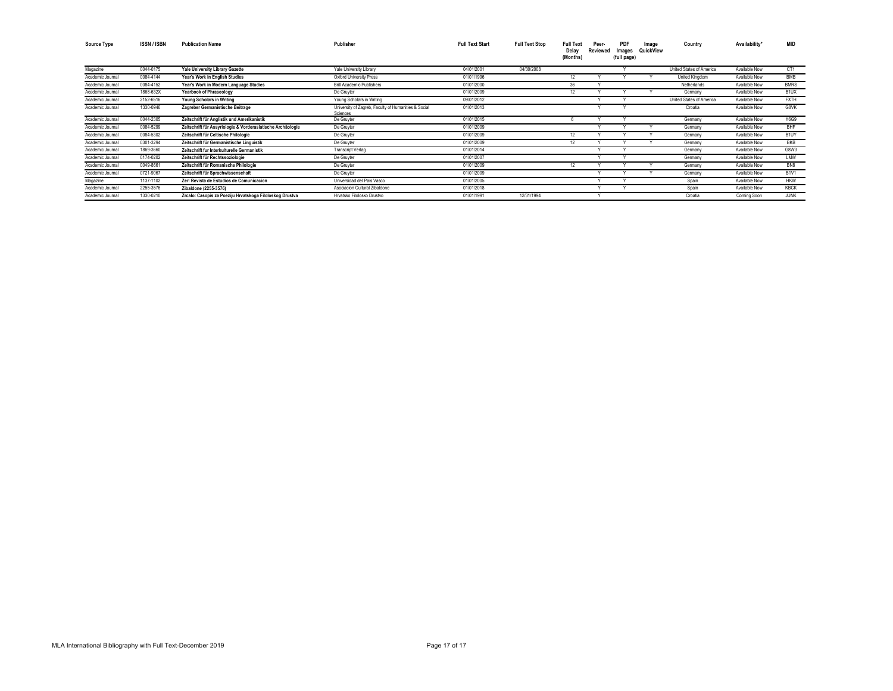| Source Type | ISSN / ISBN | Publication Name | Publisher | Full Text Start | Full Text Stop | Full Text Delay (Months) | Peer-Reviewed | PDF Images (full page) | Image QuickView | Country | Availability* | MID |
|---|---|---|---|---|---|---|---|---|---|---|---|---|
| Magazine | 0044-0175 | **Yale University Library Gazette** | Yale University Library | 04/01/2001 | 04/30/2008 | | | Y | | United States of America | Available Now | CT1 |
| Academic Journal | 0084-4144 | **Year's Work in English Studies** | Oxford University Press | 01/01/1996 | | 12 | Y | Y | Y | United Kingdom | Available Now | BMB |
| Academic Journal | 0084-4152 | **Year's Work in Modern Language Studies** | Brill Academic Publishers | 01/01/2000 | | 36 | Y | | | Netherlands | Available Now | BMRS |
| Academic Journal | 1868-632X | **Yearbook of Phraseology** | De Gruyter | 01/01/2009 | | 12 | Y | Y | Y | Germany | Available Now | B1UX |
| Academic Journal | 2152-6516 | **Young Scholars in Writing** | Young Scholars in Writing | 09/01/2012 | | | Y | Y | | United States of America | Available Now | FXTH |
| Academic Journal | 1330-0946 | **Zagreber Germanistische Beitrage** | University of Zagreb, Faculty of Humanities & Social Sciences | 01/01/2013 | | | Y | Y | | Croatia | Available Now | G8VK |
| Academic Journal | 0044-2305 | **Zeitschrift für Anglistik und Amerikanistik** | De Gruyter | 01/01/2015 | | 6 | Y | Y | | Germany | Available Now | H6G9 |
| Academic Journal | 0084-5299 | **Zeitschrift für Assyriologie & Vorderasiatische Archäologie** | De Gruyter | 01/01/2009 | | | Y | Y | Y | Germany | Available Now | BHF |
| Academic Journal | 0084-5302 | **Zeitschrift für Celtische Philologie** | De Gruyter | 01/01/2009 | | 12 | Y | Y | Y | Germany | Available Now | B1UY |
| Academic Journal | 0301-3294 | **Zeitschrift für Germanistische Linguistik** | De Gruyter | 01/01/2009 | | 12 | Y | Y | Y | Germany | Available Now | BKB |
| Academic Journal | 1869-3660 | **Zeitschrift für Interkulturelle Germanistik** | Transcript Verlag | 01/01/2014 | | | Y | Y | | Germany | Available Now | G8W3 |
| Academic Journal | 0174-0202 | **Zeitschrift für Rechtssoziologie** | De Gruyter | 01/01/2007 | | | Y | Y | | Germany | Available Now | LMW |
| Academic Journal | 0049-8661 | **Zeitschrift für Romanische Philologie** | De Gruyter | 01/01/2009 | | 12 | Y | Y | Y | Germany | Available Now | BN8 |
| Academic Journal | 0721-9067 | **Zeitschrift für Sprachwissenschaft** | De Gruyter | 01/01/2009 | | | Y | Y | Y | Germany | Available Now | B1V1 |
| Magazine | 1137-1102 | **Zer: Revista de Estudios de Comunicacion** | Universidad del Pais Vasco | 01/01/2005 | | | Y | Y | | Spain | Available Now | HKW |
| Academic Journal | 2255-3576 | **Zibaldone (2255-3576)** | Asociacion Cultural Zibaldone | 01/01/2018 | | | Y | Y | | Spain | Available Now | KBCK |
| Academic Journal | 1330-0210 | **Zrcalo: Casopis za Poeziju Hrvatskoga Filoloskog Drustva** | Hrvatsko Filolosko Drustvo | 01/01/1991 | 12/31/1994 | | Y | | | Croatia | Coming Soon | JUNK |